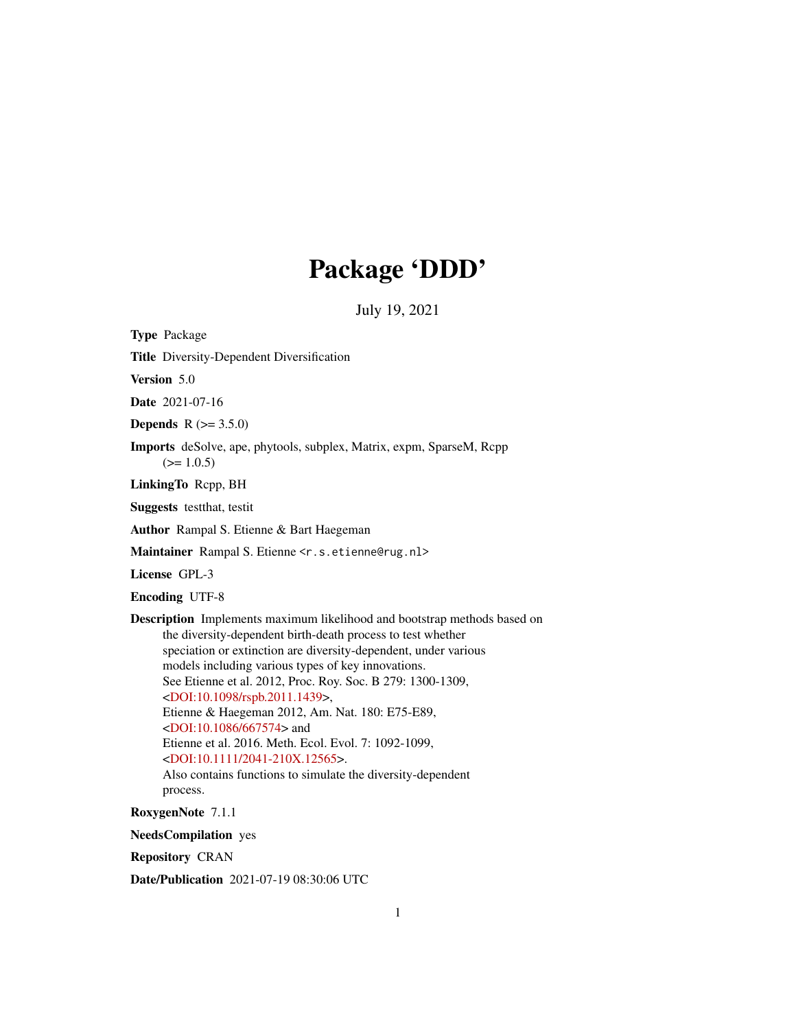# Package 'DDD'

July 19, 2021

**Type** Package

**Title** Diversity-Dependent Diversification

**Version** 5.0

**Date** 2021-07-16

**Depends** R (>= 3.5.0)

**Imports** deSolve, ape, phytools, subplex, Matrix, expm, SparseM, Rcpp (>= 1.0.5)

**LinkingTo** Rcpp, BH

**Suggests** testthat, testit

**Author** Rampal S. Etienne & Bart Haegeman

**Maintainer** Rampal S. Etienne <r.s.etienne@rug.nl>

**License** GPL-3

**Encoding** UTF-8

**Description** Implements maximum likelihood and bootstrap methods based on the diversity-dependent birth-death process to test whether speciation or extinction are diversity-dependent, under various models including various types of key innovations.
See Etienne et al. 2012, Proc. Roy. Soc. B 279: 1300-1309, <DOI:10.1098/rspb.2011.1439>,
Etienne & Haegeman 2012, Am. Nat. 180: E75-E89, <DOI:10.1086/667574> and
Etienne et al. 2016. Meth. Ecol. Evol. 7: 1092-1099, <DOI:10.1111/2041-210X.12565>.
Also contains functions to simulate the diversity-dependent process.

**RoxygenNote** 7.1.1

**NeedsCompilation** yes

**Repository** CRAN

**Date/Publication** 2021-07-19 08:30:06 UTC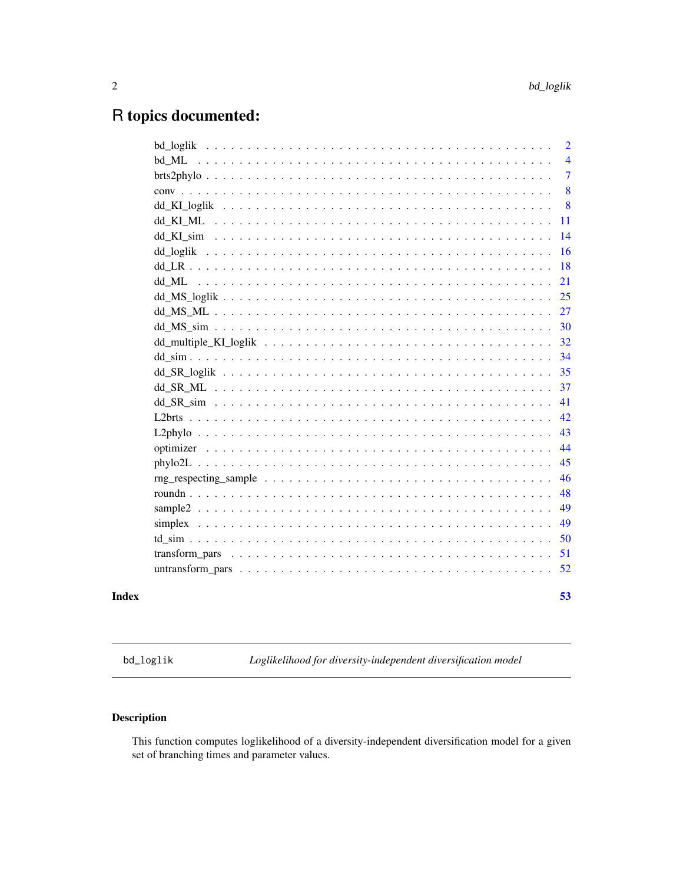# R topics documented:

- bd_loglik . . . . . . . . . . . . . . . . . . . . . . . . . . . . . . . . . . . . . . . . 2
- bd_ML . . . . . . . . . . . . . . . . . . . . . . . . . . . . . . . . . . . . . . . . . 4
- brts2phylo . . . . . . . . . . . . . . . . . . . . . . . . . . . . . . . . . . . . . . . 7
- conv . . . . . . . . . . . . . . . . . . . . . . . . . . . . . . . . . . . . . . . . . . 8
- dd_KI_loglik . . . . . . . . . . . . . . . . . . . . . . . . . . . . . . . . . . . . . 8
- dd_KI_ML . . . . . . . . . . . . . . . . . . . . . . . . . . . . . . . . . . . . . . 11
- dd_KI_sim . . . . . . . . . . . . . . . . . . . . . . . . . . . . . . . . . . . . . . 14
- dd_loglik . . . . . . . . . . . . . . . . . . . . . . . . . . . . . . . . . . . . . . . 16
- dd_LR . . . . . . . . . . . . . . . . . . . . . . . . . . . . . . . . . . . . . . . . 18
- dd_ML . . . . . . . . . . . . . . . . . . . . . . . . . . . . . . . . . . . . . . . . 21
- dd_MS_loglik . . . . . . . . . . . . . . . . . . . . . . . . . . . . . . . . . . . . 25
- dd_MS_ML . . . . . . . . . . . . . . . . . . . . . . . . . . . . . . . . . . . . . . 27
- dd_MS_sim . . . . . . . . . . . . . . . . . . . . . . . . . . . . . . . . . . . . . . 30
- dd_multiple_KI_loglik . . . . . . . . . . . . . . . . . . . . . . . . . . . . . . . 32
- dd_sim . . . . . . . . . . . . . . . . . . . . . . . . . . . . . . . . . . . . . . . . 34
- dd_SR_loglik . . . . . . . . . . . . . . . . . . . . . . . . . . . . . . . . . . . . 35
- dd_SR_ML . . . . . . . . . . . . . . . . . . . . . . . . . . . . . . . . . . . . . . 37
- dd_SR_sim . . . . . . . . . . . . . . . . . . . . . . . . . . . . . . . . . . . . . . 41
- L2brts . . . . . . . . . . . . . . . . . . . . . . . . . . . . . . . . . . . . . . . . 42
- L2phylo . . . . . . . . . . . . . . . . . . . . . . . . . . . . . . . . . . . . . . . 43
- optimizer . . . . . . . . . . . . . . . . . . . . . . . . . . . . . . . . . . . . . . 44
- phylo2L . . . . . . . . . . . . . . . . . . . . . . . . . . . . . . . . . . . . . . . 45
- rng_respecting_sample . . . . . . . . . . . . . . . . . . . . . . . . . . . . . . . 46
- roundn . . . . . . . . . . . . . . . . . . . . . . . . . . . . . . . . . . . . . . . . 48
- sample2 . . . . . . . . . . . . . . . . . . . . . . . . . . . . . . . . . . . . . . . 49
- simplex . . . . . . . . . . . . . . . . . . . . . . . . . . . . . . . . . . . . . . . 49
- td_sim . . . . . . . . . . . . . . . . . . . . . . . . . . . . . . . . . . . . . . . . 50
- transform_pars . . . . . . . . . . . . . . . . . . . . . . . . . . . . . . . . . . . 51
- untransform_pars . . . . . . . . . . . . . . . . . . . . . . . . . . . . . . . . . . 52

**Index** 53

---

`bd_loglik` *Loglikelihood for diversity-independent diversification model*

---

## Description

This function computes loglikelihood of a diversity-independent diversification model for a given set of branching times and parameter values.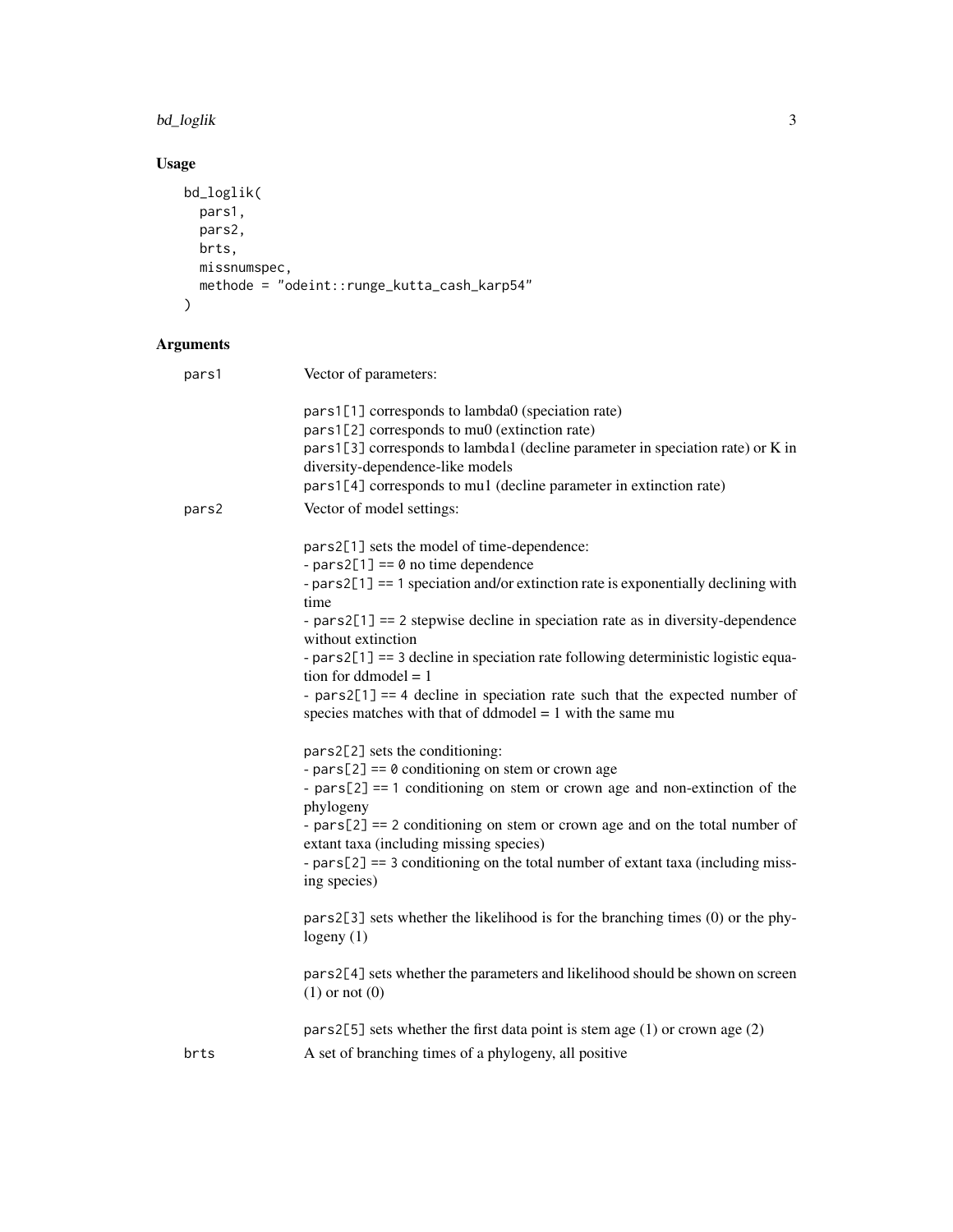## Usage

```
bd_loglik(
  pars1,
  pars2,
  brts,
  missnumspec,
  methode = "odeint::runge_kutta_cash_karp54"
)
```

## Arguments

| | |
|---|---|
| pars1 | Vector of parameters:<br><br>pars1[1] corresponds to lambda0 (speciation rate)<br>pars1[2] corresponds to mu0 (extinction rate)<br>pars1[3] corresponds to lambda1 (decline parameter in speciation rate) or K in diversity-dependence-like models<br>pars1[4] corresponds to mu1 (decline parameter in extinction rate) |
| pars2 | Vector of model settings:<br><br>pars2[1] sets the model of time-dependence:<br>- pars2[1] == 0 no time dependence<br>- pars2[1] == 1 speciation and/or extinction rate is exponentially declining with time<br>- pars2[1] == 2 stepwise decline in speciation rate as in diversity-dependence without extinction<br>- pars2[1] == 3 decline in speciation rate following deterministic logistic equation for ddmodel = 1<br>- pars2[1] == 4 decline in speciation rate such that the expected number of species matches with that of ddmodel = 1 with the same mu<br><br>pars2[2] sets the conditioning:<br>- pars[2] == 0 conditioning on stem or crown age<br>- pars[2] == 1 conditioning on stem or crown age and non-extinction of the phylogeny<br>- pars[2] == 2 conditioning on stem or crown age and on the total number of extant taxa (including missing species)<br>- pars[2] == 3 conditioning on the total number of extant taxa (including missing species)<br><br>pars2[3] sets whether the likelihood is for the branching times (0) or the phylogeny (1)<br><br>pars2[4] sets whether the parameters and likelihood should be shown on screen (1) or not (0)<br><br>pars2[5] sets whether the first data point is stem age (1) or crown age (2) |
| brts | A set of branching times of a phylogeny, all positive |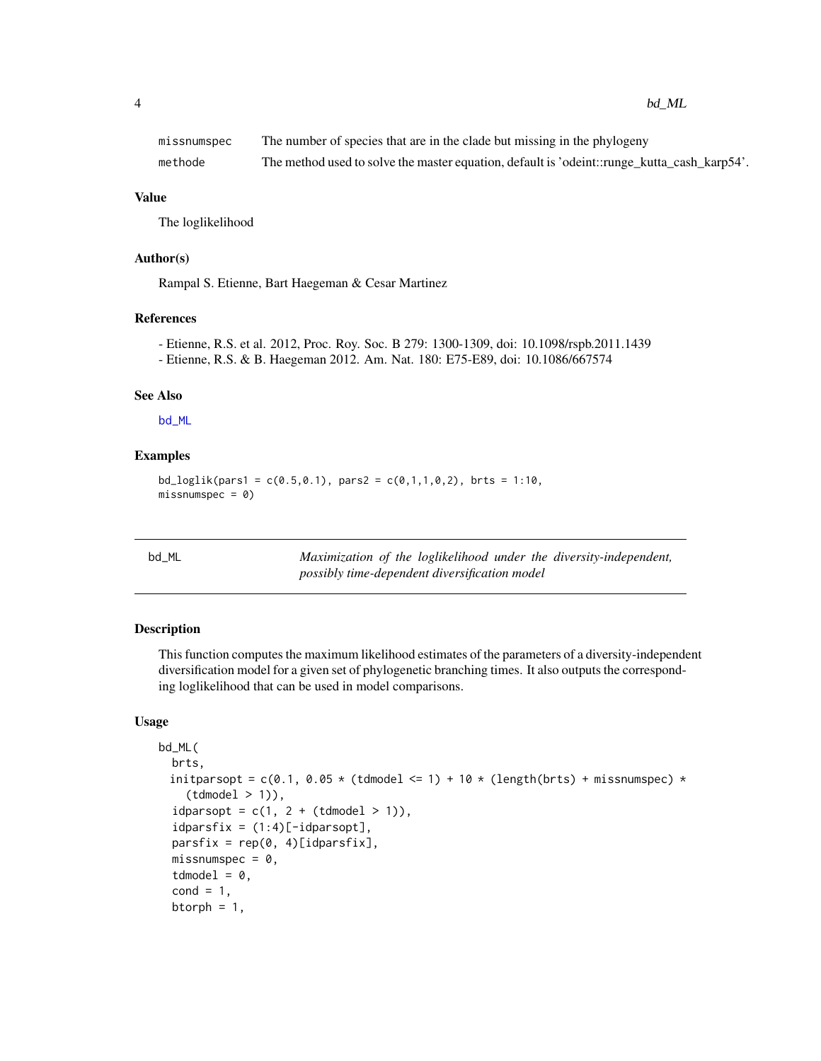| | |
|---|---|
| missnumspec | The number of species that are in the clade but missing in the phylogeny |
| methode | The method used to solve the master equation, default is 'odeint::runge_kutta_cash_karp54'. |

### Value

The loglikelihood

### Author(s)

Rampal S. Etienne, Bart Haegeman & Cesar Martinez

### References

- Etienne, R.S. et al. 2012, Proc. Roy. Soc. B 279: 1300-1309, doi: 10.1098/rspb.2011.1439
- Etienne, R.S. & B. Haegeman 2012. Am. Nat. 180: E75-E89, doi: 10.1086/667574

### See Also

bd_ML

### Examples

```
bd_loglik(pars1 = c(0.5,0.1), pars2 = c(0,1,1,0,2), brts = 1:10,
missnumspec = 0)
```

---

## bd_ML — *Maximization of the loglikelihood under the diversity-independent, possibly time-dependent diversification model*

---

### Description

This function computes the maximum likelihood estimates of the parameters of a diversity-independent diversification model for a given set of phylogenetic branching times. It also outputs the corresponding loglikelihood that can be used in model comparisons.

### Usage

```
bd_ML(
  brts,
  initparsopt = c(0.1, 0.05 * (tdmodel <= 1) + 10 * (length(brts) + missnumspec) *
    (tdmodel > 1)),
  idparsopt = c(1, 2 + (tdmodel > 1)),
  idparsfix = (1:4)[-idparsopt],
  parsfix = rep(0, 4)[idparsfix],
  missnumspec = 0,
  tdmodel = 0,
  cond = 1,
  btorph = 1,
```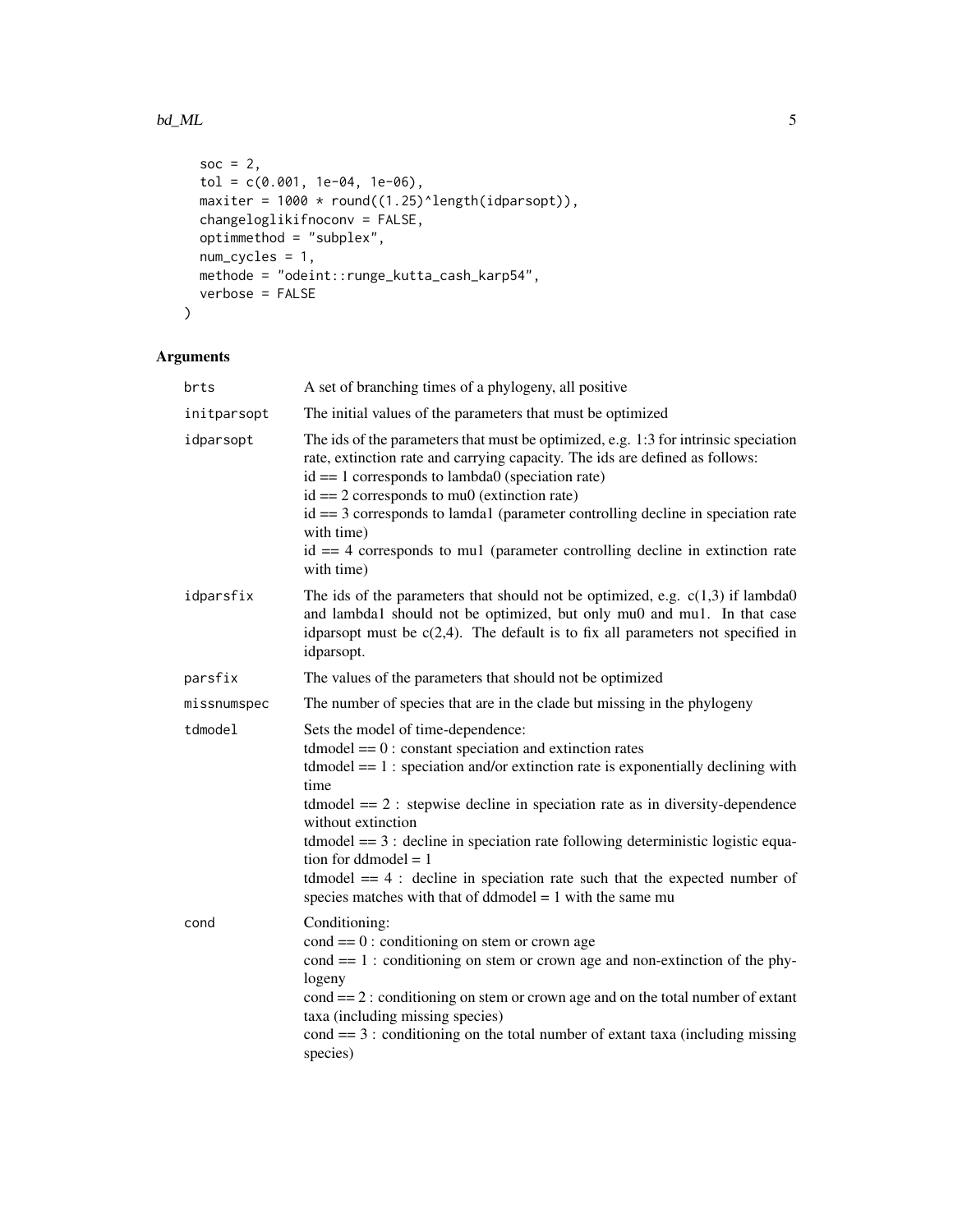```
  soc = 2,
  tol = c(0.001, 1e-04, 1e-06),
  maxiter = 1000 * round((1.25)^length(idparsopt)),
  changeloglikifnoconv = FALSE,
  optimmethod = "subplex",
  num_cycles = 1,
  methode = "odeint::runge_kutta_cash_karp54",
  verbose = FALSE
)
```

## Arguments

| | |
|---|---|
| brts | A set of branching times of a phylogeny, all positive |
| initparsopt | The initial values of the parameters that must be optimized |
| idparsopt | The ids of the parameters that must be optimized, e.g. 1:3 for intrinsic speciation rate, extinction rate and carrying capacity. The ids are defined as follows:<br>id == 1 corresponds to lambda0 (speciation rate)<br>id == 2 corresponds to mu0 (extinction rate)<br>id == 3 corresponds to lamda1 (parameter controlling decline in speciation rate with time)<br>id == 4 corresponds to mu1 (parameter controlling decline in extinction rate with time) |
| idparsfix | The ids of the parameters that should not be optimized, e.g. c(1,3) if lambda0 and lambda1 should not be optimized, but only mu0 and mu1. In that case idparsopt must be c(2,4). The default is to fix all parameters not specified in idparsopt. |
| parsfix | The values of the parameters that should not be optimized |
| missnumspec | The number of species that are in the clade but missing in the phylogeny |
| tdmodel | Sets the model of time-dependence:<br>tdmodel == 0 : constant speciation and extinction rates<br>tdmodel == 1 : speciation and/or extinction rate is exponentially declining with time<br>tdmodel == 2 : stepwise decline in speciation rate as in diversity-dependence without extinction<br>tdmodel == 3 : decline in speciation rate following deterministic logistic equation for ddmodel = 1<br>tdmodel == 4 : decline in speciation rate such that the expected number of species matches with that of ddmodel = 1 with the same mu |
| cond | Conditioning:<br>cond == 0 : conditioning on stem or crown age<br>cond == 1 : conditioning on stem or crown age and non-extinction of the phylogeny<br>cond == 2 : conditioning on stem or crown age and on the total number of extant taxa (including missing species)<br>cond == 3 : conditioning on the total number of extant taxa (including missing species) |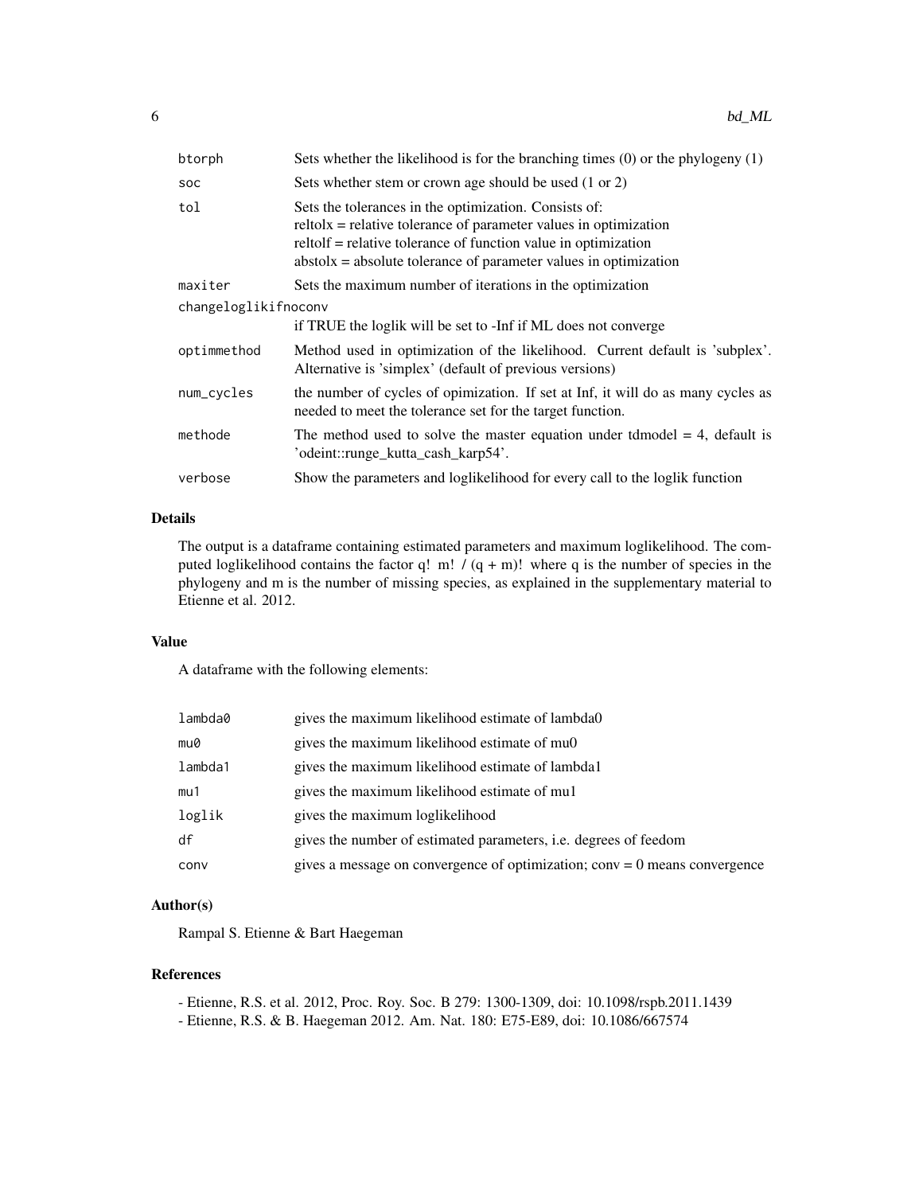| | |
|---|---|
| btorph | Sets whether the likelihood is for the branching times (0) or the phylogeny (1) |
| soc | Sets whether stem or crown age should be used (1 or 2) |
| tol | Sets the tolerances in the optimization. Consists of: reltolx = relative tolerance of parameter values in optimization reltolf = relative tolerance of function value in optimization abstolx = absolute tolerance of parameter values in optimization |
| maxiter | Sets the maximum number of iterations in the optimization |
| changeloglikifnoconv | if TRUE the loglik will be set to -Inf if ML does not converge |
| optimmethod | Method used in optimization of the likelihood. Current default is 'subplex'. Alternative is 'simplex' (default of previous versions) |
| num_cycles | the number of cycles of opimization. If set at Inf, it will do as many cycles as needed to meet the tolerance set for the target function. |
| methode | The method used to solve the master equation under tdmodel = 4, default is 'odeint::runge_kutta_cash_karp54'. |
| verbose | Show the parameters and loglikelihood for every call to the loglik function |

## Details

The output is a dataframe containing estimated parameters and maximum loglikelihood. The computed loglikelihood contains the factor q! m! / (q + m)! where q is the number of species in the phylogeny and m is the number of missing species, as explained in the supplementary material to Etienne et al. 2012.

## Value

A dataframe with the following elements:

| | |
|---|---|
| lambda0 | gives the maximum likelihood estimate of lambda0 |
| mu0 | gives the maximum likelihood estimate of mu0 |
| lambda1 | gives the maximum likelihood estimate of lambda1 |
| mu1 | gives the maximum likelihood estimate of mu1 |
| loglik | gives the maximum loglikelihood |
| df | gives the number of estimated parameters, i.e. degrees of feedom |
| conv | gives a message on convergence of optimization; conv = 0 means convergence |

## Author(s)

Rampal S. Etienne & Bart Haegeman

## References

- Etienne, R.S. et al. 2012, Proc. Roy. Soc. B 279: 1300-1309, doi: 10.1098/rspb.2011.1439
- Etienne, R.S. & B. Haegeman 2012. Am. Nat. 180: E75-E89, doi: 10.1086/667574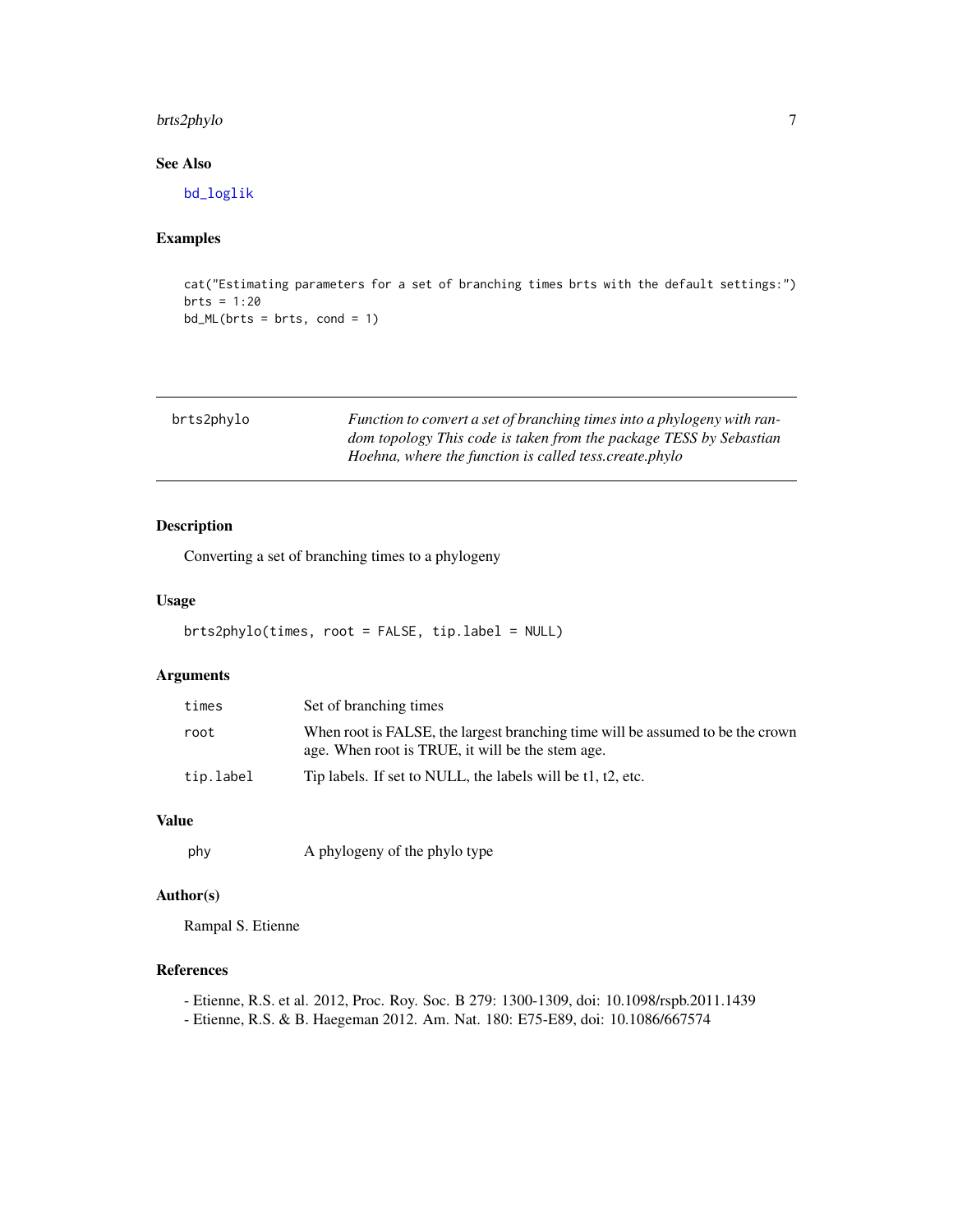## See Also

bd_loglik

## Examples

```
cat("Estimating parameters for a set of branching times brts with the default settings:")
brts = 1:20
bd_ML(brts = brts, cond = 1)
```

---

brts2phylo *Function to convert a set of branching times into a phylogeny with random topology This code is taken from the package TESS by Sebastian Hoehna, where the function is called tess.create.phylo*

---

## Description

Converting a set of branching times to a phylogeny

## Usage

```
brts2phylo(times, root = FALSE, tip.label = NULL)
```

## Arguments

| | |
|---|---|
| times | Set of branching times |
| root | When root is FALSE, the largest branching time will be assumed to be the crown age. When root is TRUE, it will be the stem age. |
| tip.label | Tip labels. If set to NULL, the labels will be t1, t2, etc. |

## Value

| | |
|---|---|
| phy | A phylogeny of the phylo type |

## Author(s)

Rampal S. Etienne

## References

- Etienne, R.S. et al. 2012, Proc. Roy. Soc. B 279: 1300-1309, doi: 10.1098/rspb.2011.1439
- Etienne, R.S. & B. Haegeman 2012. Am. Nat. 180: E75-E89, doi: 10.1086/667574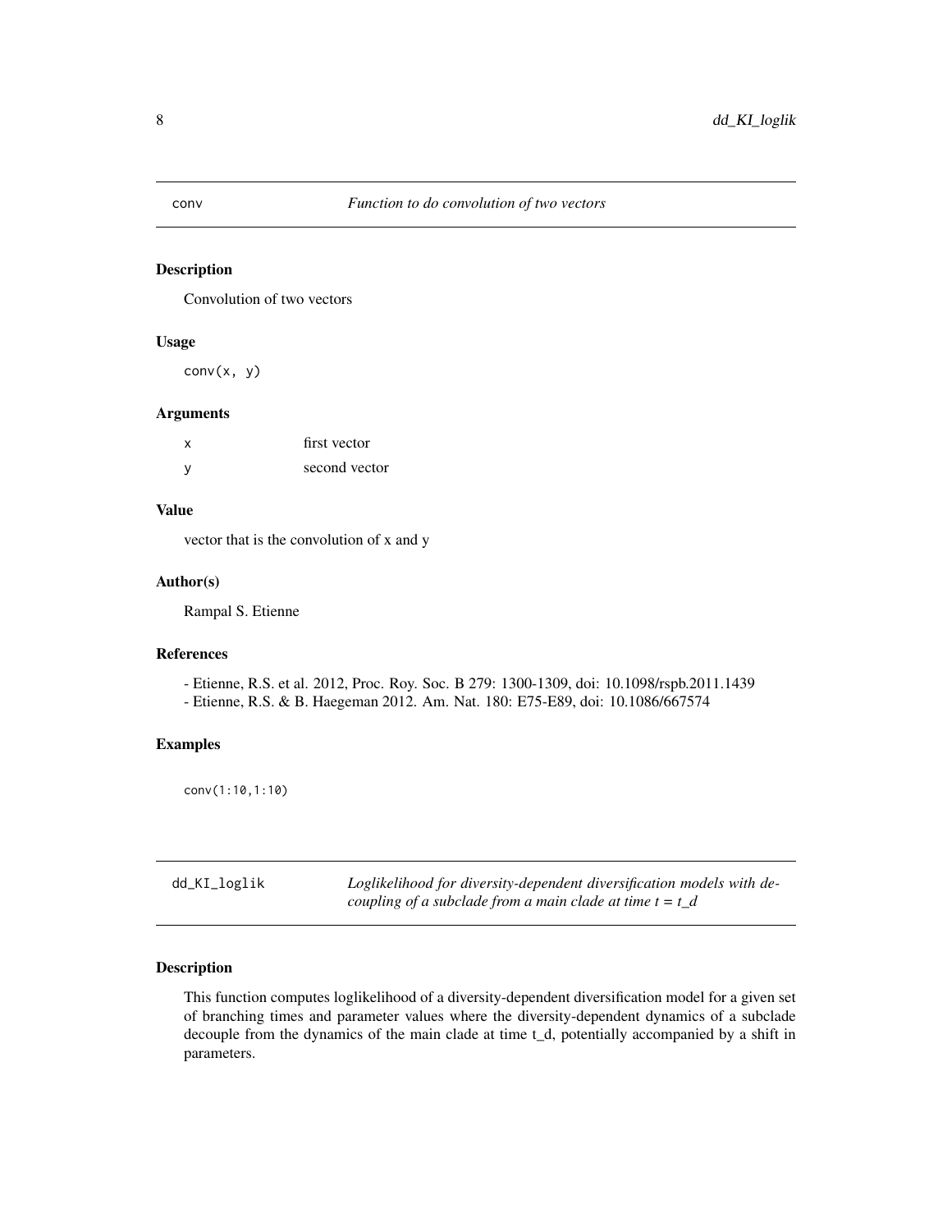## conv — *Function to do convolution of two vectors*

### Description

Convolution of two vectors

### Usage

```
conv(x, y)
```

### Arguments

| | |
|---|---|
| x | first vector |
| y | second vector |

### Value

vector that is the convolution of x and y

### Author(s)

Rampal S. Etienne

### References

- Etienne, R.S. et al. 2012, Proc. Roy. Soc. B 279: 1300-1309, doi: 10.1098/rspb.2011.1439
- Etienne, R.S. & B. Haegeman 2012. Am. Nat. 180: E75-E89, doi: 10.1086/667574

### Examples

```
conv(1:10,1:10)
```

## dd_KI_loglik — *Loglikelihood for diversity-dependent diversification models with decoupling of a subclade from a main clade at time t = t_d*

### Description

This function computes loglikelihood of a diversity-dependent diversification model for a given set of branching times and parameter values where the diversity-dependent dynamics of a subclade decouple from the dynamics of the main clade at time t_d, potentially accompanied by a shift in parameters.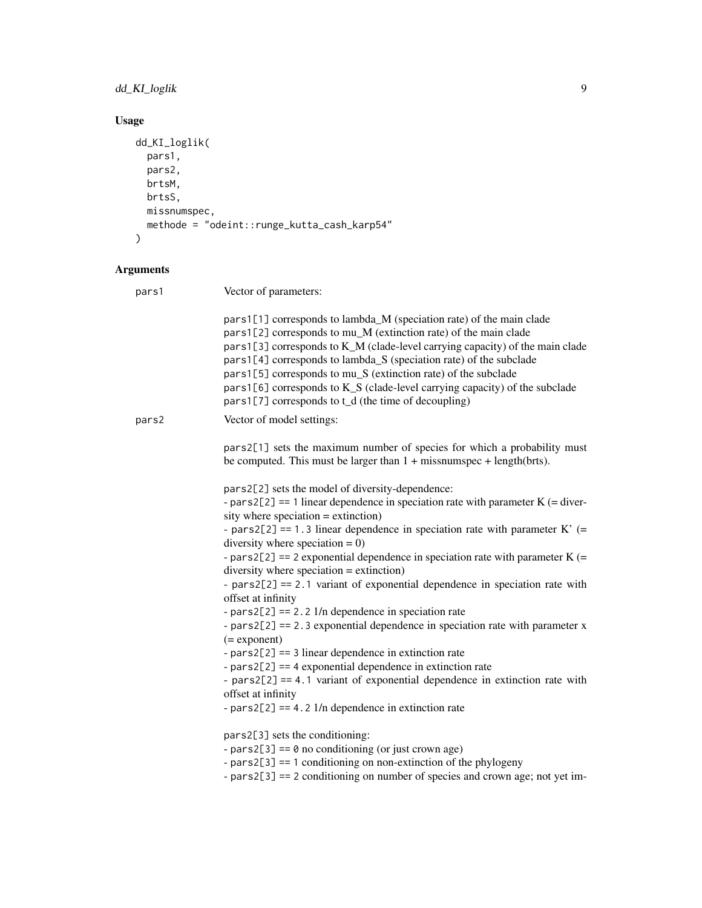## Usage

```
dd_KI_loglik(
  pars1,
  pars2,
  brtsM,
  brtsS,
  missnumspec,
  methode = "odeint::runge_kutta_cash_karp54"
)
```

## Arguments

**pars1** Vector of parameters:

pars1[1] corresponds to lambda_M (speciation rate) of the main clade
pars1[2] corresponds to mu_M (extinction rate) of the main clade
pars1[3] corresponds to K_M (clade-level carrying capacity) of the main clade
pars1[4] corresponds to lambda_S (speciation rate) of the subclade
pars1[5] corresponds to mu_S (extinction rate) of the subclade
pars1[6] corresponds to K_S (clade-level carrying capacity) of the subclade
pars1[7] corresponds to t_d (the time of decoupling)

**pars2** Vector of model settings:

pars2[1] sets the maximum number of species for which a probability must be computed. This must be larger than 1 + missnumspec + length(brts).

pars2[2] sets the model of diversity-dependence:
- pars2[2] == 1 linear dependence in speciation rate with parameter K (= diversity where speciation = extinction)
- pars2[2] == 1.3 linear dependence in speciation rate with parameter K' (= diversity where speciation = 0)
- pars2[2] == 2 exponential dependence in speciation rate with parameter K (= diversity where speciation = extinction)
- pars2[2] == 2.1 variant of exponential dependence in speciation rate with offset at infinity
- pars2[2] == 2.2 1/n dependence in speciation rate
- pars2[2] == 2.3 exponential dependence in speciation rate with parameter x (= exponent)
- pars2[2] == 3 linear dependence in extinction rate
- pars2[2] == 4 exponential dependence in extinction rate
- pars2[2] == 4.1 variant of exponential dependence in extinction rate with offset at infinity
- pars2[2] == 4.2 1/n dependence in extinction rate

pars2[3] sets the conditioning:
- pars2[3] == 0 no conditioning (or just crown age)
- pars2[3] == 1 conditioning on non-extinction of the phylogeny
- pars2[3] == 2 conditioning on number of species and crown age; not yet im-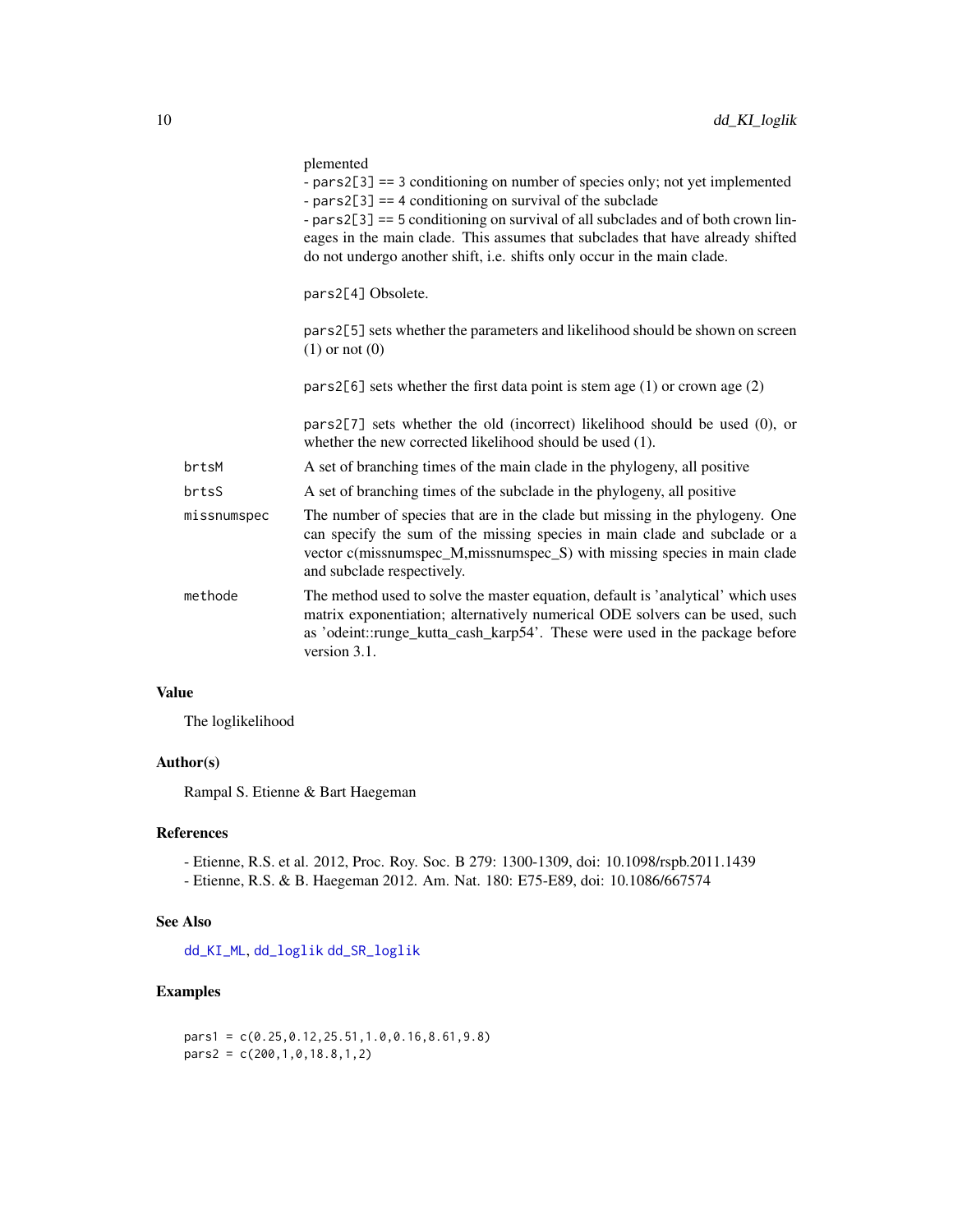plemented
- pars2[3] == 3 conditioning on number of species only; not yet implemented
- pars2[3] == 4 conditioning on survival of the subclade
- pars2[3] == 5 conditioning on survival of all subclades and of both crown lineages in the main clade. This assumes that subclades that have already shifted do not undergo another shift, i.e. shifts only occur in the main clade.

pars2[4] Obsolete.

pars2[5] sets whether the parameters and likelihood should be shown on screen (1) or not (0)

pars2[6] sets whether the first data point is stem age (1) or crown age (2)

pars2[7] sets whether the old (incorrect) likelihood should be used (0), or whether the new corrected likelihood should be used (1).

| | |
|---|---|
| brtsM | A set of branching times of the main clade in the phylogeny, all positive |
| brtsS | A set of branching times of the subclade in the phylogeny, all positive |
| missnumspec | The number of species that are in the clade but missing in the phylogeny. One can specify the sum of the missing species in main clade and subclade or a vector c(missnumspec_M,missnumspec_S) with missing species in main clade and subclade respectively. |
| methode | The method used to solve the master equation, default is 'analytical' which uses matrix exponentiation; alternatively numerical ODE solvers can be used, such as 'odeint::runge_kutta_cash_karp54'. These were used in the package before version 3.1. |

## Value

The loglikelihood

## Author(s)

Rampal S. Etienne & Bart Haegeman

## References

- Etienne, R.S. et al. 2012, Proc. Roy. Soc. B 279: 1300-1309, doi: 10.1098/rspb.2011.1439
- Etienne, R.S. & B. Haegeman 2012. Am. Nat. 180: E75-E89, doi: 10.1086/667574

## See Also

dd_KI_ML, dd_loglik dd_SR_loglik

## Examples

```
pars1 = c(0.25,0.12,25.51,1.0,0.16,8.61,9.8)
pars2 = c(200,1,0,18.8,1,2)
```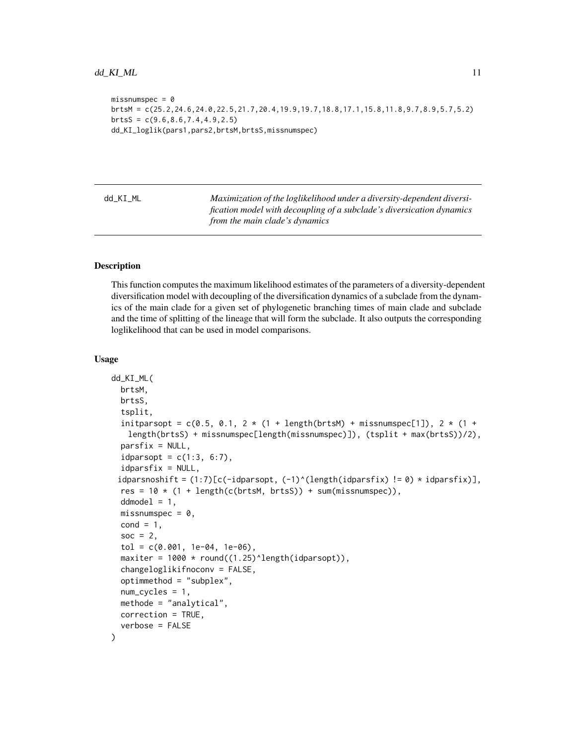```
missnumspec = 0
brtsM = c(25.2,24.6,24.0,22.5,21.7,20.4,19.9,19.7,18.8,17.1,15.8,11.8,9.7,8.9,5.7,5.2)
brtsS = c(9.6,8.6,7.4,4.9,2.5)
dd_KI_loglik(pars1,pars2,brtsM,brtsS,missnumspec)
```

---

`dd_KI_ML` *Maximization of the loglikelihood under a diversity-dependent diversification model with decoupling of a subclade's diversication dynamics from the main clade's dynamics*

---

## Description

This function computes the maximum likelihood estimates of the parameters of a diversity-dependent diversification model with decoupling of the diversification dynamics of a subclade from the dynamics of the main clade for a given set of phylogenetic branching times of main clade and subclade and the time of splitting of the lineage that will form the subclade. It also outputs the corresponding loglikelihood that can be used in model comparisons.

## Usage

```
dd_KI_ML(
  brtsM,
  brtsS,
  tsplit,
  initparsopt = c(0.5, 0.1, 2 * (1 + length(brtsM) + missnumspec[1]), 2 * (1 +
    length(brtsS) + missnumspec[length(missnumspec)]), (tsplit + max(brtsS))/2),
  parsfix = NULL,
  idparsopt = c(1:3, 6:7),
  idparsfix = NULL,
 idparsnoshift = (1:7)[c(-idparsopt, (-1)^(length(idparsfix) != 0) * idparsfix)],
  res = 10 * (1 + length(c(brtsM, brtsS)) + sum(missnumspec)),
  ddmodel = 1,
  missnumspec = 0,
  cond = 1,
  soc = 2,
  tol = c(0.001, 1e-04, 1e-06),
  maxiter = 1000 * round((1.25)^length(idparsopt)),
  changeloglikifnoconv = FALSE,
  optimmethod = "subplex",
  num_cycles = 1,
  methode = "analytical",
  correction = TRUE,
  verbose = FALSE
)
```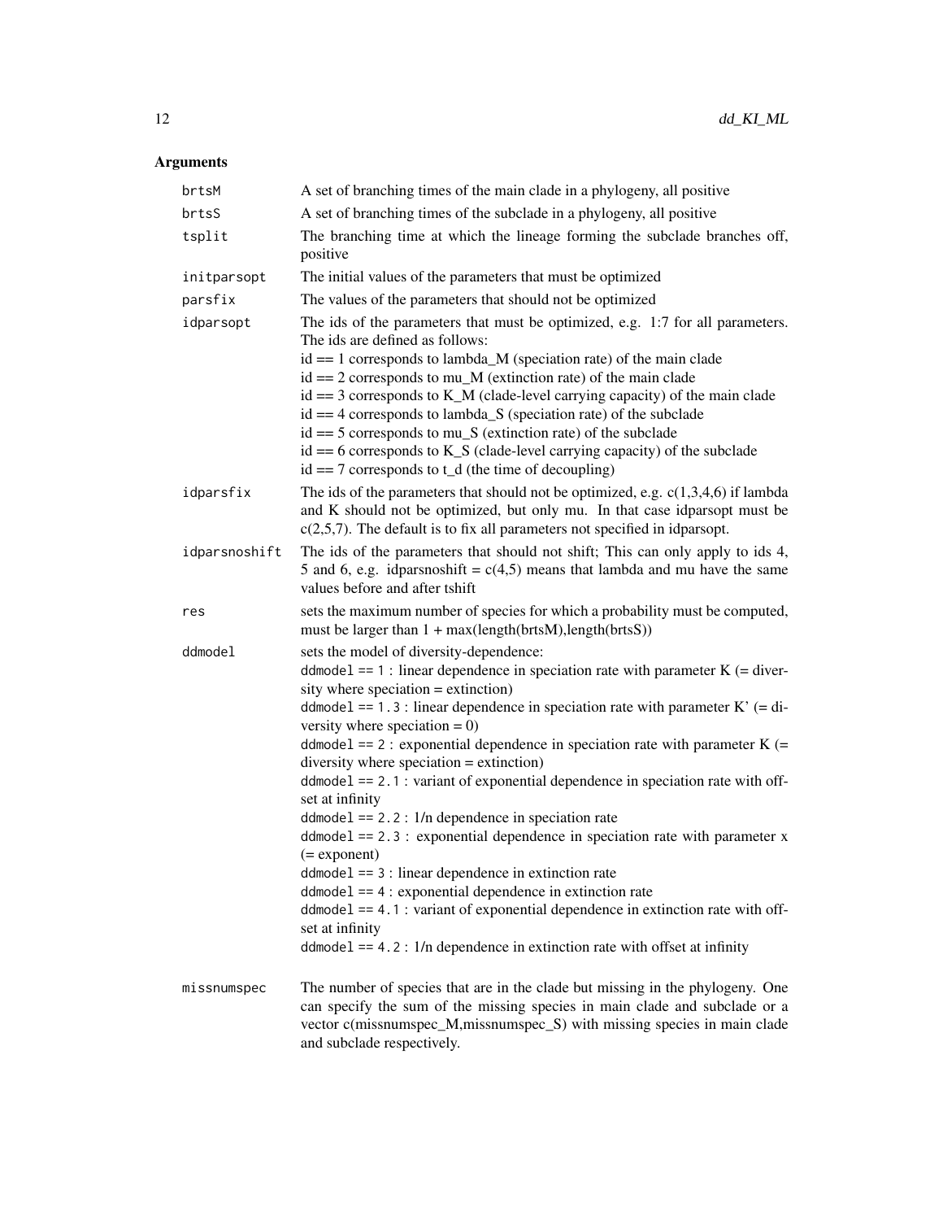## Arguments

| | |
|---|---|
| `brtsM` | A set of branching times of the main clade in a phylogeny, all positive |
| `brtsS` | A set of branching times of the subclade in a phylogeny, all positive |
| `tsplit` | The branching time at which the lineage forming the subclade branches off, positive |
| `initparsopt` | The initial values of the parameters that must be optimized |
| `parsfix` | The values of the parameters that should not be optimized |
| `idparsopt` | The ids of the parameters that must be optimized, e.g. 1:7 for all parameters. The ids are defined as follows:<br>id == 1 corresponds to lambda_M (speciation rate) of the main clade<br>id == 2 corresponds to mu_M (extinction rate) of the main clade<br>id == 3 corresponds to K_M (clade-level carrying capacity) of the main clade<br>id == 4 corresponds to lambda_S (speciation rate) of the subclade<br>id == 5 corresponds to mu_S (extinction rate) of the subclade<br>id == 6 corresponds to K_S (clade-level carrying capacity) of the subclade<br>id == 7 corresponds to t_d (the time of decoupling) |
| `idparsfix` | The ids of the parameters that should not be optimized, e.g. c(1,3,4,6) if lambda and K should not be optimized, but only mu. In that case idparsopt must be c(2,5,7). The default is to fix all parameters not specified in idparsopt. |
| `idparsnoshift` | The ids of the parameters that should not shift; This can only apply to ids 4, 5 and 6, e.g. idparsnoshift = c(4,5) means that lambda and mu have the same values before and after tshift |
| `res` | sets the maximum number of species for which a probability must be computed, must be larger than 1 + max(length(brtsM),length(brtsS)) |
| `ddmodel` | sets the model of diversity-dependence:<br>`ddmodel == 1` : linear dependence in speciation rate with parameter K (= diversity where speciation = extinction)<br>`ddmodel == 1.3` : linear dependence in speciation rate with parameter K' (= diversity where speciation = 0)<br>`ddmodel == 2` : exponential dependence in speciation rate with parameter K (= diversity where speciation = extinction)<br>`ddmodel == 2.1` : variant of exponential dependence in speciation rate with offset at infinity<br>`ddmodel == 2.2` : 1/n dependence in speciation rate<br>`ddmodel == 2.3` : exponential dependence in speciation rate with parameter x (= exponent)<br>`ddmodel == 3` : linear dependence in extinction rate<br>`ddmodel == 4` : exponential dependence in extinction rate<br>`ddmodel == 4.1` : variant of exponential dependence in extinction rate with offset at infinity<br>`ddmodel == 4.2` : 1/n dependence in extinction rate with offset at infinity |
| `missnumspec` | The number of species that are in the clade but missing in the phylogeny. One can specify the sum of the missing species in main clade and subclade or a vector c(missnumspec_M,missnumspec_S) with missing species in main clade and subclade respectively. |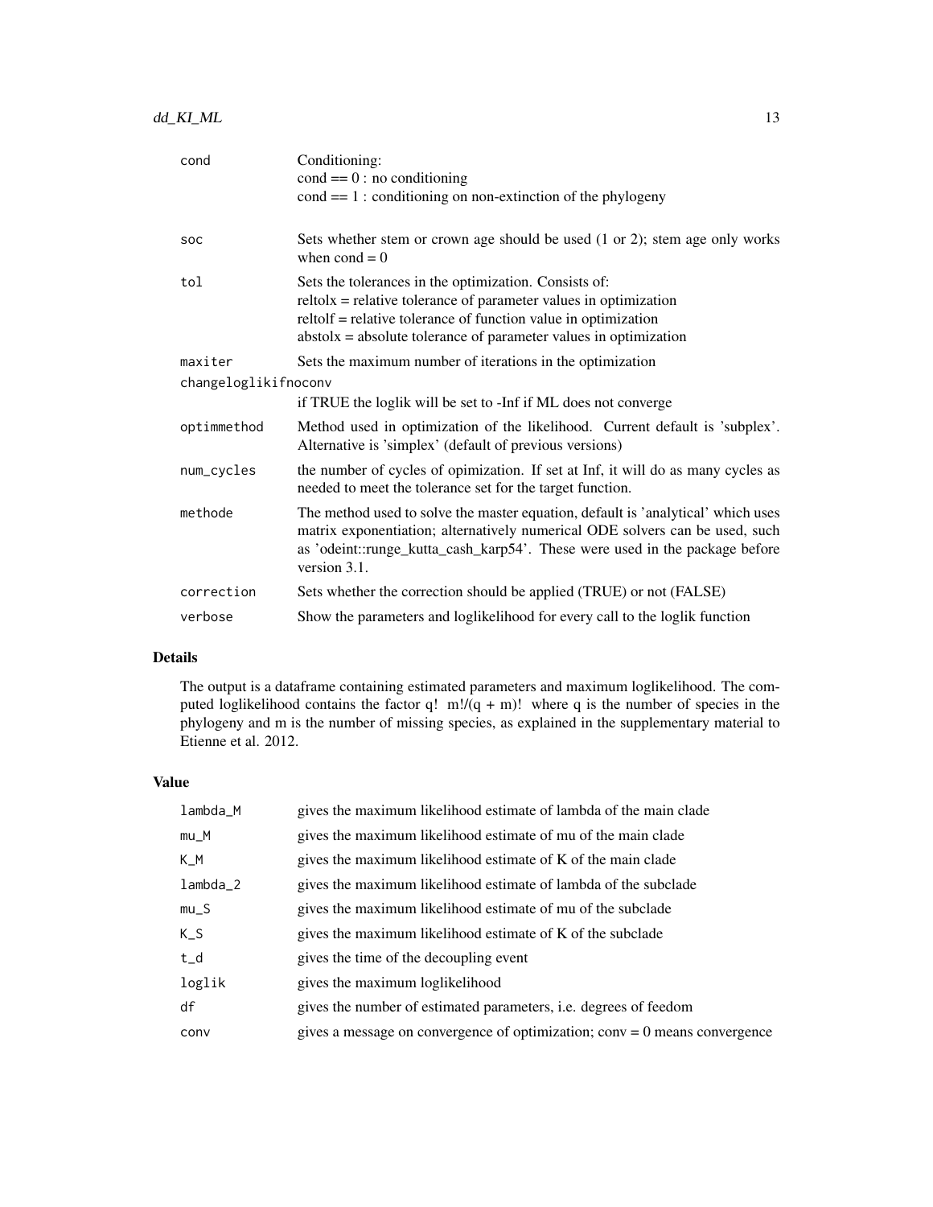| | |
|---|---|
| cond | Conditioning:<br>cond == 0 : no conditioning<br>cond == 1 : conditioning on non-extinction of the phylogeny |
| soc | Sets whether stem or crown age should be used (1 or 2); stem age only works when cond = 0 |
| tol | Sets the tolerances in the optimization. Consists of:<br>reltolx = relative tolerance of parameter values in optimization<br>reltolf = relative tolerance of function value in optimization<br>abstolx = absolute tolerance of parameter values in optimization |
| maxiter | Sets the maximum number of iterations in the optimization |
| changeloglikifnoconv | if TRUE the loglik will be set to -Inf if ML does not converge |
| optimmethod | Method used in optimization of the likelihood. Current default is 'subplex'. Alternative is 'simplex' (default of previous versions) |
| num_cycles | the number of cycles of opimization. If set at Inf, it will do as many cycles as needed to meet the tolerance set for the target function. |
| methode | The method used to solve the master equation, default is 'analytical' which uses matrix exponentiation; alternatively numerical ODE solvers can be used, such as 'odeint::runge_kutta_cash_karp54'. These were used in the package before version 3.1. |
| correction | Sets whether the correction should be applied (TRUE) or not (FALSE) |
| verbose | Show the parameters and loglikelihood for every call to the loglik function |

## Details

The output is a dataframe containing estimated parameters and maximum loglikelihood. The computed loglikelihood contains the factor q! m!/(q + m)! where q is the number of species in the phylogeny and m is the number of missing species, as explained in the supplementary material to Etienne et al. 2012.

## Value

| | |
|---|---|
| lambda_M | gives the maximum likelihood estimate of lambda of the main clade |
| mu_M | gives the maximum likelihood estimate of mu of the main clade |
| K_M | gives the maximum likelihood estimate of K of the main clade |
| lambda_2 | gives the maximum likelihood estimate of lambda of the subclade |
| mu_S | gives the maximum likelihood estimate of mu of the subclade |
| K_S | gives the maximum likelihood estimate of K of the subclade |
| t_d | gives the time of the decoupling event |
| loglik | gives the maximum loglikelihood |
| df | gives the number of estimated parameters, i.e. degrees of feedom |
| conv | gives a message on convergence of optimization; conv = 0 means convergence |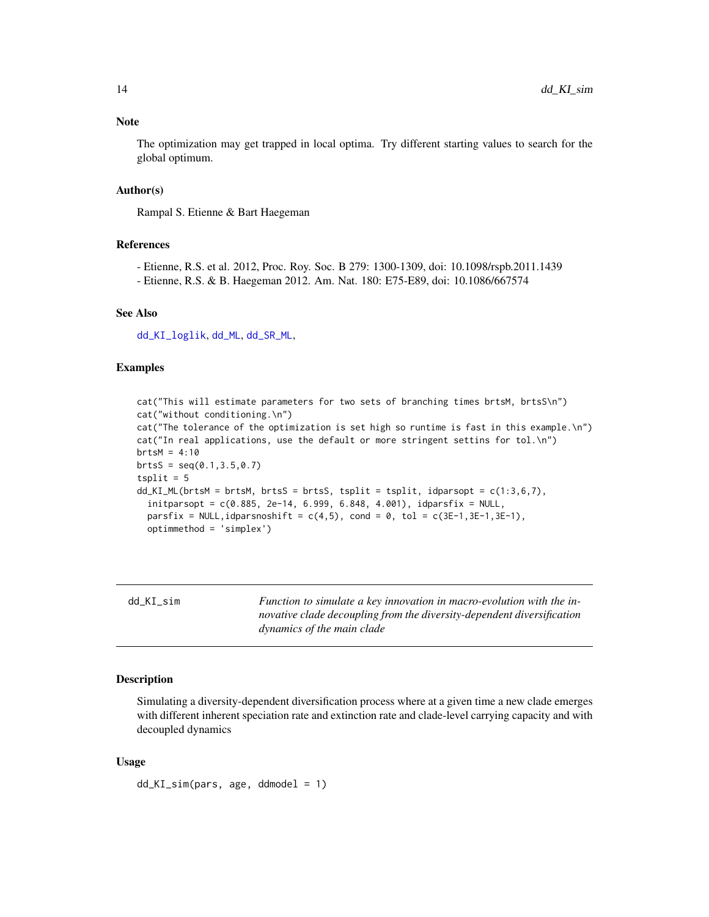### Note

The optimization may get trapped in local optima. Try different starting values to search for the global optimum.

### Author(s)

Rampal S. Etienne & Bart Haegeman

### References

- Etienne, R.S. et al. 2012, Proc. Roy. Soc. B 279: 1300-1309, doi: 10.1098/rspb.2011.1439
- Etienne, R.S. & B. Haegeman 2012. Am. Nat. 180: E75-E89, doi: 10.1086/667574

### See Also

dd_KI_loglik, dd_ML, dd_SR_ML,

### Examples

```
cat("This will estimate parameters for two sets of branching times brtsM, brtsS\n")
cat("without conditioning.\n")
cat("The tolerance of the optimization is set high so runtime is fast in this example.\n")
cat("In real applications, use the default or more stringent settins for tol.\n")
brtsM = 4:10
brtsS = seq(0.1,3.5,0.7)
tsplit = 5
dd_KI_ML(brtsM = brtsM, brtsS = brtsS, tsplit = tsplit, idparsopt = c(1:3,6,7),
  initparsopt = c(0.885, 2e-14, 6.999, 6.848, 4.001), idparsfix = NULL,
  parsfix = NULL,idparsnoshift = c(4,5), cond = 0, tol = c(3E-1,3E-1,3E-1),
  optimmethod = 'simplex')
```

---

## dd_KI_sim

*Function to simulate a key innovation in macro-evolution with the innovative clade decoupling from the diversity-dependent diversification dynamics of the main clade*

### Description

Simulating a diversity-dependent diversification process where at a given time a new clade emerges with different inherent speciation rate and extinction rate and clade-level carrying capacity and with decoupled dynamics

### Usage

```
dd_KI_sim(pars, age, ddmodel = 1)
```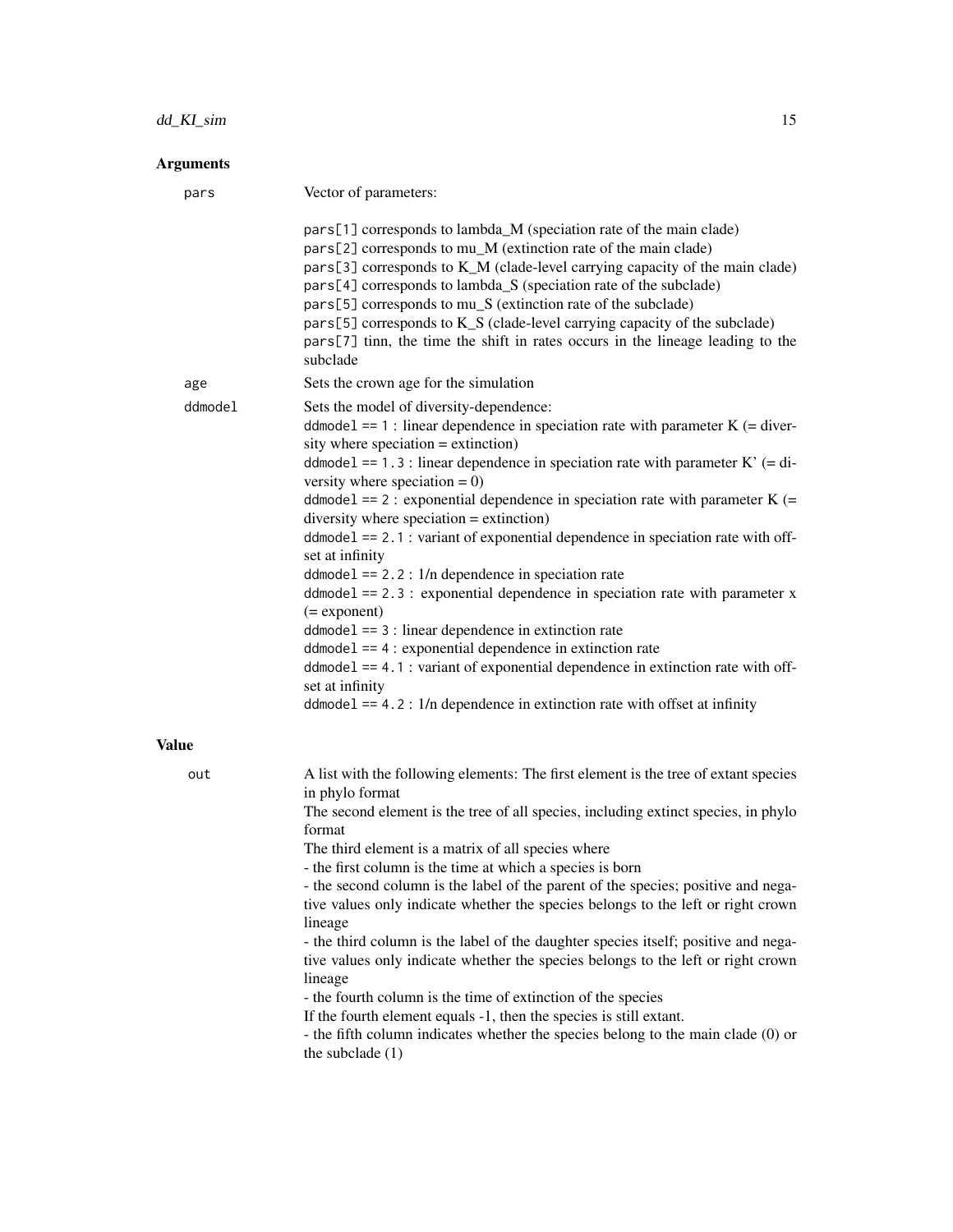## Arguments

**pars** Vector of parameters:

pars[1] corresponds to lambda_M (speciation rate of the main clade)
pars[2] corresponds to mu_M (extinction rate of the main clade)
pars[3] corresponds to K_M (clade-level carrying capacity of the main clade)
pars[4] corresponds to lambda_S (speciation rate of the subclade)
pars[5] corresponds to mu_S (extinction rate of the subclade)
pars[5] corresponds to K_S (clade-level carrying capacity of the subclade)
pars[7] tinn, the time the shift in rates occurs in the lineage leading to the subclade

**age** Sets the crown age for the simulation

**ddmodel** Sets the model of diversity-dependence:
ddmodel == 1 : linear dependence in speciation rate with parameter K (= diversity where speciation = extinction)
ddmodel == 1.3 : linear dependence in speciation rate with parameter K' (= diversity where speciation = 0)
ddmodel == 2 : exponential dependence in speciation rate with parameter K (= diversity where speciation = extinction)
ddmodel == 2.1 : variant of exponential dependence in speciation rate with offset at infinity
ddmodel == 2.2 : 1/n dependence in speciation rate
ddmodel == 2.3 : exponential dependence in speciation rate with parameter x (= exponent)
ddmodel == 3 : linear dependence in extinction rate
ddmodel == 4 : exponential dependence in extinction rate
ddmodel == 4.1 : variant of exponential dependence in extinction rate with offset at infinity
ddmodel == 4.2 : 1/n dependence in extinction rate with offset at infinity

## Value

**out** A list with the following elements: The first element is the tree of extant species in phylo format
The second element is the tree of all species, including extinct species, in phylo format
The third element is a matrix of all species where
- the first column is the time at which a species is born
- the second column is the label of the parent of the species; positive and negative values only indicate whether the species belongs to the left or right crown lineage
- the third column is the label of the daughter species itself; positive and negative values only indicate whether the species belongs to the left or right crown lineage
- the fourth column is the time of extinction of the species
If the fourth element equals -1, then the species is still extant.
- the fifth column indicates whether the species belong to the main clade (0) or the subclade (1)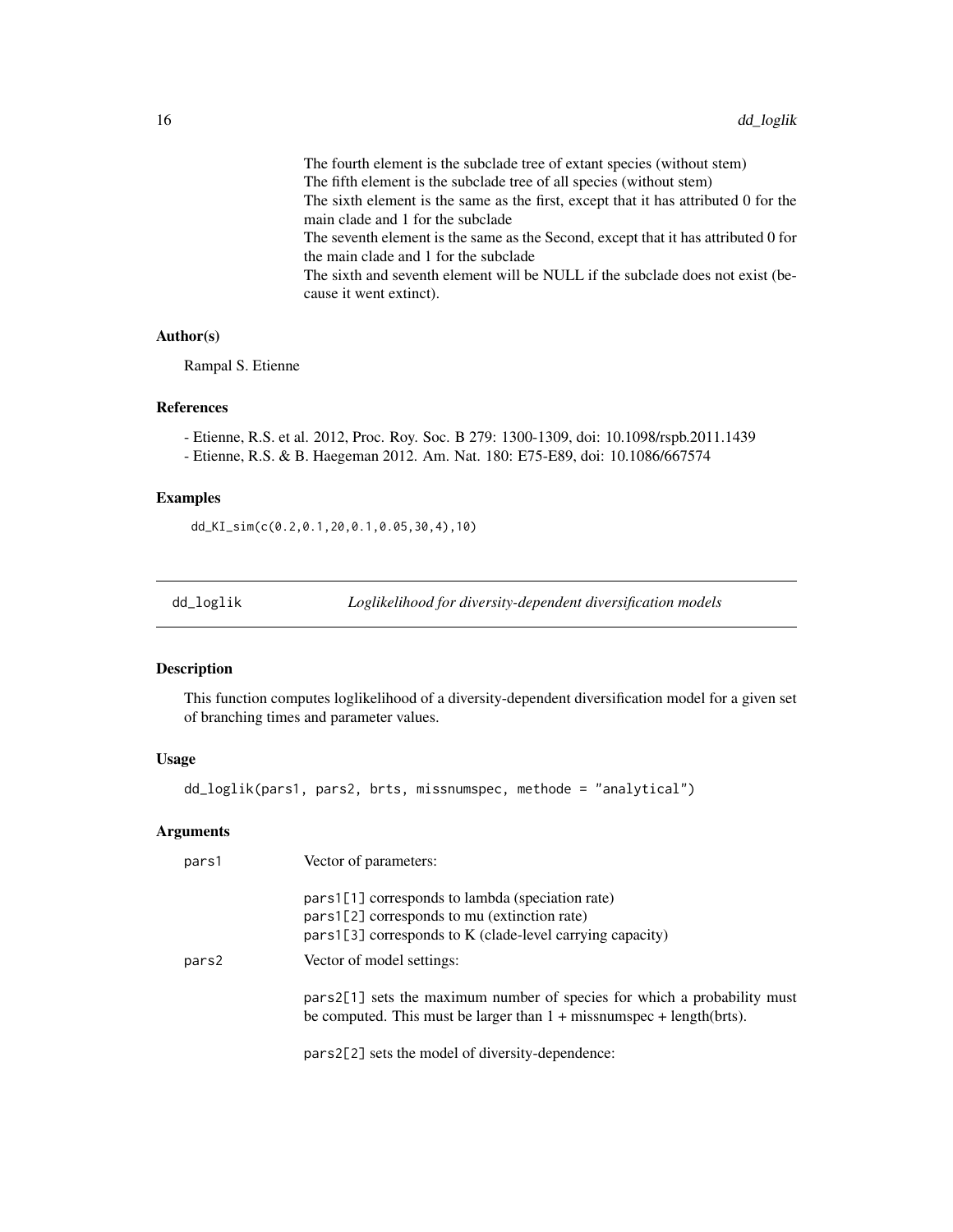The fourth element is the subclade tree of extant species (without stem)
The fifth element is the subclade tree of all species (without stem)
The sixth element is the same as the first, except that it has attributed 0 for the main clade and 1 for the subclade
The seventh element is the same as the Second, except that it has attributed 0 for the main clade and 1 for the subclade
The sixth and seventh element will be NULL if the subclade does not exist (because it went extinct).

### Author(s)

Rampal S. Etienne

### References

- Etienne, R.S. et al. 2012, Proc. Roy. Soc. B 279: 1300-1309, doi: 10.1098/rspb.2011.1439
- Etienne, R.S. & B. Haegeman 2012. Am. Nat. 180: E75-E89, doi: 10.1086/667574

### Examples

```
dd_KI_sim(c(0.2,0.1,20,0.1,0.05,30,4),10)
```

---

## dd_loglik — *Loglikelihood for diversity-dependent diversification models*

### Description

This function computes loglikelihood of a diversity-dependent diversification model for a given set of branching times and parameter values.

### Usage

```
dd_loglik(pars1, pars2, brts, missnumspec, methode = "analytical")
```

### Arguments

| | |
|---|---|
| pars1 | Vector of parameters:<br><br>pars1[1] corresponds to lambda (speciation rate)<br>pars1[2] corresponds to mu (extinction rate)<br>pars1[3] corresponds to K (clade-level carrying capacity) |
| pars2 | Vector of model settings:<br><br>pars2[1] sets the maximum number of species for which a probability must be computed. This must be larger than 1 + missnumspec + length(brts).<br><br>pars2[2] sets the model of diversity-dependence: |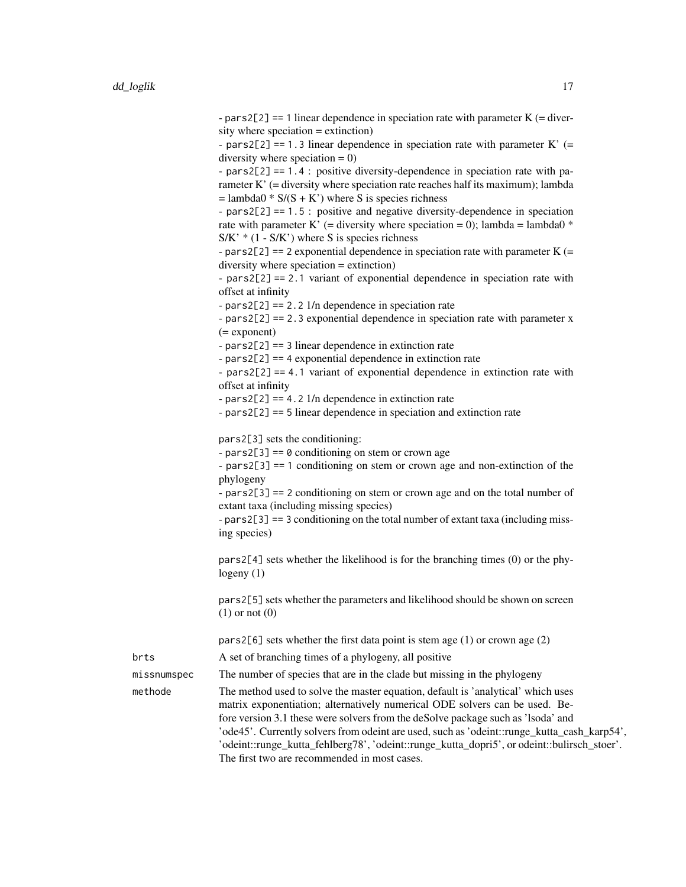- `pars2[2] == 1` linear dependence in speciation rate with parameter K (= diversity where speciation = extinction)
- `pars2[2] == 1.3` linear dependence in speciation rate with parameter K' (= diversity where speciation = 0)
- `pars2[2] == 1.4` : positive diversity-dependence in speciation rate with parameter K' (= diversity where speciation rate reaches half its maximum); lambda = lambda0 * S/(S + K') where S is species richness
- `pars2[2] == 1.5` : positive and negative diversity-dependence in speciation rate with parameter K' (= diversity where speciation = 0); lambda = lambda0 * S/K' * (1 - S/K') where S is species richness
- `pars2[2] == 2` exponential dependence in speciation rate with parameter K (= diversity where speciation = extinction)
- `pars2[2] == 2.1` variant of exponential dependence in speciation rate with offset at infinity
- `pars2[2] == 2.2` 1/n dependence in speciation rate
- `pars2[2] == 2.3` exponential dependence in speciation rate with parameter x (= exponent)
- `pars2[2] == 3` linear dependence in extinction rate
- `pars2[2] == 4` exponential dependence in extinction rate
- `pars2[2] == 4.1` variant of exponential dependence in extinction rate with offset at infinity
- `pars2[2] == 4.2` 1/n dependence in extinction rate
- `pars2[2] == 5` linear dependence in speciation and extinction rate

`pars2[3]` sets the conditioning:
- `pars2[3] == 0` conditioning on stem or crown age
- `pars2[3] == 1` conditioning on stem or crown age and non-extinction of the phylogeny
- `pars2[3] == 2` conditioning on stem or crown age and on the total number of extant taxa (including missing species)
- `pars2[3] == 3` conditioning on the total number of extant taxa (including missing species)

`pars2[4]` sets whether the likelihood is for the branching times (0) or the phylogeny (1)

`pars2[5]` sets whether the parameters and likelihood should be shown on screen (1) or not (0)

`pars2[6]` sets whether the first data point is stem age (1) or crown age (2)

`brts` A set of branching times of a phylogeny, all positive

`missnumspec` The number of species that are in the clade but missing in the phylogeny

`methode` The method used to solve the master equation, default is 'analytical' which uses matrix exponentiation; alternatively numerical ODE solvers can be used. Before version 3.1 these were solvers from the deSolve package such as 'lsoda' and 'ode45'. Currently solvers from odeint are used, such as 'odeint::runge_kutta_cash_karp54', 'odeint::runge_kutta_fehlberg78', 'odeint::runge_kutta_dopri5', or odeint::bulirsch_stoer'. The first two are recommended in most cases.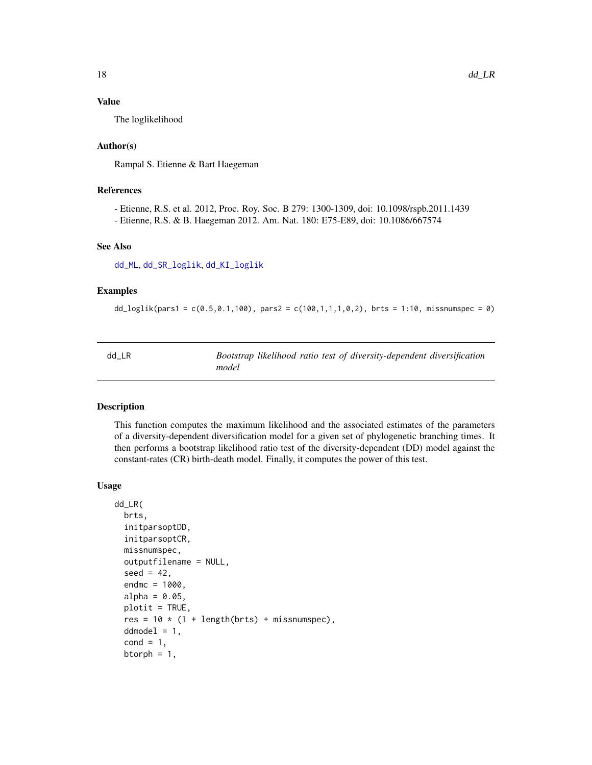### Value

The loglikelihood

### Author(s)

Rampal S. Etienne & Bart Haegeman

### References

- Etienne, R.S. et al. 2012, Proc. Roy. Soc. B 279: 1300-1309, doi: 10.1098/rspb.2011.1439
- Etienne, R.S. & B. Haegeman 2012. Am. Nat. 180: E75-E89, doi: 10.1086/667574

### See Also

dd_ML, dd_SR_loglik, dd_KI_loglik

### Examples

```
dd_loglik(pars1 = c(0.5,0.1,100), pars2 = c(100,1,1,1,0,2), brts = 1:10, missnumspec = 0)
```

---

## dd_LR — *Bootstrap likelihood ratio test of diversity-dependent diversification model*

### Description

This function computes the maximum likelihood and the associated estimates of the parameters of a diversity-dependent diversification model for a given set of phylogenetic branching times. It then performs a bootstrap likelihood ratio test of the diversity-dependent (DD) model against the constant-rates (CR) birth-death model. Finally, it computes the power of this test.

### Usage

```
dd_LR(
  brts,
  initparsoptDD,
  initparsoptCR,
  missnumspec,
  outputfilename = NULL,
  seed = 42,
  endmc = 1000,
  alpha = 0.05,
  plotit = TRUE,
  res = 10 * (1 + length(brts) + missnumspec),
  ddmodel = 1,
  cond = 1,
  btorph = 1,
```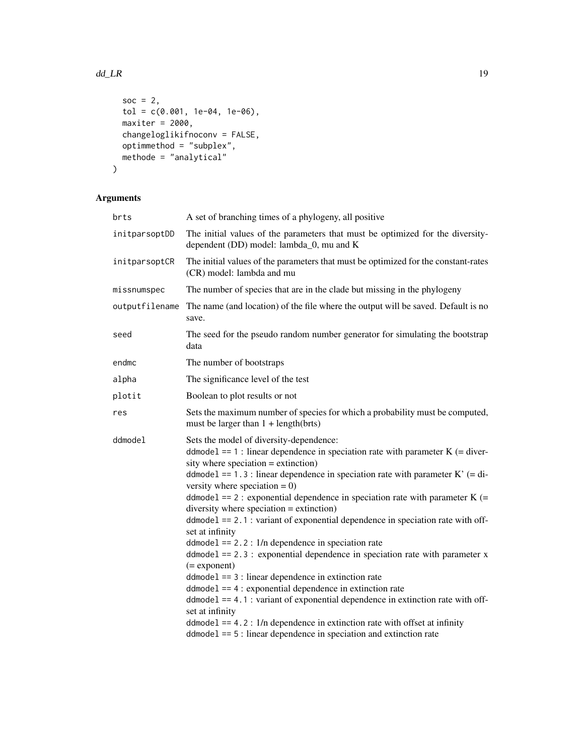```
  soc = 2,
  tol = c(0.001, 1e-04, 1e-06),
  maxiter = 2000,
  changeloglikifnoconv = FALSE,
  optimmethod = "subplex",
  methode = "analytical"
)
```

## Arguments

| Argument | Description |
|---|---|
| brts | A set of branching times of a phylogeny, all positive |
| initparsoptDD | The initial values of the parameters that must be optimized for the diversity-dependent (DD) model: lambda_0, mu and K |
| initparsoptCR | The initial values of the parameters that must be optimized for the constant-rates (CR) model: lambda and mu |
| missnumspec | The number of species that are in the clade but missing in the phylogeny |
| outputfilename | The name (and location) of the file where the output will be saved. Default is no save. |
| seed | The seed for the pseudo random number generator for simulating the bootstrap data |
| endmc | The number of bootstraps |
| alpha | The significance level of the test |
| plotit | Boolean to plot results or not |
| res | Sets the maximum number of species for which a probability must be computed, must be larger than 1 + length(brts) |
| ddmodel | Sets the model of diversity-dependence:<br>`ddmodel == 1` : linear dependence in speciation rate with parameter K (= diversity where speciation = extinction)<br>`ddmodel == 1.3` : linear dependence in speciation rate with parameter K' (= diversity where speciation = 0)<br>`ddmodel == 2` : exponential dependence in speciation rate with parameter K (= diversity where speciation = extinction)<br>`ddmodel == 2.1` : variant of exponential dependence in speciation rate with offset at infinity<br>`ddmodel == 2.2` : 1/n dependence in speciation rate<br>`ddmodel == 2.3` : exponential dependence in speciation rate with parameter x (= exponent)<br>`ddmodel == 3` : linear dependence in extinction rate<br>`ddmodel == 4` : exponential dependence in extinction rate<br>`ddmodel == 4.1` : variant of exponential dependence in extinction rate with offset at infinity<br>`ddmodel == 4.2` : 1/n dependence in extinction rate with offset at infinity<br>`ddmodel == 5` : linear dependence in speciation and extinction rate |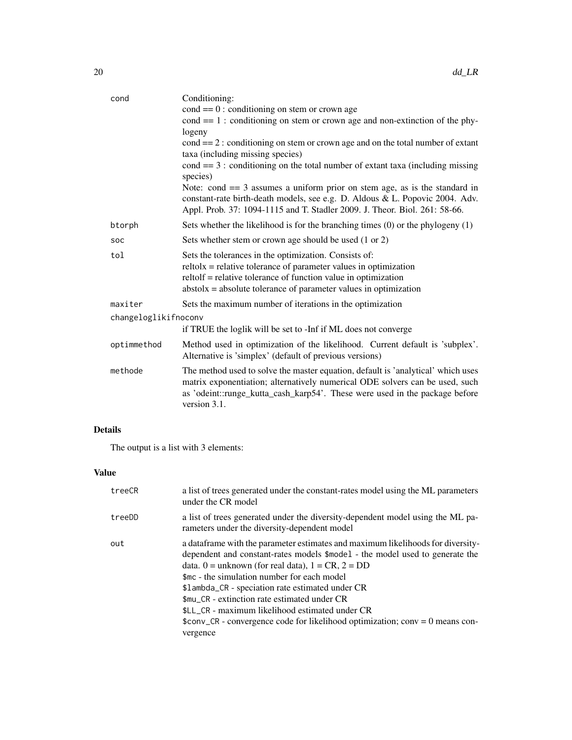| | |
|---|---|
| `cond` | Conditioning:<br>cond == 0 : conditioning on stem or crown age<br>cond == 1 : conditioning on stem or crown age and non-extinction of the phylogeny<br>cond == 2 : conditioning on stem or crown age and on the total number of extant taxa (including missing species)<br>cond == 3 : conditioning on the total number of extant taxa (including missing species)<br>Note: cond == 3 assumes a uniform prior on stem age, as is the standard in constant-rate birth-death models, see e.g. D. Aldous & L. Popovic 2004. Adv. Appl. Prob. 37: 1094-1115 and T. Stadler 2009. J. Theor. Biol. 261: 58-66. |
| `btorph` | Sets whether the likelihood is for the branching times (0) or the phylogeny (1) |
| `soc` | Sets whether stem or crown age should be used (1 or 2) |
| `tol` | Sets the tolerances in the optimization. Consists of:<br>reltolx = relative tolerance of parameter values in optimization<br>reltolf = relative tolerance of function value in optimization<br>abstolx = absolute tolerance of parameter values in optimization |
| `maxiter` | Sets the maximum number of iterations in the optimization |
| `changeloglikifnoconv` | if TRUE the loglik will be set to -Inf if ML does not converge |
| `optimmethod` | Method used in optimization of the likelihood. Current default is 'subplex'. Alternative is 'simplex' (default of previous versions) |
| `methode` | The method used to solve the master equation, default is 'analytical' which uses matrix exponentiation; alternatively numerical ODE solvers can be used, such as 'odeint::runge_kutta_cash_karp54'. These were used in the package before version 3.1. |

## Details

The output is a list with 3 elements:

## Value

| | |
|---|---|
| `treeCR` | a list of trees generated under the constant-rates model using the ML parameters under the CR model |
| `treeDD` | a list of trees generated under the diversity-dependent model using the ML parameters under the diversity-dependent model |
| `out` | a dataframe with the parameter estimates and maximum likelihoods for diversity-dependent and constant-rates models `$model` - the model used to generate the data. 0 = unknown (for real data), 1 = CR, 2 = DD<br>`$mc` - the simulation number for each model<br>`$lambda_CR` - speciation rate estimated under CR<br>`$mu_CR` - extinction rate estimated under CR<br>`$LL_CR` - maximum likelihood estimated under CR<br>`$conv_CR` - convergence code for likelihood optimization; conv = 0 means convergence |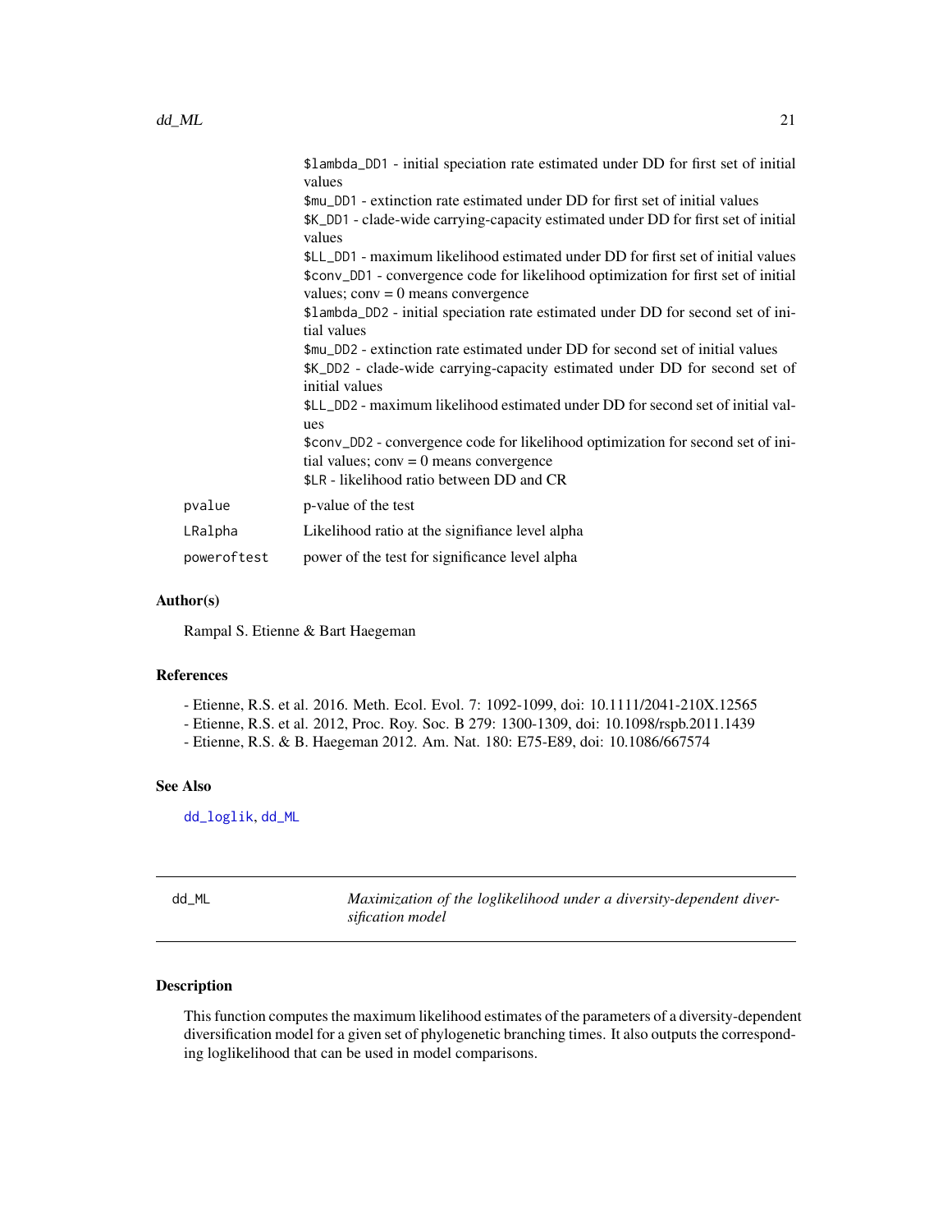| | |
|---|---|
| | $lambda_DD1 - initial speciation rate estimated under DD for first set of initial values<br>$mu_DD1 - extinction rate estimated under DD for first set of initial values<br>$K_DD1 - clade-wide carrying-capacity estimated under DD for first set of initial values<br>$LL_DD1 - maximum likelihood estimated under DD for first set of initial values<br>$conv_DD1 - convergence code for likelihood optimization for first set of initial values; conv = 0 means convergence<br>$lambda_DD2 - initial speciation rate estimated under DD for second set of initial values<br>$mu_DD2 - extinction rate estimated under DD for second set of initial values<br>$K_DD2 - clade-wide carrying-capacity estimated under DD for second set of initial values<br>$LL_DD2 - maximum likelihood estimated under DD for second set of initial values<br>$conv_DD2 - convergence code for likelihood optimization for second set of initial values; conv = 0 means convergence<br>$LR - likelihood ratio between DD and CR |
| pvalue | p-value of the test |
| LRalpha | Likelihood ratio at the signifiance level alpha |
| poweroftest | power of the test for significance level alpha |

### Author(s)

Rampal S. Etienne & Bart Haegeman

### References

- Etienne, R.S. et al. 2016. Meth. Ecol. Evol. 7: 1092-1099, doi: 10.1111/2041-210X.12565
- Etienne, R.S. et al. 2012, Proc. Roy. Soc. B 279: 1300-1309, doi: 10.1098/rspb.2011.1439
- Etienne, R.S. & B. Haegeman 2012. Am. Nat. 180: E75-E89, doi: 10.1086/667574

### See Also

dd_loglik, dd_ML

---

## dd_ML &nbsp;&nbsp;&nbsp; *Maximization of the loglikelihood under a diversity-dependent diversification model*

---

### Description

This function computes the maximum likelihood estimates of the parameters of a diversity-dependent diversification model for a given set of phylogenetic branching times. It also outputs the corresponding loglikelihood that can be used in model comparisons.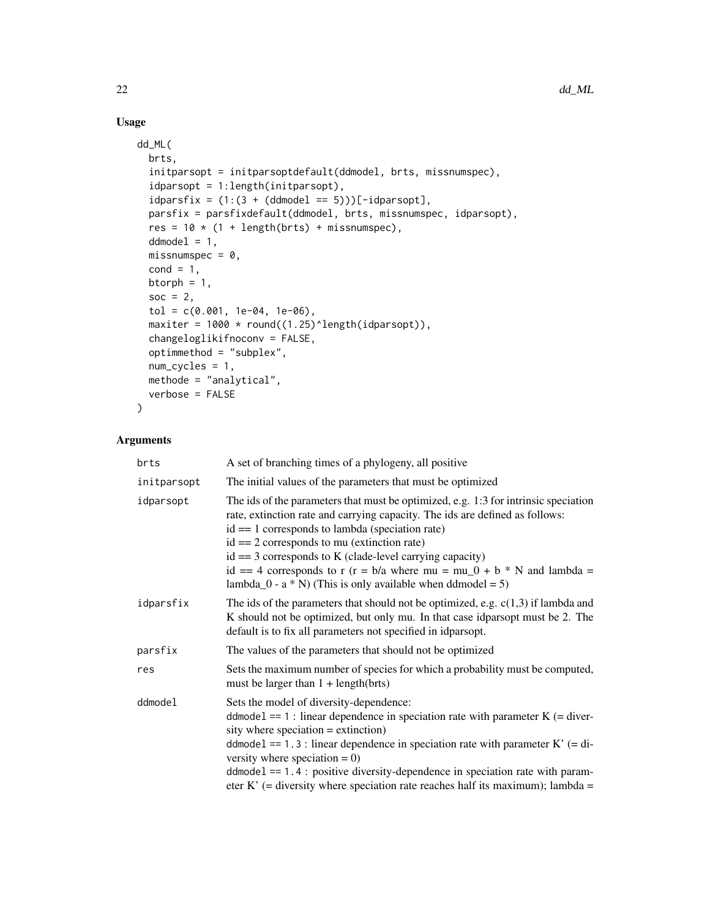## Usage

```
dd_ML(
  brts,
  initparsopt = initparsoptdefault(ddmodel, brts, missnumspec),
  idparsopt = 1:length(initparsopt),
  idparsfix = (1:(3 + (ddmodel == 5)))[-idparsopt],
  parsfix = parsfixdefault(ddmodel, brts, missnumspec, idparsopt),
  res = 10 * (1 + length(brts) + missnumspec),
  ddmodel = 1,
  missnumspec = 0,
  cond = 1,
  btorph = 1,
  soc = 2,
  tol = c(0.001, 1e-04, 1e-06),
  maxiter = 1000 * round((1.25)^length(idparsopt)),
  changeloglikifnoconv = FALSE,
  optimmethod = "subplex",
  num_cycles = 1,
  methode = "analytical",
  verbose = FALSE
)
```

## Arguments

| | |
|---|---|
| `brts` | A set of branching times of a phylogeny, all positive |
| `initparsopt` | The initial values of the parameters that must be optimized |
| `idparsopt` | The ids of the parameters that must be optimized, e.g. 1:3 for intrinsic speciation rate, extinction rate and carrying capacity. The ids are defined as follows:<br>id == 1 corresponds to lambda (speciation rate)<br>id == 2 corresponds to mu (extinction rate)<br>id == 3 corresponds to K (clade-level carrying capacity)<br>id == 4 corresponds to r (r = b/a where mu = mu_0 + b * N and lambda = lambda_0 - a * N) (This is only available when ddmodel = 5) |
| `idparsfix` | The ids of the parameters that should not be optimized, e.g. c(1,3) if lambda and K should not be optimized, but only mu. In that case idparsopt must be 2. The default is to fix all parameters not specified in idparsopt. |
| `parsfix` | The values of the parameters that should not be optimized |
| `res` | Sets the maximum number of species for which a probability must be computed, must be larger than 1 + length(brts) |
| `ddmodel` | Sets the model of diversity-dependence:<br>`ddmodel == 1` : linear dependence in speciation rate with parameter K (= diversity where speciation = extinction)<br>`ddmodel == 1.3` : linear dependence in speciation rate with parameter K' (= diversity where speciation = 0)<br>`ddmodel == 1.4` : positive diversity-dependence in speciation rate with parameter K' (= diversity where speciation rate reaches half its maximum); lambda = |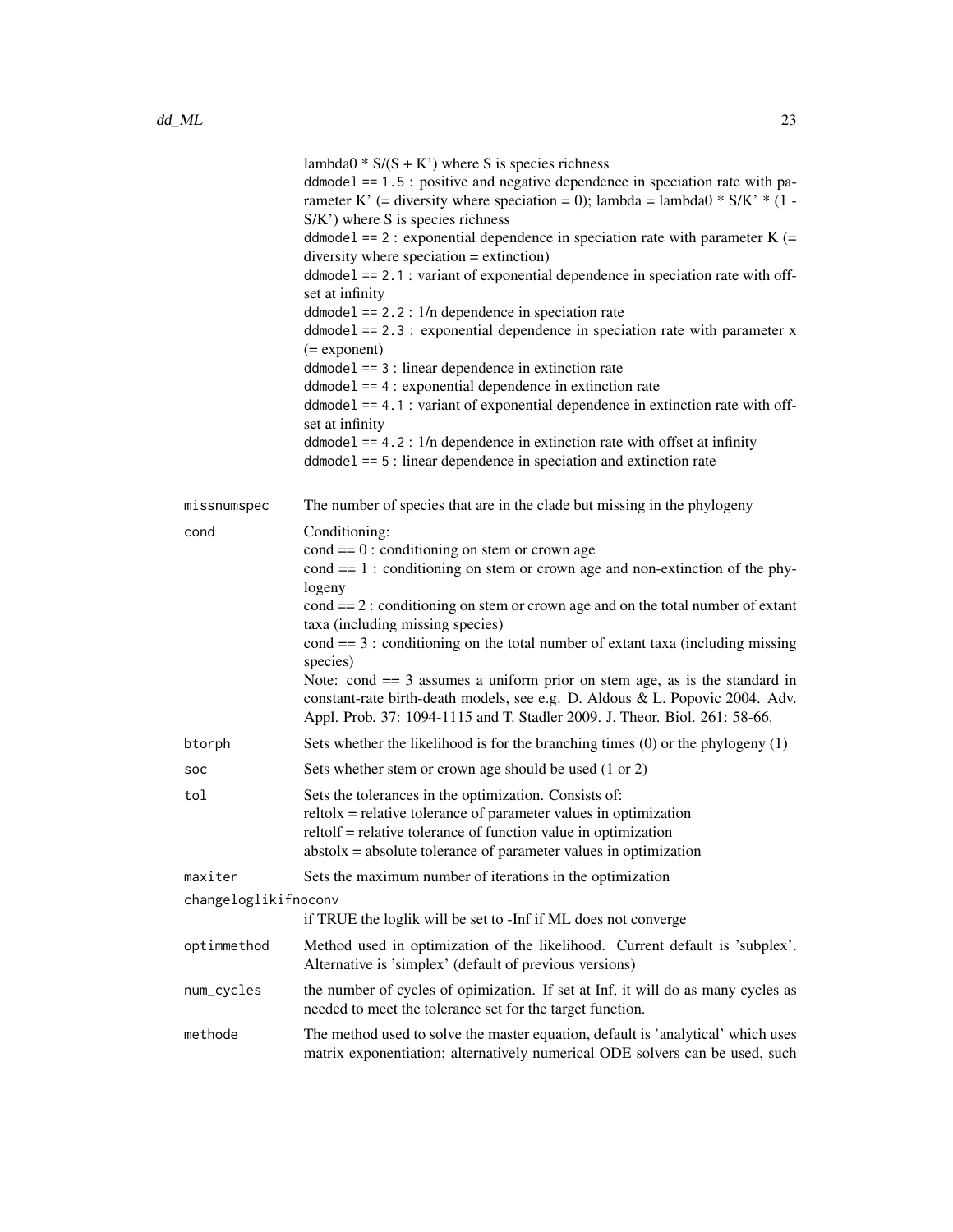| | |
|---|---|
| | lambda0 * S/(S + K') where S is species richness<br>`ddmodel == 1.5` : positive and negative dependence in speciation rate with parameter K' (= diversity where speciation = 0); lambda = lambda0 * S/K' * (1 - S/K') where S is species richness<br>`ddmodel == 2` : exponential dependence in speciation rate with parameter K (= diversity where speciation = extinction)<br>`ddmodel == 2.1` : variant of exponential dependence in speciation rate with offset at infinity<br>`ddmodel == 2.2` : 1/n dependence in speciation rate<br>`ddmodel == 2.3` : exponential dependence in speciation rate with parameter x (= exponent)<br>`ddmodel == 3` : linear dependence in extinction rate<br>`ddmodel == 4` : exponential dependence in extinction rate<br>`ddmodel == 4.1` : variant of exponential dependence in extinction rate with offset at infinity<br>`ddmodel == 4.2` : 1/n dependence in extinction rate with offset at infinity<br>`ddmodel == 5` : linear dependence in speciation and extinction rate |
| `missnumspec` | The number of species that are in the clade but missing in the phylogeny |
| `cond` | Conditioning:<br>cond == 0 : conditioning on stem or crown age<br>cond == 1 : conditioning on stem or crown age and non-extinction of the phylogeny<br>cond == 2 : conditioning on stem or crown age and on the total number of extant taxa (including missing species)<br>cond == 3 : conditioning on the total number of extant taxa (including missing species)<br>Note: cond == 3 assumes a uniform prior on stem age, as is the standard in constant-rate birth-death models, see e.g. D. Aldous & L. Popovic 2004. Adv. Appl. Prob. 37: 1094-1115 and T. Stadler 2009. J. Theor. Biol. 261: 58-66. |
| `btorph` | Sets whether the likelihood is for the branching times (0) or the phylogeny (1) |
| `soc` | Sets whether stem or crown age should be used (1 or 2) |
| `tol` | Sets the tolerances in the optimization. Consists of:<br>reltolx = relative tolerance of parameter values in optimization<br>reltolf = relative tolerance of function value in optimization<br>abstolx = absolute tolerance of parameter values in optimization |
| `maxiter` | Sets the maximum number of iterations in the optimization |
| `changeloglikifnoconv` | if TRUE the loglik will be set to -Inf if ML does not converge |
| `optimmethod` | Method used in optimization of the likelihood. Current default is 'subplex'. Alternative is 'simplex' (default of previous versions) |
| `num_cycles` | the number of cycles of opimization. If set at Inf, it will do as many cycles as needed to meet the tolerance set for the target function. |
| `methode` | The method used to solve the master equation, default is 'analytical' which uses matrix exponentiation; alternatively numerical ODE solvers can be used, such |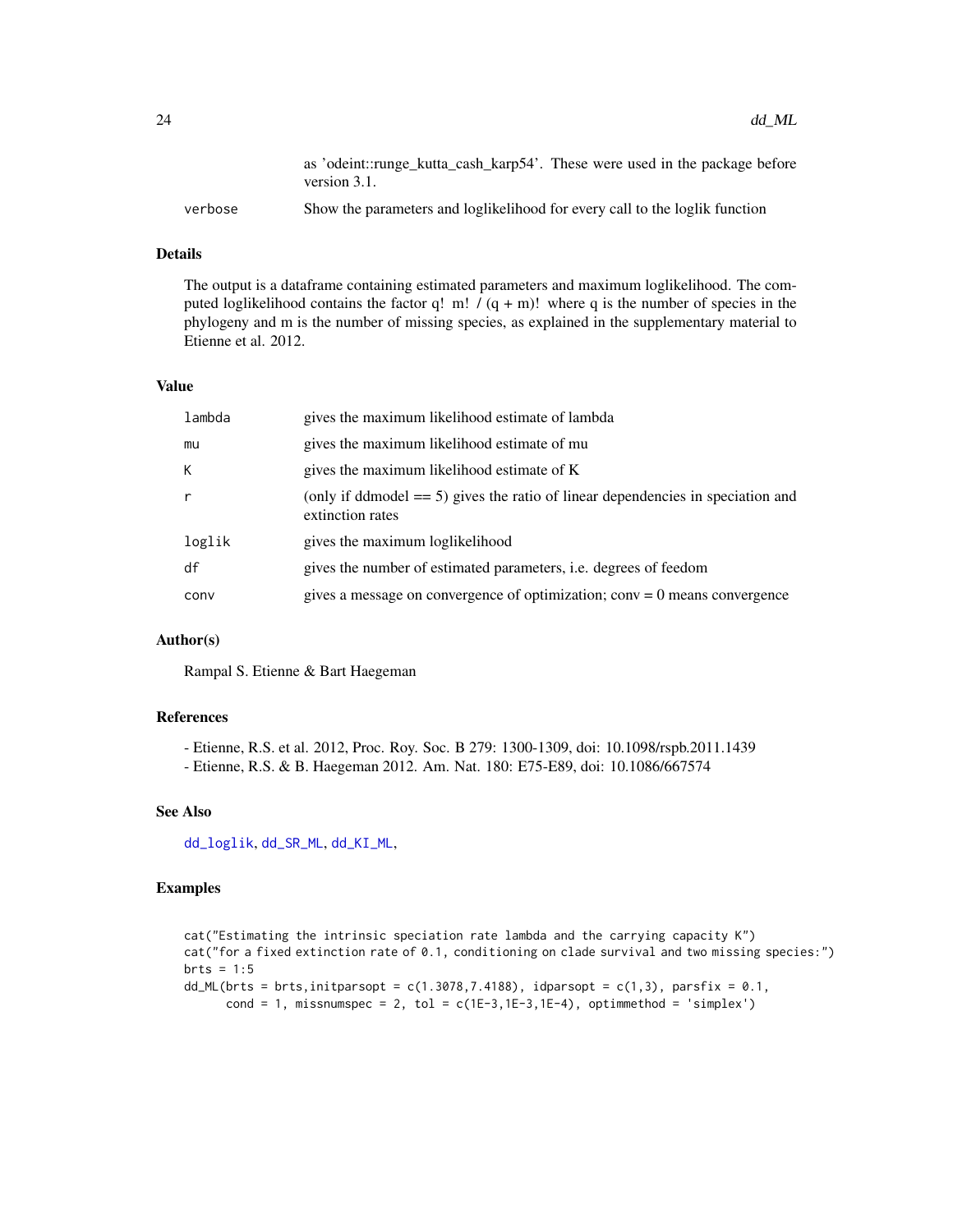as 'odeint::runge_kutta_cash_karp54'. These were used in the package before version 3.1.

| | |
|---|---|
| verbose | Show the parameters and loglikelihood for every call to the loglik function |

## Details

The output is a dataframe containing estimated parameters and maximum loglikelihood. The computed loglikelihood contains the factor q! m! / (q + m)! where q is the number of species in the phylogeny and m is the number of missing species, as explained in the supplementary material to Etienne et al. 2012.

## Value

| | |
|---|---|
| lambda | gives the maximum likelihood estimate of lambda |
| mu | gives the maximum likelihood estimate of mu |
| K | gives the maximum likelihood estimate of K |
| r | (only if ddmodel == 5) gives the ratio of linear dependencies in speciation and extinction rates |
| loglik | gives the maximum loglikelihood |
| df | gives the number of estimated parameters, i.e. degrees of feedom |
| conv | gives a message on convergence of optimization; conv = 0 means convergence |

## Author(s)

Rampal S. Etienne & Bart Haegeman

## References

- Etienne, R.S. et al. 2012, Proc. Roy. Soc. B 279: 1300-1309, doi: 10.1098/rspb.2011.1439
- Etienne, R.S. & B. Haegeman 2012. Am. Nat. 180: E75-E89, doi: 10.1086/667574

## See Also

dd_loglik, dd_SR_ML, dd_KI_ML,

## Examples

```
cat("Estimating the intrinsic speciation rate lambda and the carrying capacity K")
cat("for a fixed extinction rate of 0.1, conditioning on clade survival and two missing species:")
brts = 1:5
dd_ML(brts = brts,initparsopt = c(1.3078,7.4188), idparsopt = c(1,3), parsfix = 0.1,
      cond = 1, missnumspec = 2, tol = c(1E-3,1E-3,1E-4), optimmethod = 'simplex')
```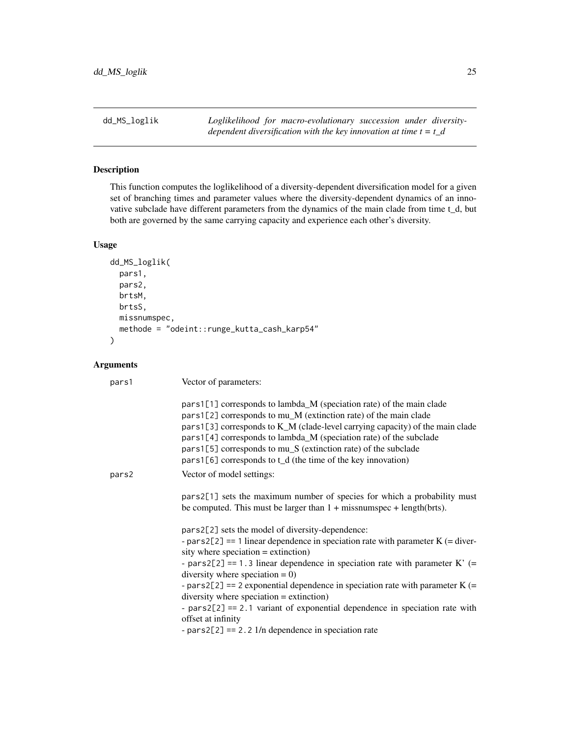## dd_MS_loglik

*Loglikelihood for macro-evolutionary succession under diversity-dependent diversification with the key innovation at time t = t_d*

### Description

This function computes the loglikelihood of a diversity-dependent diversification model for a given set of branching times and parameter values where the diversity-dependent dynamics of an innovative subclade have different parameters from the dynamics of the main clade from time t_d, but both are governed by the same carrying capacity and experience each other's diversity.

### Usage

```
dd_MS_loglik(
  pars1,
  pars2,
  brtsM,
  brtsS,
  missnumspec,
  methode = "odeint::runge_kutta_cash_karp54"
)
```

### Arguments

**pars1** Vector of parameters:

`pars1[1]` corresponds to lambda_M (speciation rate) of the main clade
`pars1[2]` corresponds to mu_M (extinction rate) of the main clade
`pars1[3]` corresponds to K_M (clade-level carrying capacity) of the main clade
`pars1[4]` corresponds to lambda_M (speciation rate) of the subclade
`pars1[5]` corresponds to mu_S (extinction rate) of the subclade
`pars1[6]` corresponds to t_d (the time of the key innovation)

**pars2** Vector of model settings:

`pars2[1]` sets the maximum number of species for which a probability must be computed. This must be larger than 1 + missnumspec + length(brts).

`pars2[2]` sets the model of diversity-dependence:
- `pars2[2] == 1` linear dependence in speciation rate with parameter K (= diversity where speciation = extinction)
- `pars2[2] == 1.3` linear dependence in speciation rate with parameter K' (= diversity where speciation = 0)
- `pars2[2] == 2` exponential dependence in speciation rate with parameter K (= diversity where speciation = extinction)
- `pars2[2] == 2.1` variant of exponential dependence in speciation rate with offset at infinity
- `pars2[2] == 2.2` 1/n dependence in speciation rate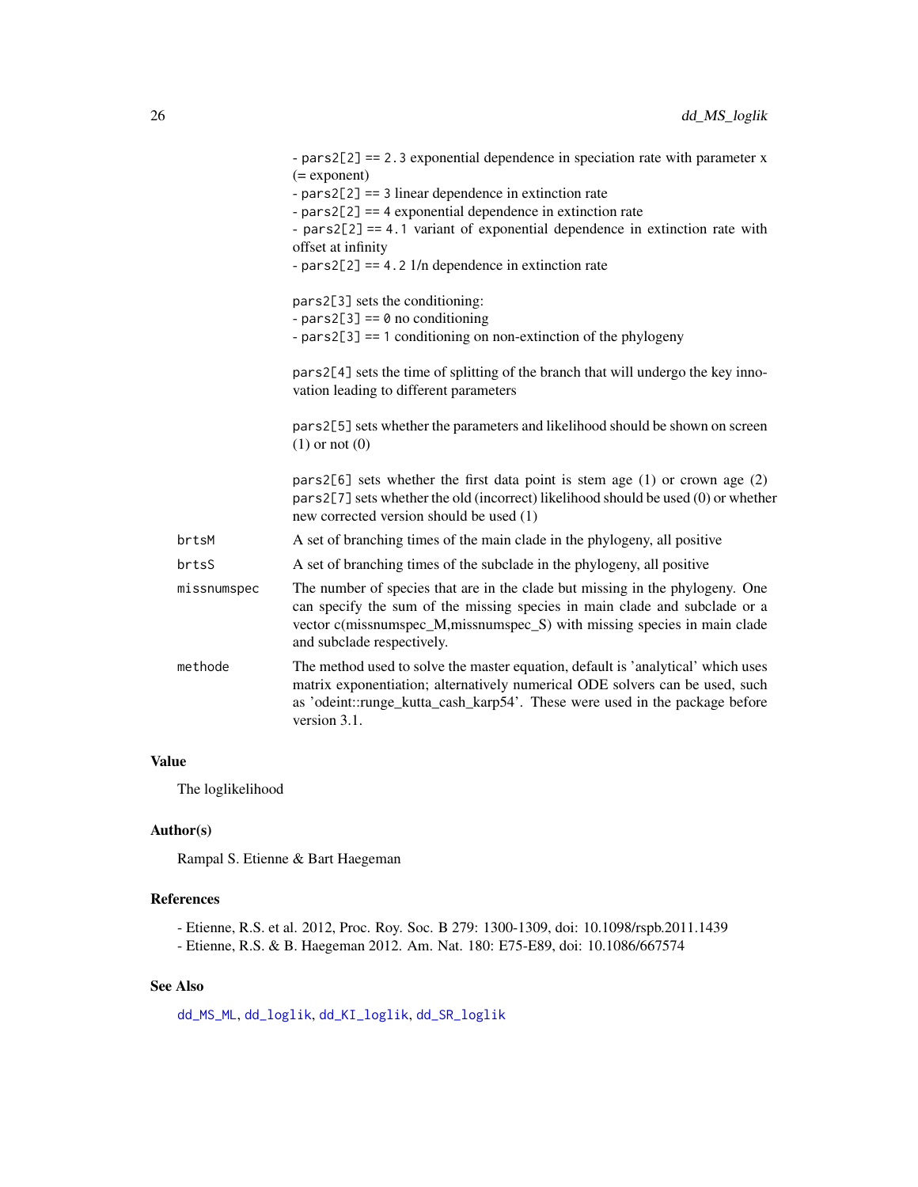- pars2[2] == 2.3 exponential dependence in speciation rate with parameter x (= exponent)
- pars2[2] == 3 linear dependence in extinction rate
- pars2[2] == 4 exponential dependence in extinction rate
- pars2[2] == 4.1 variant of exponential dependence in extinction rate with offset at infinity
- pars2[2] == 4.2 1/n dependence in extinction rate

pars2[3] sets the conditioning:
- pars2[3] == 0 no conditioning
- pars2[3] == 1 conditioning on non-extinction of the phylogeny

pars2[4] sets the time of splitting of the branch that will undergo the key innovation leading to different parameters

pars2[5] sets whether the parameters and likelihood should be shown on screen (1) or not (0)

pars2[6] sets whether the first data point is stem age (1) or crown age (2)
pars2[7] sets whether the old (incorrect) likelihood should be used (0) or whether new corrected version should be used (1)

| | |
|---|---|
| brtsM | A set of branching times of the main clade in the phylogeny, all positive |
| brtsS | A set of branching times of the subclade in the phylogeny, all positive |
| missnumspec | The number of species that are in the clade but missing in the phylogeny. One can specify the sum of the missing species in main clade and subclade or a vector c(missnumspec_M,missnumspec_S) with missing species in main clade and subclade respectively. |
| methode | The method used to solve the master equation, default is 'analytical' which uses matrix exponentiation; alternatively numerical ODE solvers can be used, such as 'odeint::runge_kutta_cash_karp54'. These were used in the package before version 3.1. |

## Value

The loglikelihood

## Author(s)

Rampal S. Etienne & Bart Haegeman

## References

- Etienne, R.S. et al. 2012, Proc. Roy. Soc. B 279: 1300-1309, doi: 10.1098/rspb.2011.1439
- Etienne, R.S. & B. Haegeman 2012. Am. Nat. 180: E75-E89, doi: 10.1086/667574

## See Also

dd_MS_ML, dd_loglik, dd_KI_loglik, dd_SR_loglik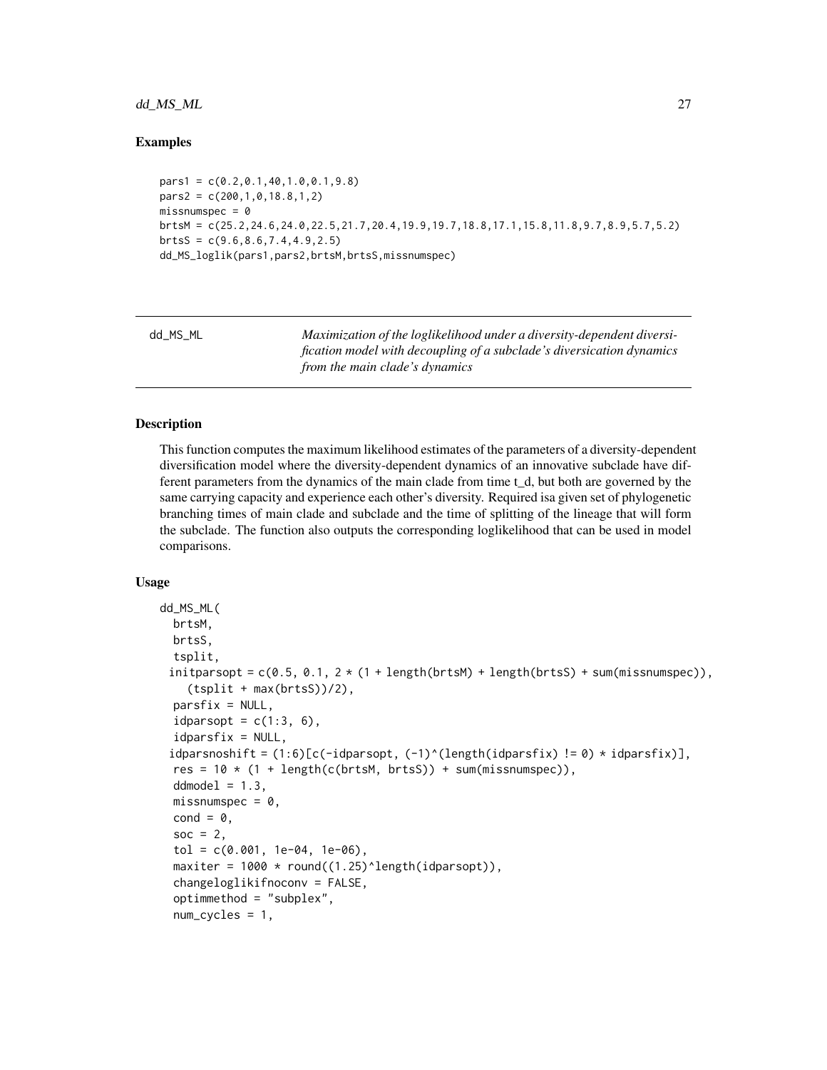## Examples

```
pars1 = c(0.2,0.1,40,1.0,0.1,9.8)
pars2 = c(200,1,0,18.8,1,2)
missnumspec = 0
brtsM = c(25.2,24.6,24.0,22.5,21.7,20.4,19.9,19.7,18.8,17.1,15.8,11.8,9.7,8.9,5.7,5.2)
brtsS = c(9.6,8.6,7.4,4.9,2.5)
dd_MS_loglik(pars1,pars2,brtsM,brtsS,missnumspec)
```

---

# dd_MS_ML

*Maximization of the loglikelihood under a diversity-dependent diversification model with decoupling of a subclade's diversication dynamics from the main clade's dynamics*

---

## Description

This function computes the maximum likelihood estimates of the parameters of a diversity-dependent diversification model where the diversity-dependent dynamics of an innovative subclade have different parameters from the dynamics of the main clade from time t_d, but both are governed by the same carrying capacity and experience each other's diversity. Required isa given set of phylogenetic branching times of main clade and subclade and the time of splitting of the lineage that will form the subclade. The function also outputs the corresponding loglikelihood that can be used in model comparisons.

## Usage

```
dd_MS_ML(
  brtsM,
  brtsS,
  tsplit,
 initparsopt = c(0.5, 0.1, 2 * (1 + length(brtsM) + length(brtsS) + sum(missnumspec)),
    (tsplit + max(brtsS))/2),
  parsfix = NULL,
  idparsopt = c(1:3, 6),
  idparsfix = NULL,
 idparsnoshift = (1:6)[c(-idparsopt, (-1)^(length(idparsfix) != 0) * idparsfix)],
  res = 10 * (1 + length(c(brtsM, brtsS)) + sum(missnumspec)),
  ddmodel = 1.3,
  missnumspec = 0,
  cond = 0,
  soc = 2,
  tol = c(0.001, 1e-04, 1e-06),
  maxiter = 1000 * round((1.25)^length(idparsopt)),
  changeloglikifnoconv = FALSE,
  optimmethod = "subplex",
  num_cycles = 1,
```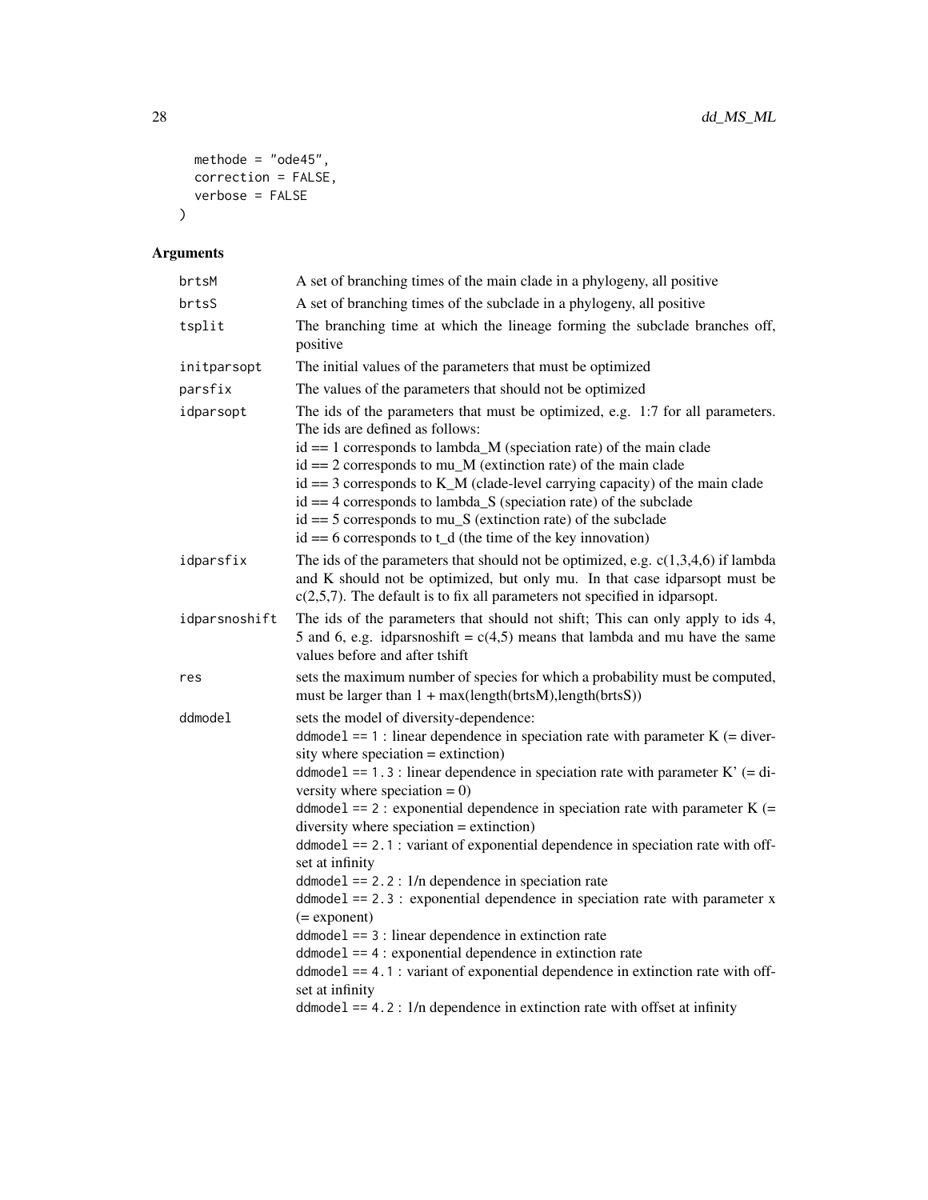```
  methode = "ode45",
  correction = FALSE,
  verbose = FALSE
)
```

## Arguments

| | |
|---|---|
| brtsM | A set of branching times of the main clade in a phylogeny, all positive |
| brtsS | A set of branching times of the subclade in a phylogeny, all positive |
| tsplit | The branching time at which the lineage forming the subclade branches off, positive |
| initparsopt | The initial values of the parameters that must be optimized |
| parsfix | The values of the parameters that should not be optimized |
| idparsopt | The ids of the parameters that must be optimized, e.g. 1:7 for all parameters. The ids are defined as follows:<br>id == 1 corresponds to lambda_M (speciation rate) of the main clade<br>id == 2 corresponds to mu_M (extinction rate) of the main clade<br>id == 3 corresponds to K_M (clade-level carrying capacity) of the main clade<br>id == 4 corresponds to lambda_S (speciation rate) of the subclade<br>id == 5 corresponds to mu_S (extinction rate) of the subclade<br>id == 6 corresponds to t_d (the time of the key innovation) |
| idparsfix | The ids of the parameters that should not be optimized, e.g. c(1,3,4,6) if lambda and K should not be optimized, but only mu. In that case idparsopt must be c(2,5,7). The default is to fix all parameters not specified in idparsopt. |
| idparsnoshift | The ids of the parameters that should not shift; This can only apply to ids 4, 5 and 6, e.g. idparsnoshift = c(4,5) means that lambda and mu have the same values before and after tshift |
| res | sets the maximum number of species for which a probability must be computed, must be larger than 1 + max(length(brtsM),length(brtsS)) |
| ddmodel | sets the model of diversity-dependence:<br>`ddmodel == 1` : linear dependence in speciation rate with parameter K (= diversity where speciation = extinction)<br>`ddmodel == 1.3` : linear dependence in speciation rate with parameter K' (= diversity where speciation = 0)<br>`ddmodel == 2` : exponential dependence in speciation rate with parameter K (= diversity where speciation = extinction)<br>`ddmodel == 2.1` : variant of exponential dependence in speciation rate with offset at infinity<br>`ddmodel == 2.2` : 1/n dependence in speciation rate<br>`ddmodel == 2.3` : exponential dependence in speciation rate with parameter x (= exponent)<br>`ddmodel == 3` : linear dependence in extinction rate<br>`ddmodel == 4` : exponential dependence in extinction rate<br>`ddmodel == 4.1` : variant of exponential dependence in extinction rate with offset at infinity<br>`ddmodel == 4.2` : 1/n dependence in extinction rate with offset at infinity |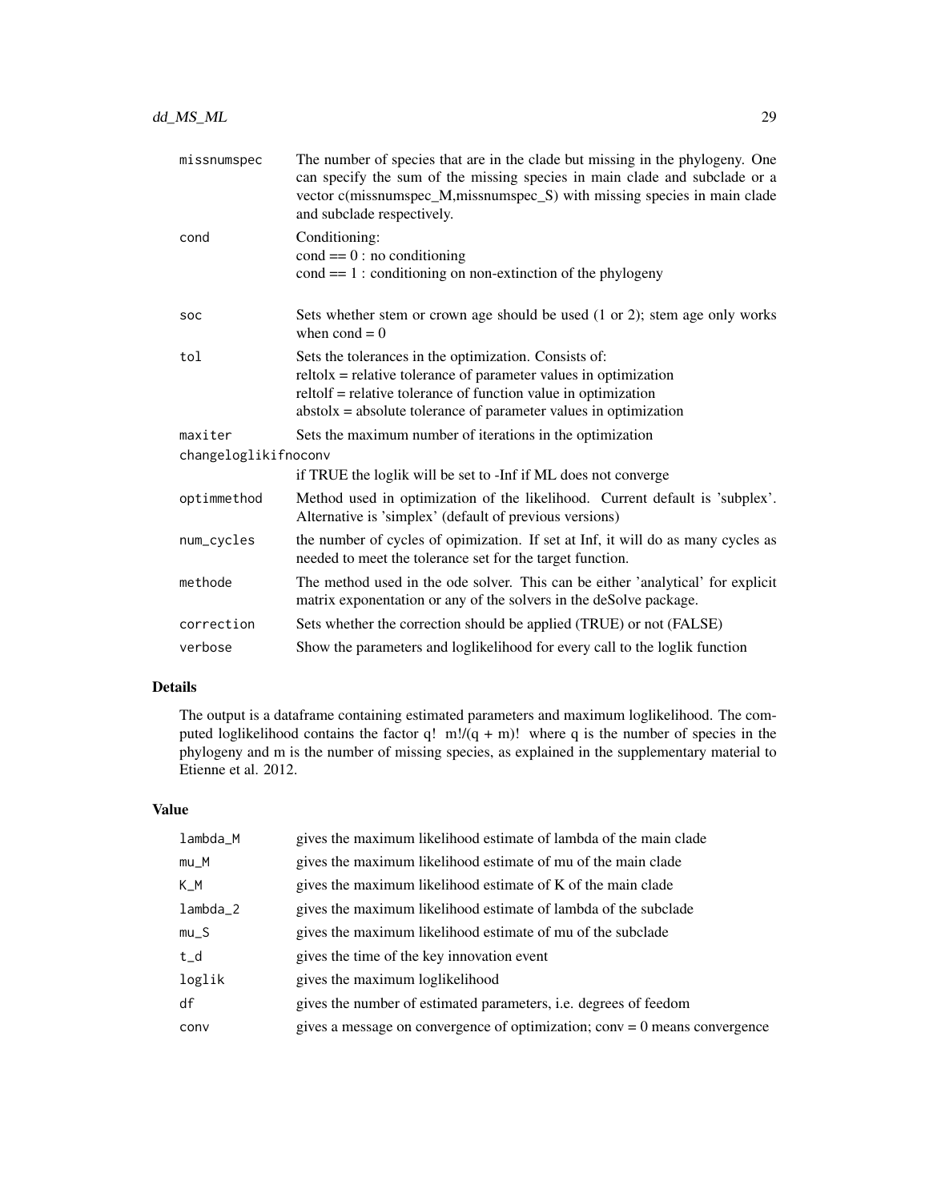| | |
|---|---|
| missnumspec | The number of species that are in the clade but missing in the phylogeny. One can specify the sum of the missing species in main clade and subclade or a vector c(missnumspec_M,missnumspec_S) with missing species in main clade and subclade respectively. |
| cond | Conditioning:<br>cond == 0 : no conditioning<br>cond == 1 : conditioning on non-extinction of the phylogeny |
| soc | Sets whether stem or crown age should be used (1 or 2); stem age only works when cond = 0 |
| tol | Sets the tolerances in the optimization. Consists of:<br>reltolx = relative tolerance of parameter values in optimization<br>reltolf = relative tolerance of function value in optimization<br>abstolx = absolute tolerance of parameter values in optimization |
| maxiter | Sets the maximum number of iterations in the optimization |
| changeloglikifnoconv | if TRUE the loglik will be set to -Inf if ML does not converge |
| optimmethod | Method used in optimization of the likelihood. Current default is 'subplex'. Alternative is 'simplex' (default of previous versions) |
| num_cycles | the number of cycles of opimization. If set at Inf, it will do as many cycles as needed to meet the tolerance set for the target function. |
| methode | The method used in the ode solver. This can be either 'analytical' for explicit matrix exponentation or any of the solvers in the deSolve package. |
| correction | Sets whether the correction should be applied (TRUE) or not (FALSE) |
| verbose | Show the parameters and loglikelihood for every call to the loglik function |

## Details

The output is a dataframe containing estimated parameters and maximum loglikelihood. The computed loglikelihood contains the factor q! m!/(q + m)! where q is the number of species in the phylogeny and m is the number of missing species, as explained in the supplementary material to Etienne et al. 2012.

## Value

| | |
|---|---|
| lambda_M | gives the maximum likelihood estimate of lambda of the main clade |
| mu_M | gives the maximum likelihood estimate of mu of the main clade |
| K_M | gives the maximum likelihood estimate of K of the main clade |
| lambda_2 | gives the maximum likelihood estimate of lambda of the subclade |
| mu_S | gives the maximum likelihood estimate of mu of the subclade |
| t_d | gives the time of the key innovation event |
| loglik | gives the maximum loglikelihood |
| df | gives the number of estimated parameters, i.e. degrees of feedom |
| conv | gives a message on convergence of optimization; conv = 0 means convergence |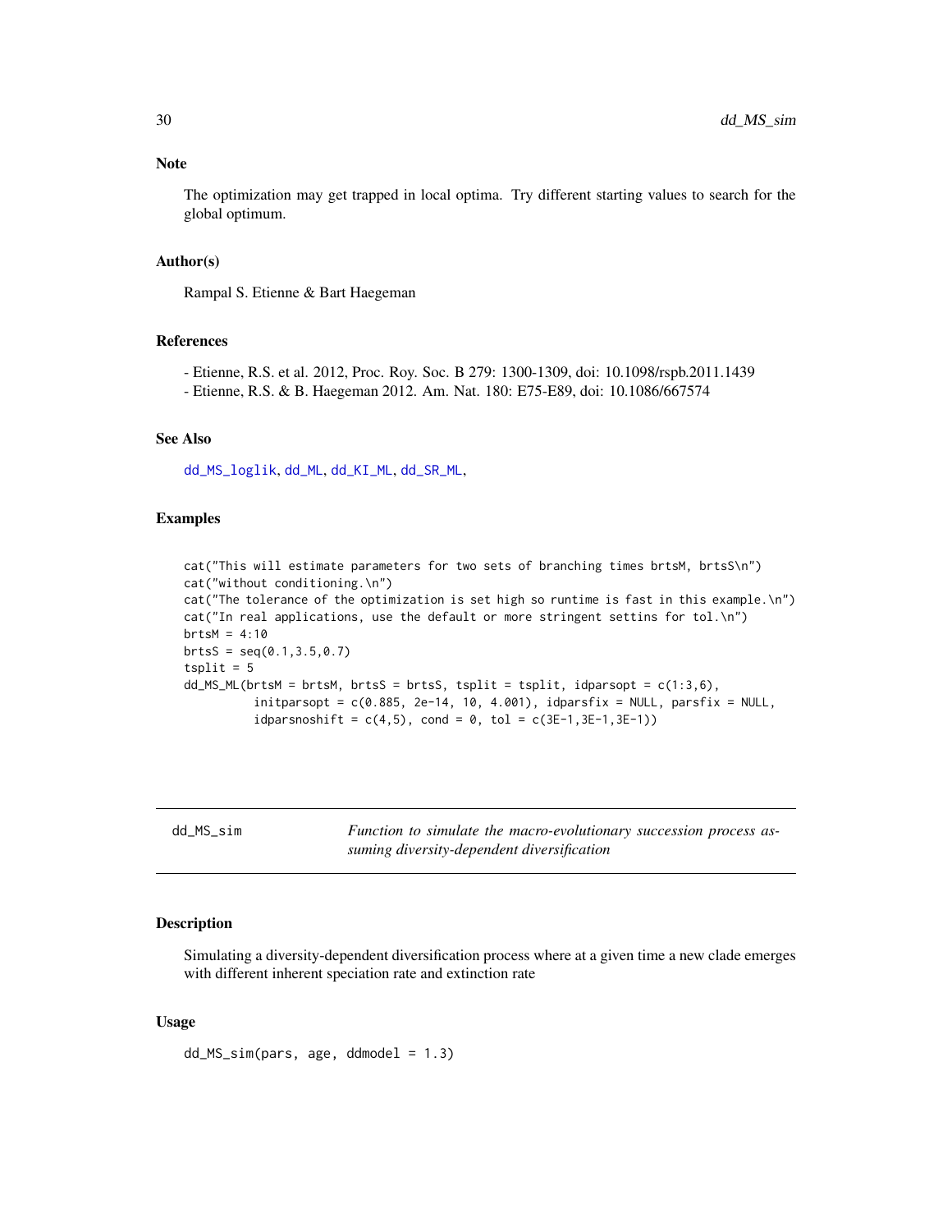### Note

The optimization may get trapped in local optima. Try different starting values to search for the global optimum.

### Author(s)

Rampal S. Etienne & Bart Haegeman

### References

- Etienne, R.S. et al. 2012, Proc. Roy. Soc. B 279: 1300-1309, doi: 10.1098/rspb.2011.1439
- Etienne, R.S. & B. Haegeman 2012. Am. Nat. 180: E75-E89, doi: 10.1086/667574

### See Also

dd_MS_loglik, dd_ML, dd_KI_ML, dd_SR_ML,

### Examples

```
cat("This will estimate parameters for two sets of branching times brtsM, brtsS\n")
cat("without conditioning.\n")
cat("The tolerance of the optimization is set high so runtime is fast in this example.\n")
cat("In real applications, use the default or more stringent settins for tol.\n")
brtsM = 4:10
brtsS = seq(0.1,3.5,0.7)
tsplit = 5
dd_MS_ML(brtsM = brtsM, brtsS = brtsS, tsplit = tsplit, idparsopt = c(1:3,6),
          initparsopt = c(0.885, 2e-14, 10, 4.001), idparsfix = NULL, parsfix = NULL,
          idparsnoshift = c(4,5), cond = 0, tol = c(3E-1,3E-1,3E-1))
```

---

## dd_MS_sim — *Function to simulate the macro-evolutionary succession process assuming diversity-dependent diversification*

### Description

Simulating a diversity-dependent diversification process where at a given time a new clade emerges with different inherent speciation rate and extinction rate

### Usage

```
dd_MS_sim(pars, age, ddmodel = 1.3)
```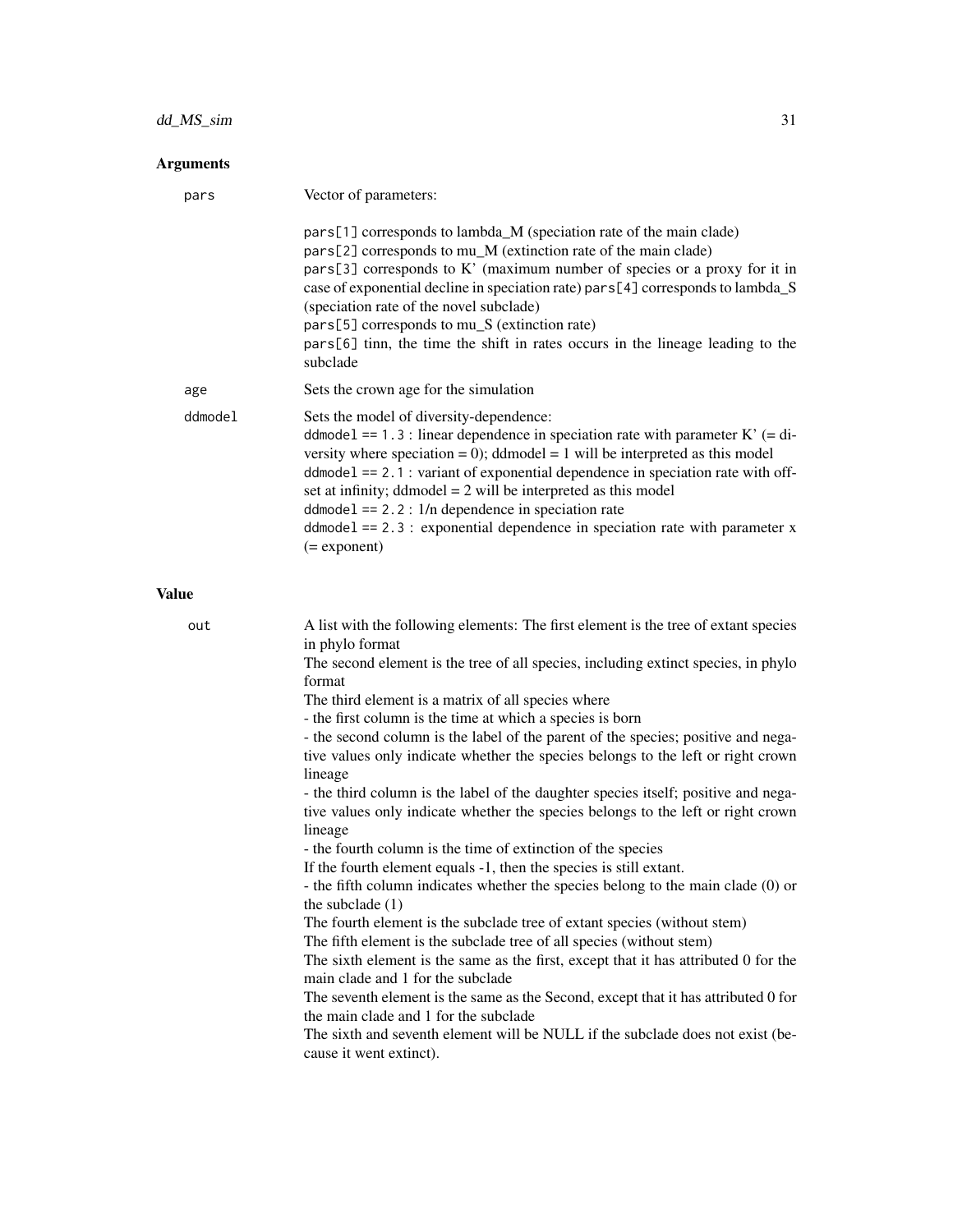## Arguments

**pars** Vector of parameters:

`pars[1]` corresponds to lambda_M (speciation rate of the main clade)
`pars[2]` corresponds to mu_M (extinction rate of the main clade)
`pars[3]` corresponds to K' (maximum number of species or a proxy for it in case of exponential decline in speciation rate) `pars[4]` corresponds to lambda_S (speciation rate of the novel subclade)
`pars[5]` corresponds to mu_S (extinction rate)
`pars[6]` tinn, the time the shift in rates occurs in the lineage leading to the subclade

**age** Sets the crown age for the simulation

**ddmodel** Sets the model of diversity-dependence:
`ddmodel == 1.3` : linear dependence in speciation rate with parameter K' (= diversity where speciation = 0); ddmodel = 1 will be interpreted as this model
`ddmodel == 2.1` : variant of exponential dependence in speciation rate with offset at infinity; ddmodel = 2 will be interpreted as this model
`ddmodel == 2.2` : 1/n dependence in speciation rate
`ddmodel == 2.3` : exponential dependence in speciation rate with parameter x (= exponent)

## Value

**out** A list with the following elements: The first element is the tree of extant species in phylo format
The second element is the tree of all species, including extinct species, in phylo format
The third element is a matrix of all species where
- the first column is the time at which a species is born
- the second column is the label of the parent of the species; positive and negative values only indicate whether the species belongs to the left or right crown lineage
- the third column is the label of the daughter species itself; positive and negative values only indicate whether the species belongs to the left or right crown lineage
- the fourth column is the time of extinction of the species
If the fourth element equals -1, then the species is still extant.
- the fifth column indicates whether the species belong to the main clade (0) or the subclade (1)
The fourth element is the subclade tree of extant species (without stem)
The fifth element is the subclade tree of all species (without stem)
The sixth element is the same as the first, except that it has attributed 0 for the main clade and 1 for the subclade
The seventh element is the same as the Second, except that it has attributed 0 for the main clade and 1 for the subclade
The sixth and seventh element will be NULL if the subclade does not exist (because it went extinct).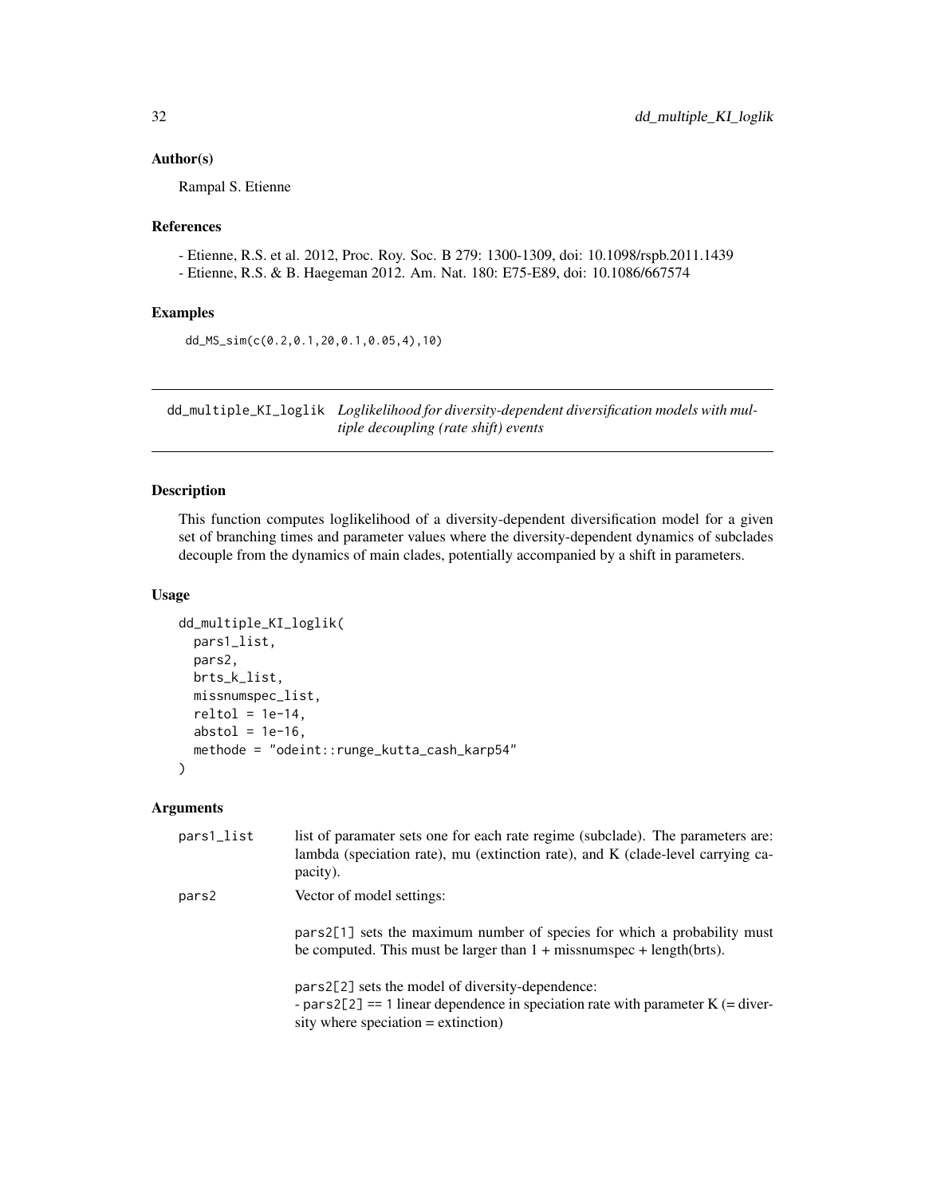### Author(s)

Rampal S. Etienne

### References

- Etienne, R.S. et al. 2012, Proc. Roy. Soc. B 279: 1300-1309, doi: 10.1098/rspb.2011.1439
- Etienne, R.S. & B. Haegeman 2012. Am. Nat. 180: E75-E89, doi: 10.1086/667574

### Examples

```
dd_MS_sim(c(0.2,0.1,20,0.1,0.05,4),10)
```

---

## dd_multiple_KI_loglik *Loglikelihood for diversity-dependent diversification models with multiple decoupling (rate shift) events*

---

### Description

This function computes loglikelihood of a diversity-dependent diversification model for a given set of branching times and parameter values where the diversity-dependent dynamics of subclades decouple from the dynamics of main clades, potentially accompanied by a shift in parameters.

### Usage

```
dd_multiple_KI_loglik(
  pars1_list,
  pars2,
  brts_k_list,
  missnumspec_list,
  reltol = 1e-14,
  abstol = 1e-16,
  methode = "odeint::runge_kutta_cash_karp54"
)
```

### Arguments

| | |
|---|---|
| pars1_list | list of paramater sets one for each rate regime (subclade). The parameters are: lambda (speciation rate), mu (extinction rate), and K (clade-level carrying capacity). |
| pars2 | Vector of model settings:<br><br>pars2[1] sets the maximum number of species for which a probability must be computed. This must be larger than 1 + missnumspec + length(brts).<br><br>pars2[2] sets the model of diversity-dependence:<br>- pars2[2] == 1 linear dependence in speciation rate with parameter K (= diversity where speciation = extinction) |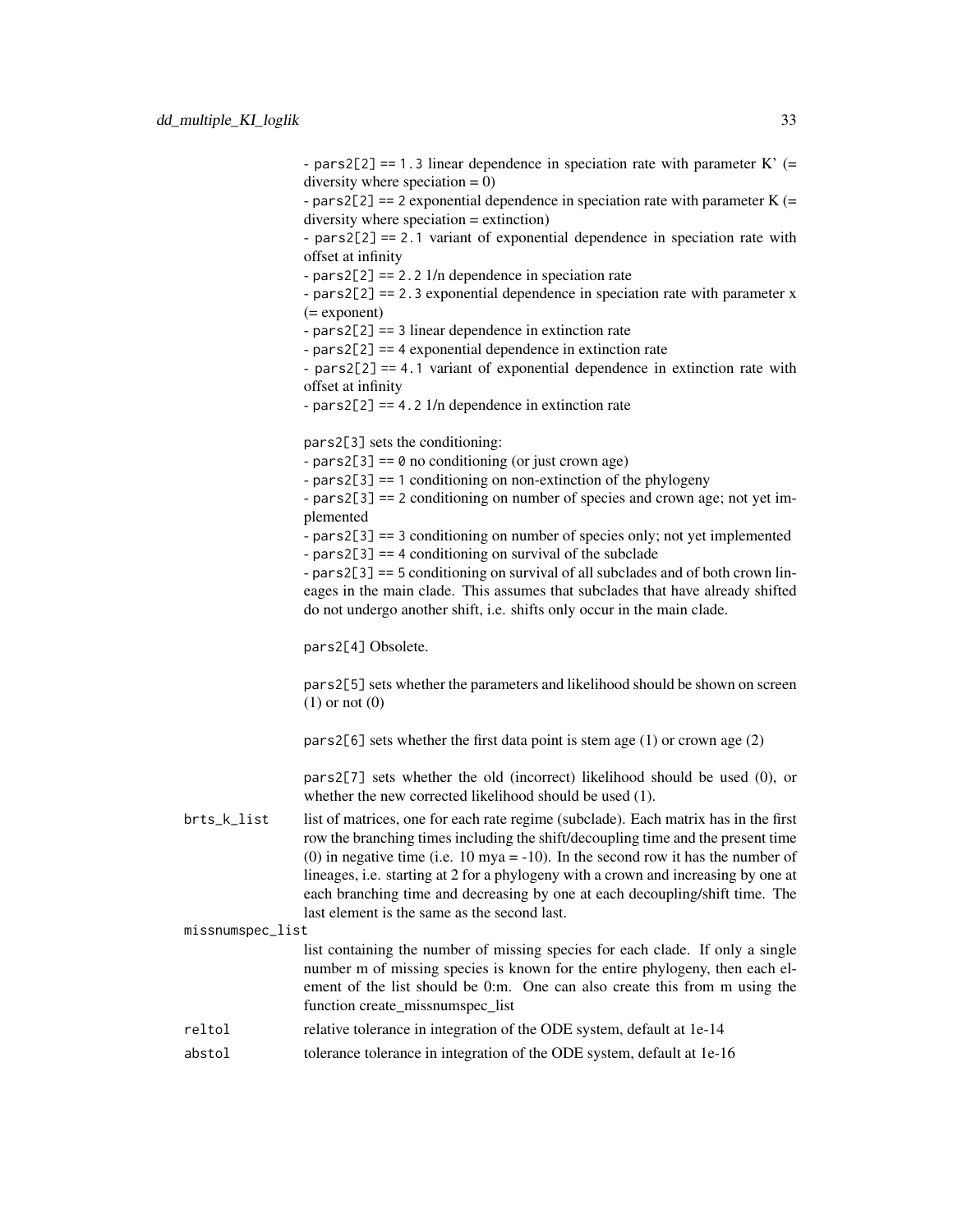- pars2[2] == 1.3 linear dependence in speciation rate with parameter K' (= diversity where speciation = 0)
- pars2[2] == 2 exponential dependence in speciation rate with parameter K (= diversity where speciation = extinction)
- pars2[2] == 2.1 variant of exponential dependence in speciation rate with offset at infinity
- pars2[2] == 2.2 1/n dependence in speciation rate
- pars2[2] == 2.3 exponential dependence in speciation rate with parameter x (= exponent)
- pars2[2] == 3 linear dependence in extinction rate
- pars2[2] == 4 exponential dependence in extinction rate
- pars2[2] == 4.1 variant of exponential dependence in extinction rate with offset at infinity
- pars2[2] == 4.2 1/n dependence in extinction rate

pars2[3] sets the conditioning:
- pars2[3] == 0 no conditioning (or just crown age)
- pars2[3] == 1 conditioning on non-extinction of the phylogeny
- pars2[3] == 2 conditioning on number of species and crown age; not yet implemented
- pars2[3] == 3 conditioning on number of species only; not yet implemented
- pars2[3] == 4 conditioning on survival of the subclade
- pars2[3] == 5 conditioning on survival of all subclades and of both crown lineages in the main clade. This assumes that subclades that have already shifted do not undergo another shift, i.e. shifts only occur in the main clade.

pars2[4] Obsolete.

pars2[5] sets whether the parameters and likelihood should be shown on screen (1) or not (0)

pars2[6] sets whether the first data point is stem age (1) or crown age (2)

pars2[7] sets whether the old (incorrect) likelihood should be used (0), or whether the new corrected likelihood should be used (1).

brts_k_list
: list of matrices, one for each rate regime (subclade). Each matrix has in the first row the branching times including the shift/decoupling time and the present time (0) in negative time (i.e. 10 mya = -10). In the second row it has the number of lineages, i.e. starting at 2 for a phylogeny with a crown and increasing by one at each branching time and decreasing by one at each decoupling/shift time. The last element is the same as the second last.

missnumspec_list
: list containing the number of missing species for each clade. If only a single number m of missing species is known for the entire phylogeny, then each element of the list should be 0:m. One can also create this from m using the function create_missnumspec_list

reltol
: relative tolerance in integration of the ODE system, default at 1e-14

abstol
: tolerance tolerance in integration of the ODE system, default at 1e-16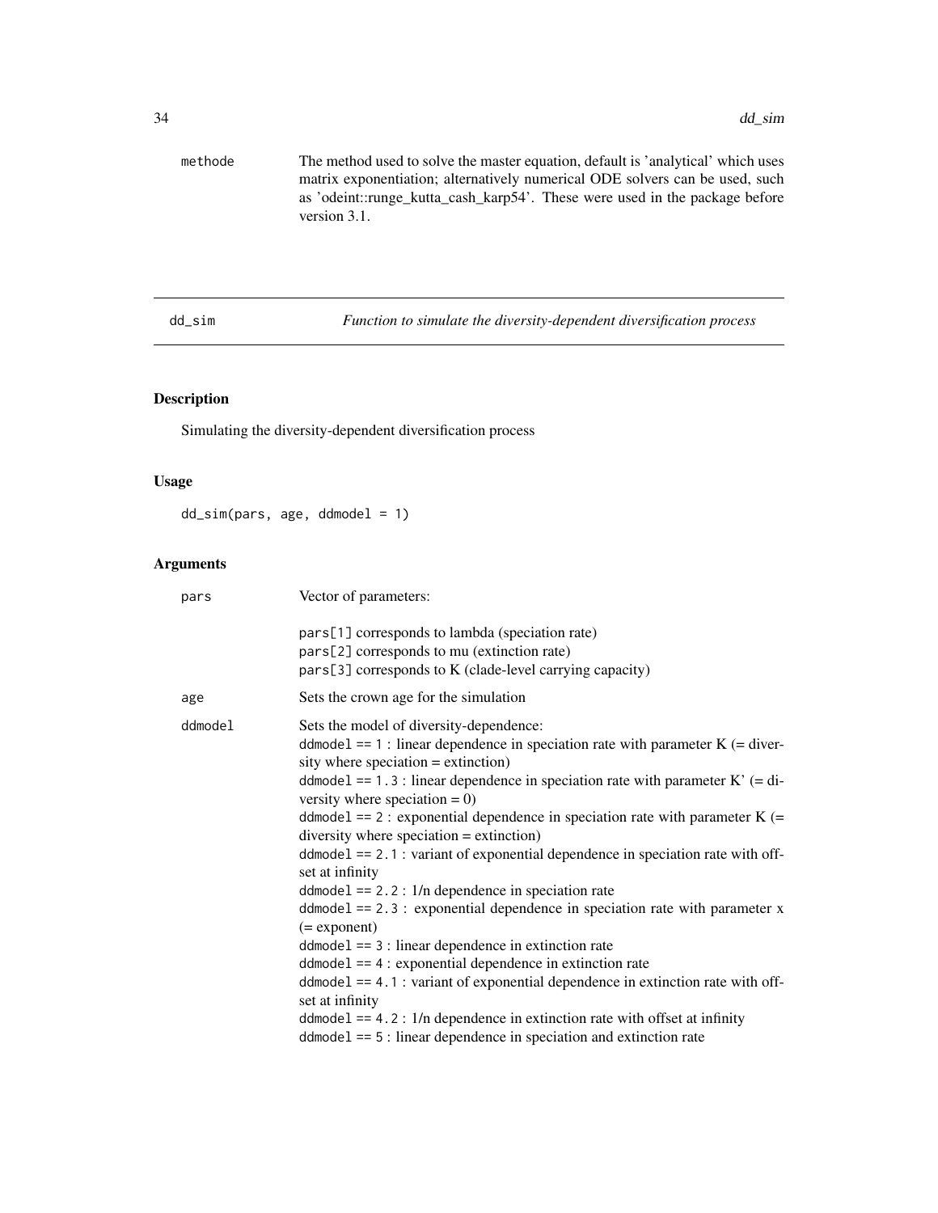methode The method used to solve the master equation, default is 'analytical' which uses matrix exponentiation; alternatively numerical ODE solvers can be used, such as 'odeint::runge_kutta_cash_karp54'. These were used in the package before version 3.1.

## dd_sim *Function to simulate the diversity-dependent diversification process*

### Description

Simulating the diversity-dependent diversification process

### Usage

```
dd_sim(pars, age, ddmodel = 1)
```

### Arguments

pars Vector of parameters:

pars[1] corresponds to lambda (speciation rate)
pars[2] corresponds to mu (extinction rate)
pars[3] corresponds to K (clade-level carrying capacity)

age Sets the crown age for the simulation

ddmodel Sets the model of diversity-dependence:
ddmodel == 1 : linear dependence in speciation rate with parameter K (= diversity where speciation = extinction)
ddmodel == 1.3 : linear dependence in speciation rate with parameter K' (= diversity where speciation = 0)
ddmodel == 2 : exponential dependence in speciation rate with parameter K (= diversity where speciation = extinction)
ddmodel == 2.1 : variant of exponential dependence in speciation rate with offset at infinity
ddmodel == 2.2 : 1/n dependence in speciation rate
ddmodel == 2.3 : exponential dependence in speciation rate with parameter x (= exponent)
ddmodel == 3 : linear dependence in extinction rate
ddmodel == 4 : exponential dependence in extinction rate
ddmodel == 4.1 : variant of exponential dependence in extinction rate with offset at infinity
ddmodel == 4.2 : 1/n dependence in extinction rate with offset at infinity
ddmodel == 5 : linear dependence in speciation and extinction rate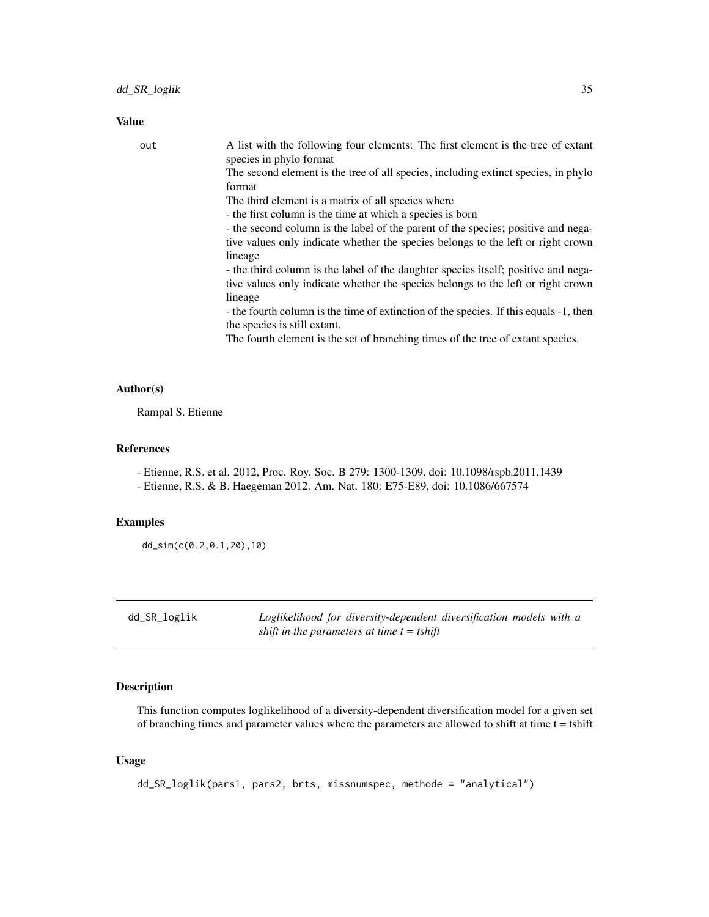## Value

out	A list with the following four elements: The first element is the tree of extant species in phylo format
The second element is the tree of all species, including extinct species, in phylo format
The third element is a matrix of all species where
- the first column is the time at which a species is born
- the second column is the label of the parent of the species; positive and negative values only indicate whether the species belongs to the left or right crown lineage
- the third column is the label of the daughter species itself; positive and negative values only indicate whether the species belongs to the left or right crown lineage
- the fourth column is the time of extinction of the species. If this equals -1, then the species is still extant.
The fourth element is the set of branching times of the tree of extant species.

## Author(s)

Rampal S. Etienne

## References

- Etienne, R.S. et al. 2012, Proc. Roy. Soc. B 279: 1300-1309, doi: 10.1098/rspb.2011.1439
- Etienne, R.S. & B. Haegeman 2012. Am. Nat. 180: E75-E89, doi: 10.1086/667574

## Examples

```
dd_sim(c(0.2,0.1,20),10)
```

---

# dd_SR_loglik — *Loglikelihood for diversity-dependent diversification models with a shift in the parameters at time t = tshift*

## Description

This function computes loglikelihood of a diversity-dependent diversification model for a given set of branching times and parameter values where the parameters are allowed to shift at time t = tshift

## Usage

```
dd_SR_loglik(pars1, pars2, brts, missnumspec, methode = "analytical")
```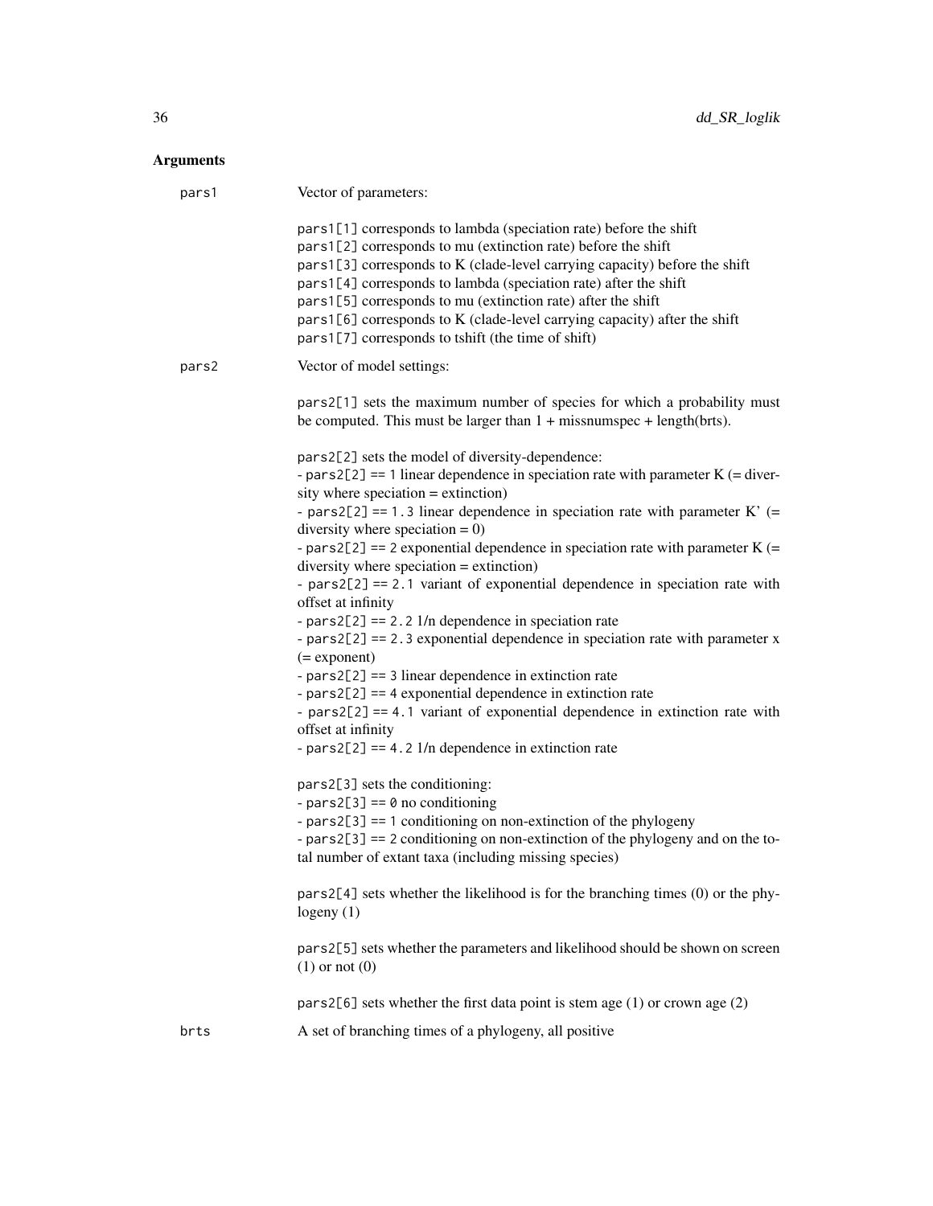## Arguments

**pars1** Vector of parameters:

pars1[1] corresponds to lambda (speciation rate) before the shift
pars1[2] corresponds to mu (extinction rate) before the shift
pars1[3] corresponds to K (clade-level carrying capacity) before the shift
pars1[4] corresponds to lambda (speciation rate) after the shift
pars1[5] corresponds to mu (extinction rate) after the shift
pars1[6] corresponds to K (clade-level carrying capacity) after the shift
pars1[7] corresponds to tshift (the time of shift)

**pars2** Vector of model settings:

pars2[1] sets the maximum number of species for which a probability must be computed. This must be larger than 1 + missnumspec + length(brts).

pars2[2] sets the model of diversity-dependence:
- pars2[2] == 1 linear dependence in speciation rate with parameter K (= diversity where speciation = extinction)
- pars2[2] == 1.3 linear dependence in speciation rate with parameter K' (= diversity where speciation = 0)
- pars2[2] == 2 exponential dependence in speciation rate with parameter K (= diversity where speciation = extinction)
- pars2[2] == 2.1 variant of exponential dependence in speciation rate with offset at infinity
- pars2[2] == 2.2 1/n dependence in speciation rate
- pars2[2] == 2.3 exponential dependence in speciation rate with parameter x (= exponent)
- pars2[2] == 3 linear dependence in extinction rate
- pars2[2] == 4 exponential dependence in extinction rate
- pars2[2] == 4.1 variant of exponential dependence in extinction rate with offset at infinity
- pars2[2] == 4.2 1/n dependence in extinction rate

pars2[3] sets the conditioning:
- pars2[3] == 0 no conditioning
- pars2[3] == 1 conditioning on non-extinction of the phylogeny
- pars2[3] == 2 conditioning on non-extinction of the phylogeny and on the total number of extant taxa (including missing species)

pars2[4] sets whether the likelihood is for the branching times (0) or the phylogeny (1)

pars2[5] sets whether the parameters and likelihood should be shown on screen (1) or not (0)

pars2[6] sets whether the first data point is stem age (1) or crown age (2)

**brts** A set of branching times of a phylogeny, all positive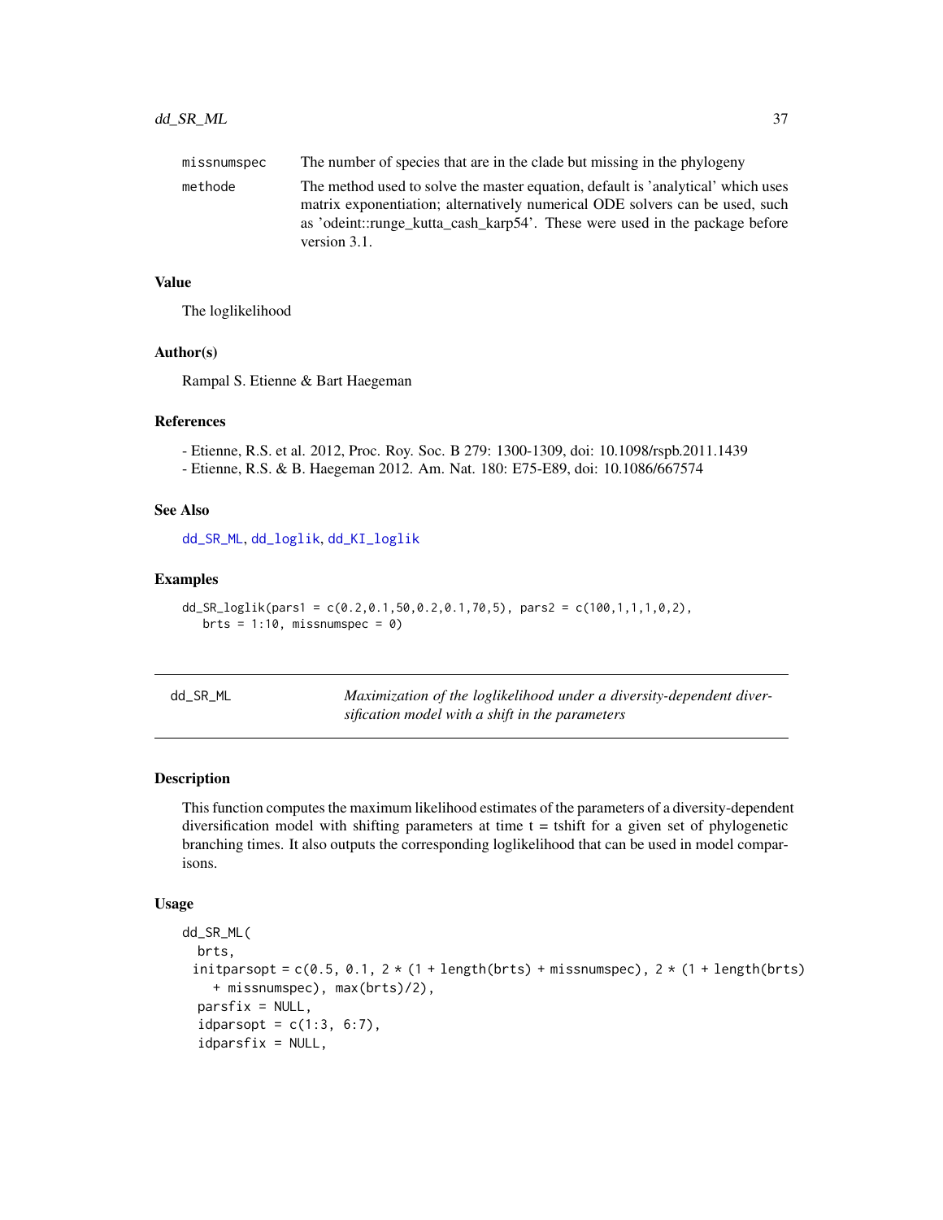| | |
|---|---|
| missnumspec | The number of species that are in the clade but missing in the phylogeny |
| methode | The method used to solve the master equation, default is 'analytical' which uses matrix exponentiation; alternatively numerical ODE solvers can be used, such as 'odeint::runge_kutta_cash_karp54'. These were used in the package before version 3.1. |

### Value

The loglikelihood

### Author(s)

Rampal S. Etienne & Bart Haegeman

### References

- Etienne, R.S. et al. 2012, Proc. Roy. Soc. B 279: 1300-1309, doi: 10.1098/rspb.2011.1439
- Etienne, R.S. & B. Haegeman 2012. Am. Nat. 180: E75-E89, doi: 10.1086/667574

### See Also

dd_SR_ML, dd_loglik, dd_KI_loglik

### Examples

```
dd_SR_loglik(pars1 = c(0.2,0.1,50,0.2,0.1,70,5), pars2 = c(100,1,1,1,0,2),
   brts = 1:10, missnumspec = 0)
```

---

## dd_SR_ML — *Maximization of the loglikelihood under a diversity-dependent diversification model with a shift in the parameters*

### Description

This function computes the maximum likelihood estimates of the parameters of a diversity-dependent diversification model with shifting parameters at time t = tshift for a given set of phylogenetic branching times. It also outputs the corresponding loglikelihood that can be used in model comparisons.

### Usage

```
dd_SR_ML(
  brts,
  initparsopt = c(0.5, 0.1, 2 * (1 + length(brts) + missnumspec), 2 * (1 + length(brts)
    + missnumspec), max(brts)/2),
  parsfix = NULL,
  idparsopt = c(1:3, 6:7),
  idparsfix = NULL,
```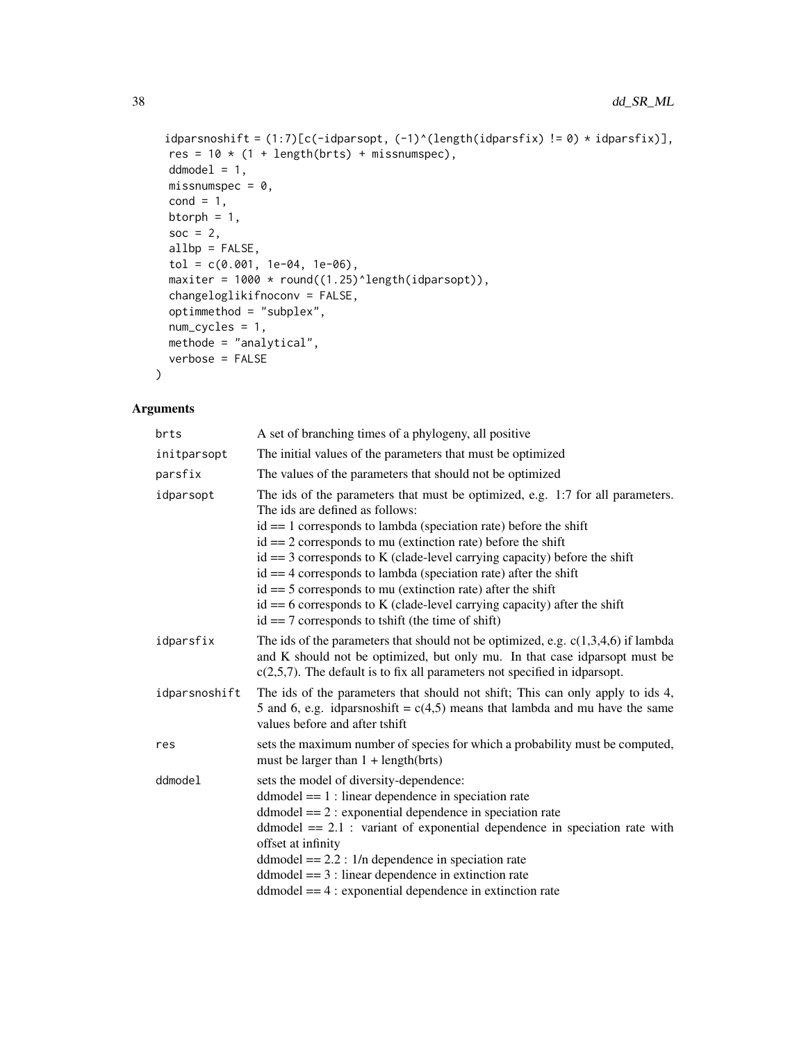```
  idparsnoshift = (1:7)[c(-idparsopt, (-1)^(length(idparsfix) != 0) * idparsfix)],
  res = 10 * (1 + length(brts) + missnumspec),
  ddmodel = 1,
  missnumspec = 0,
  cond = 1,
  btorph = 1,
  soc = 2,
  allbp = FALSE,
  tol = c(0.001, 1e-04, 1e-06),
  maxiter = 1000 * round((1.25)^length(idparsopt)),
  changeloglikifnoconv = FALSE,
  optimmethod = "subplex",
  num_cycles = 1,
  methode = "analytical",
  verbose = FALSE
)
```

## Arguments

| | |
|---|---|
| brts | A set of branching times of a phylogeny, all positive |
| initparsopt | The initial values of the parameters that must be optimized |
| parsfix | The values of the parameters that should not be optimized |
| idparsopt | The ids of the parameters that must be optimized, e.g. 1:7 for all parameters. The ids are defined as follows:<br>id == 1 corresponds to lambda (speciation rate) before the shift<br>id == 2 corresponds to mu (extinction rate) before the shift<br>id == 3 corresponds to K (clade-level carrying capacity) before the shift<br>id == 4 corresponds to lambda (speciation rate) after the shift<br>id == 5 corresponds to mu (extinction rate) after the shift<br>id == 6 corresponds to K (clade-level carrying capacity) after the shift<br>id == 7 corresponds to tshift (the time of shift) |
| idparsfix | The ids of the parameters that should not be optimized, e.g. c(1,3,4,6) if lambda and K should not be optimized, but only mu. In that case idparsopt must be c(2,5,7). The default is to fix all parameters not specified in idparsopt. |
| idparsnoshift | The ids of the parameters that should not shift; This can only apply to ids 4, 5 and 6, e.g. idparsnoshift = c(4,5) means that lambda and mu have the same values before and after tshift |
| res | sets the maximum number of species for which a probability must be computed, must be larger than 1 + length(brts) |
| ddmodel | sets the model of diversity-dependence:<br>ddmodel == 1 : linear dependence in speciation rate<br>ddmodel == 2 : exponential dependence in speciation rate<br>ddmodel == 2.1 : variant of exponential dependence in speciation rate with offset at infinity<br>ddmodel == 2.2 : 1/n dependence in speciation rate<br>ddmodel == 3 : linear dependence in extinction rate<br>ddmodel == 4 : exponential dependence in extinction rate |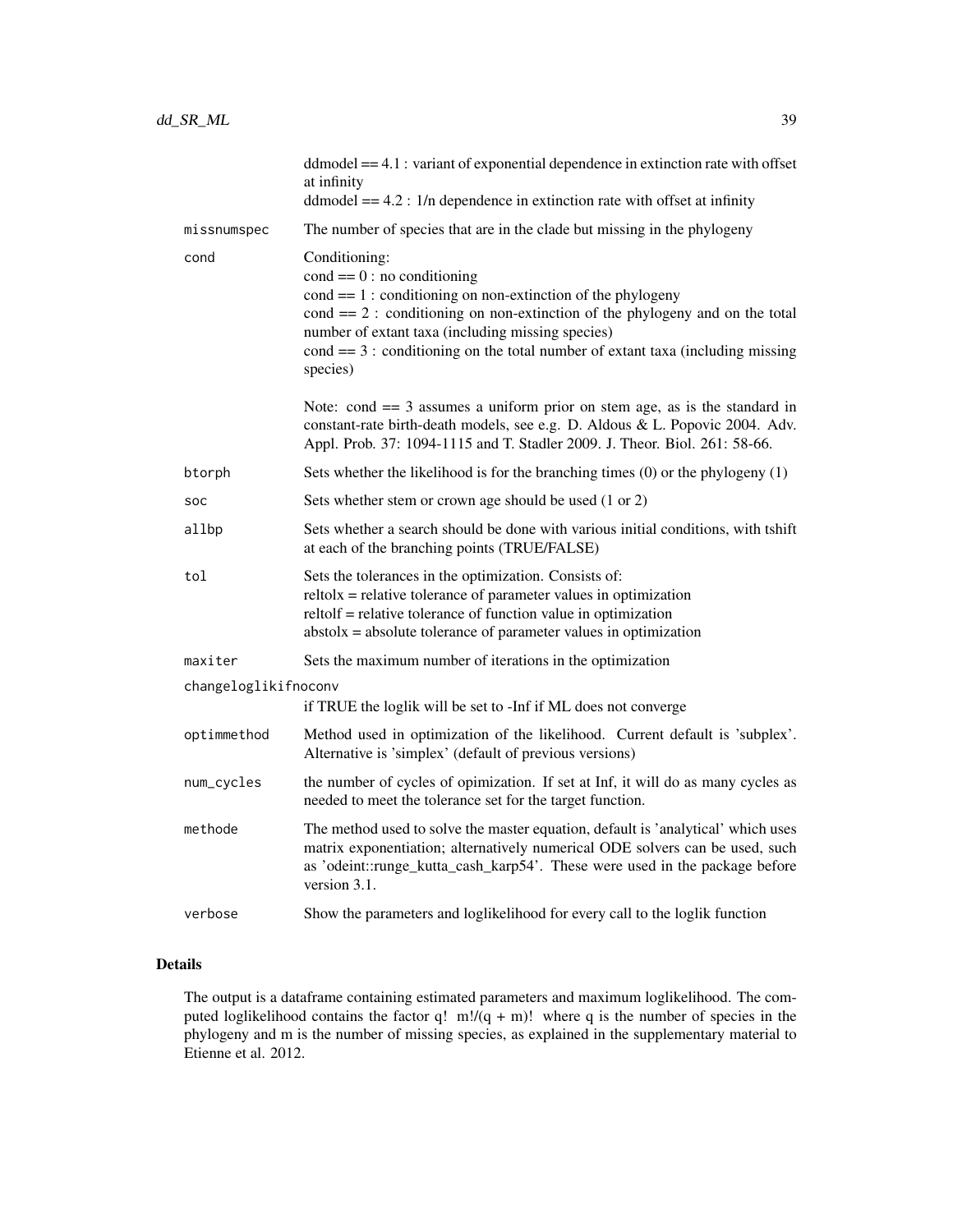| | |
|---|---|
| | ddmodel == 4.1 : variant of exponential dependence in extinction rate with offset at infinity<br>ddmodel == 4.2 : 1/n dependence in extinction rate with offset at infinity |
| missnumspec | The number of species that are in the clade but missing in the phylogeny |
| cond | Conditioning:<br>cond == 0 : no conditioning<br>cond == 1 : conditioning on non-extinction of the phylogeny<br>cond == 2 : conditioning on non-extinction of the phylogeny and on the total number of extant taxa (including missing species)<br>cond == 3 : conditioning on the total number of extant taxa (including missing species)<br><br>Note: cond == 3 assumes a uniform prior on stem age, as is the standard in constant-rate birth-death models, see e.g. D. Aldous & L. Popovic 2004. Adv. Appl. Prob. 37: 1094-1115 and T. Stadler 2009. J. Theor. Biol. 261: 58-66. |
| btorph | Sets whether the likelihood is for the branching times (0) or the phylogeny (1) |
| soc | Sets whether stem or crown age should be used (1 or 2) |
| allbp | Sets whether a search should be done with various initial conditions, with tshift at each of the branching points (TRUE/FALSE) |
| tol | Sets the tolerances in the optimization. Consists of:<br>reltolx = relative tolerance of parameter values in optimization<br>reltolf = relative tolerance of function value in optimization<br>abstolx = absolute tolerance of parameter values in optimization |
| maxiter | Sets the maximum number of iterations in the optimization |
| changeloglikifnoconv | if TRUE the loglik will be set to -Inf if ML does not converge |
| optimmethod | Method used in optimization of the likelihood. Current default is 'subplex'. Alternative is 'simplex' (default of previous versions) |
| num_cycles | the number of cycles of opimization. If set at Inf, it will do as many cycles as needed to meet the tolerance set for the target function. |
| methode | The method used to solve the master equation, default is 'analytical' which uses matrix exponentiation; alternatively numerical ODE solvers can be used, such as 'odeint::runge_kutta_cash_karp54'. These were used in the package before version 3.1. |
| verbose | Show the parameters and loglikelihood for every call to the loglik function |

## Details

The output is a dataframe containing estimated parameters and maximum loglikelihood. The computed loglikelihood contains the factor q! m!/(q + m)! where q is the number of species in the phylogeny and m is the number of missing species, as explained in the supplementary material to Etienne et al. 2012.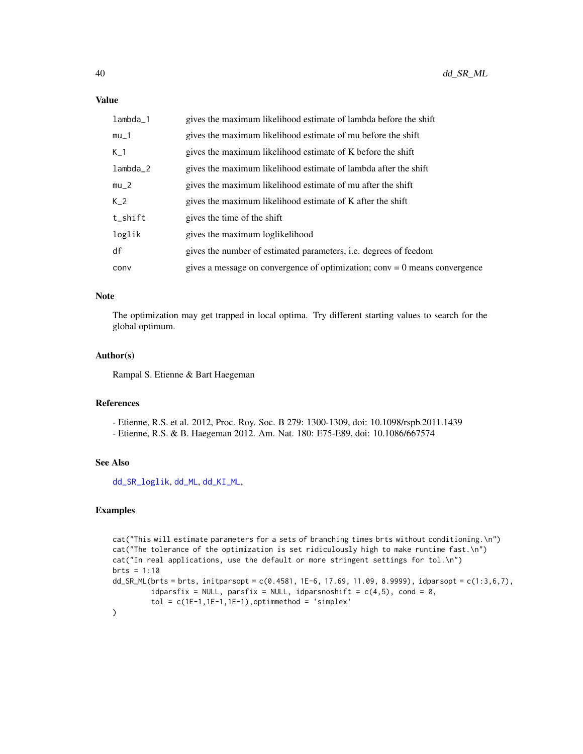## Value

| | |
|---|---|
| lambda_1 | gives the maximum likelihood estimate of lambda before the shift |
| mu_1 | gives the maximum likelihood estimate of mu before the shift |
| K_1 | gives the maximum likelihood estimate of K before the shift |
| lambda_2 | gives the maximum likelihood estimate of lambda after the shift |
| mu_2 | gives the maximum likelihood estimate of mu after the shift |
| K_2 | gives the maximum likelihood estimate of K after the shift |
| t_shift | gives the time of the shift |
| loglik | gives the maximum loglikelihood |
| df | gives the number of estimated parameters, i.e. degrees of feedom |
| conv | gives a message on convergence of optimization; conv = 0 means convergence |

## Note

The optimization may get trapped in local optima. Try different starting values to search for the global optimum.

## Author(s)

Rampal S. Etienne & Bart Haegeman

## References

- Etienne, R.S. et al. 2012, Proc. Roy. Soc. B 279: 1300-1309, doi: 10.1098/rspb.2011.1439
- Etienne, R.S. & B. Haegeman 2012. Am. Nat. 180: E75-E89, doi: 10.1086/667574

## See Also

dd_SR_loglik, dd_ML, dd_KI_ML,

## Examples

```
cat("This will estimate parameters for a sets of branching times brts without conditioning.\n")
cat("The tolerance of the optimization is set ridiculously high to make runtime fast.\n")
cat("In real applications, use the default or more stringent settings for tol.\n")
brts = 1:10
dd_SR_ML(brts = brts, initparsopt = c(0.4581, 1E-6, 17.69, 11.09, 8.9999), idparsopt = c(1:3,6,7),
         idparsfix = NULL, parsfix = NULL, idparsnoshift = c(4,5), cond = 0,
         tol = c(1E-1,1E-1,1E-1),optimmethod = 'simplex'
)
```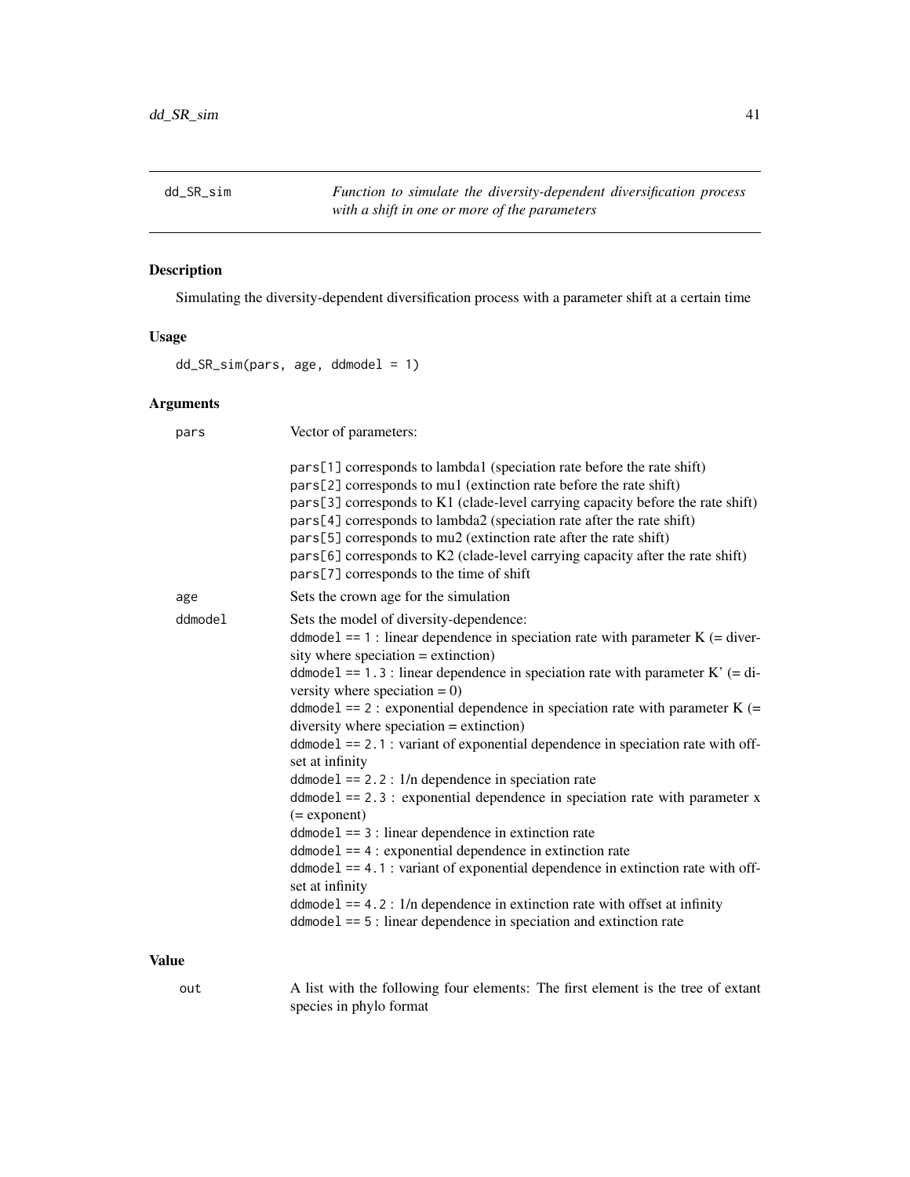## dd_SR_sim

*Function to simulate the diversity-dependent diversification process with a shift in one or more of the parameters*

### Description

Simulating the diversity-dependent diversification process with a parameter shift at a certain time

### Usage

```
dd_SR_sim(pars, age, ddmodel = 1)
```

### Arguments

| | |
|---|---|
| pars | Vector of parameters:<br><br>pars[1] corresponds to lambda1 (speciation rate before the rate shift)<br>pars[2] corresponds to mu1 (extinction rate before the rate shift)<br>pars[3] corresponds to K1 (clade-level carrying capacity before the rate shift)<br>pars[4] corresponds to lambda2 (speciation rate after the rate shift)<br>pars[5] corresponds to mu2 (extinction rate after the rate shift)<br>pars[6] corresponds to K2 (clade-level carrying capacity after the rate shift)<br>pars[7] corresponds to the time of shift |
| age | Sets the crown age for the simulation |
| ddmodel | Sets the model of diversity-dependence:<br>ddmodel == 1 : linear dependence in speciation rate with parameter K (= diversity where speciation = extinction)<br>ddmodel == 1.3 : linear dependence in speciation rate with parameter K' (= diversity where speciation = 0)<br>ddmodel == 2 : exponential dependence in speciation rate with parameter K (= diversity where speciation = extinction)<br>ddmodel == 2.1 : variant of exponential dependence in speciation rate with offset at infinity<br>ddmodel == 2.2 : 1/n dependence in speciation rate<br>ddmodel == 2.3 : exponential dependence in speciation rate with parameter x (= exponent)<br>ddmodel == 3 : linear dependence in extinction rate<br>ddmodel == 4 : exponential dependence in extinction rate<br>ddmodel == 4.1 : variant of exponential dependence in extinction rate with offset at infinity<br>ddmodel == 4.2 : 1/n dependence in extinction rate with offset at infinity<br>ddmodel == 5 : linear dependence in speciation and extinction rate |

### Value

| | |
|---|---|
| out | A list with the following four elements: The first element is the tree of extant species in phylo format |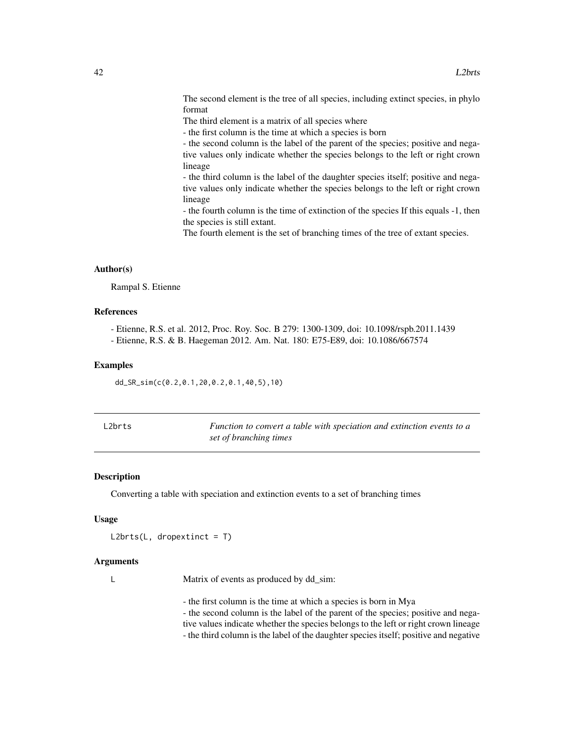The second element is the tree of all species, including extinct species, in phylo format

The third element is a matrix of all species where

- the first column is the time at which a species is born
- the second column is the label of the parent of the species; positive and negative values only indicate whether the species belongs to the left or right crown lineage
- the third column is the label of the daughter species itself; positive and negative values only indicate whether the species belongs to the left or right crown lineage
- the fourth column is the time of extinction of the species If this equals -1, then the species is still extant.

The fourth element is the set of branching times of the tree of extant species.

### Author(s)

Rampal S. Etienne

### References

- Etienne, R.S. et al. 2012, Proc. Roy. Soc. B 279: 1300-1309, doi: 10.1098/rspb.2011.1439
- Etienne, R.S. & B. Haegeman 2012. Am. Nat. 180: E75-E89, doi: 10.1086/667574

### Examples

```
dd_SR_sim(c(0.2,0.1,20,0.2,0.1,40,5),10)
```

---

## L2brts — *Function to convert a table with speciation and extinction events to a set of branching times*

---

### Description

Converting a table with speciation and extinction events to a set of branching times

### Usage

```
L2brts(L, dropextinct = T)
```

### Arguments

`L` Matrix of events as produced by dd_sim:

- the first column is the time at which a species is born in Mya
- the second column is the label of the parent of the species; positive and negative values indicate whether the species belongs to the left or right crown lineage
- the third column is the label of the daughter species itself; positive and negative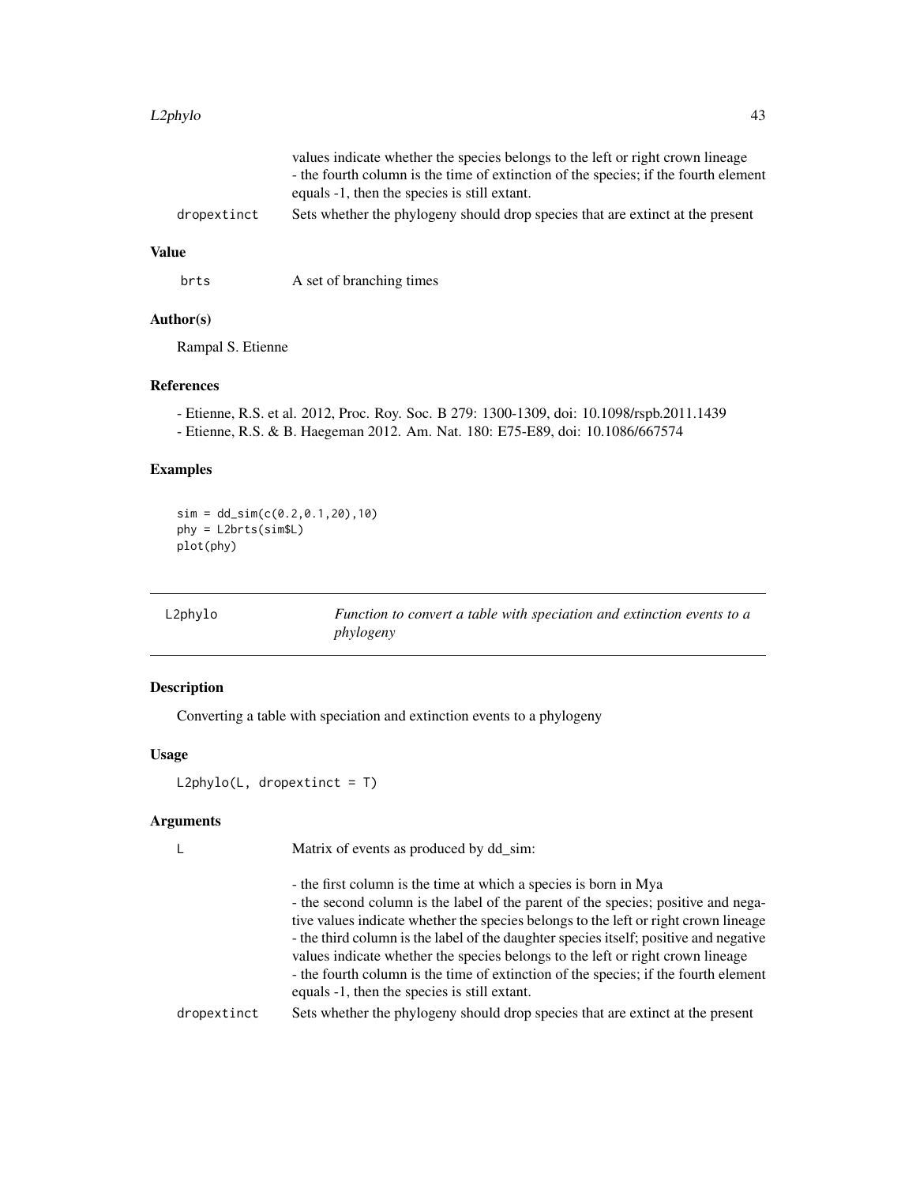values indicate whether the species belongs to the left or right crown lineage
- the fourth column is the time of extinction of the species; if the fourth element equals -1, then the species is still extant.

dropextinct Sets whether the phylogeny should drop species that are extinct at the present

### Value

brts A set of branching times

### Author(s)

Rampal S. Etienne

### References

- Etienne, R.S. et al. 2012, Proc. Roy. Soc. B 279: 1300-1309, doi: 10.1098/rspb.2011.1439
- Etienne, R.S. & B. Haegeman 2012. Am. Nat. 180: E75-E89, doi: 10.1086/667574

### Examples

```
sim = dd_sim(c(0.2,0.1,20),10)
phy = L2brts(sim$L)
plot(phy)
```

---

## L2phylo *Function to convert a table with speciation and extinction events to a phylogeny*

### Description

Converting a table with speciation and extinction events to a phylogeny

### Usage

```
L2phylo(L, dropextinct = T)
```

### Arguments

L Matrix of events as produced by dd_sim:

- the first column is the time at which a species is born in Mya
- the second column is the label of the parent of the species; positive and negative values indicate whether the species belongs to the left or right crown lineage
- the third column is the label of the daughter species itself; positive and negative values indicate whether the species belongs to the left or right crown lineage
- the fourth column is the time of extinction of the species; if the fourth element equals -1, then the species is still extant.

dropextinct Sets whether the phylogeny should drop species that are extinct at the present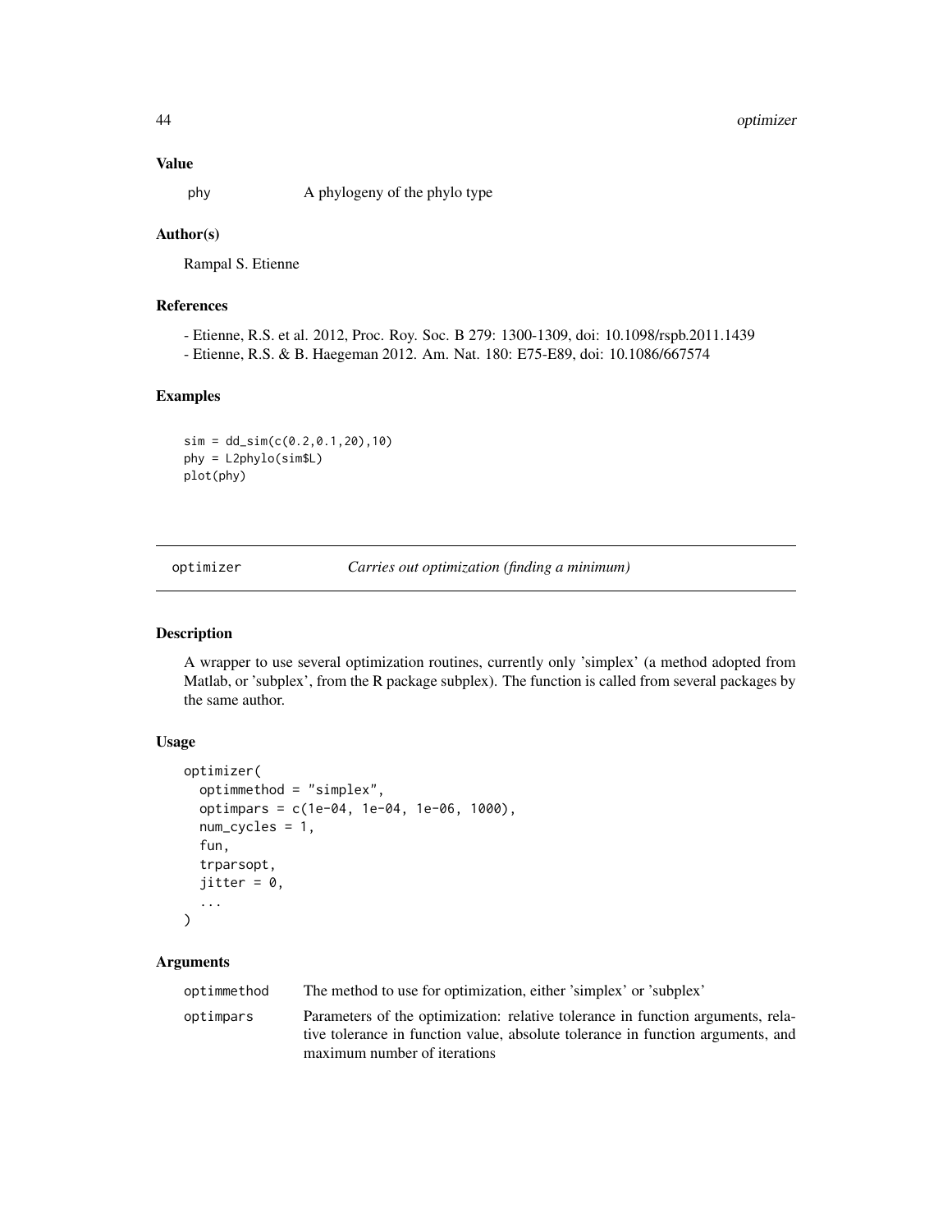### Value

| | |
|---|---|
| phy | A phylogeny of the phylo type |

### Author(s)

Rampal S. Etienne

### References

- Etienne, R.S. et al. 2012, Proc. Roy. Soc. B 279: 1300-1309, doi: 10.1098/rspb.2011.1439
- Etienne, R.S. & B. Haegeman 2012. Am. Nat. 180: E75-E89, doi: 10.1086/667574

### Examples

```
sim = dd_sim(c(0.2,0.1,20),10)
phy = L2phylo(sim$L)
plot(phy)
```

---

## optimizer — *Carries out optimization (finding a minimum)*

### Description

A wrapper to use several optimization routines, currently only 'simplex' (a method adopted from Matlab, or 'subplex', from the R package subplex). The function is called from several packages by the same author.

### Usage

```
optimizer(
  optimmethod = "simplex",
  optimpars = c(1e-04, 1e-04, 1e-06, 1000),
  num_cycles = 1,
  fun,
  trparsopt,
  jitter = 0,
  ...
)
```

### Arguments

| | |
|---|---|
| optimmethod | The method to use for optimization, either 'simplex' or 'subplex' |
| optimpars | Parameters of the optimization: relative tolerance in function arguments, relative tolerance in function value, absolute tolerance in function arguments, and maximum number of iterations |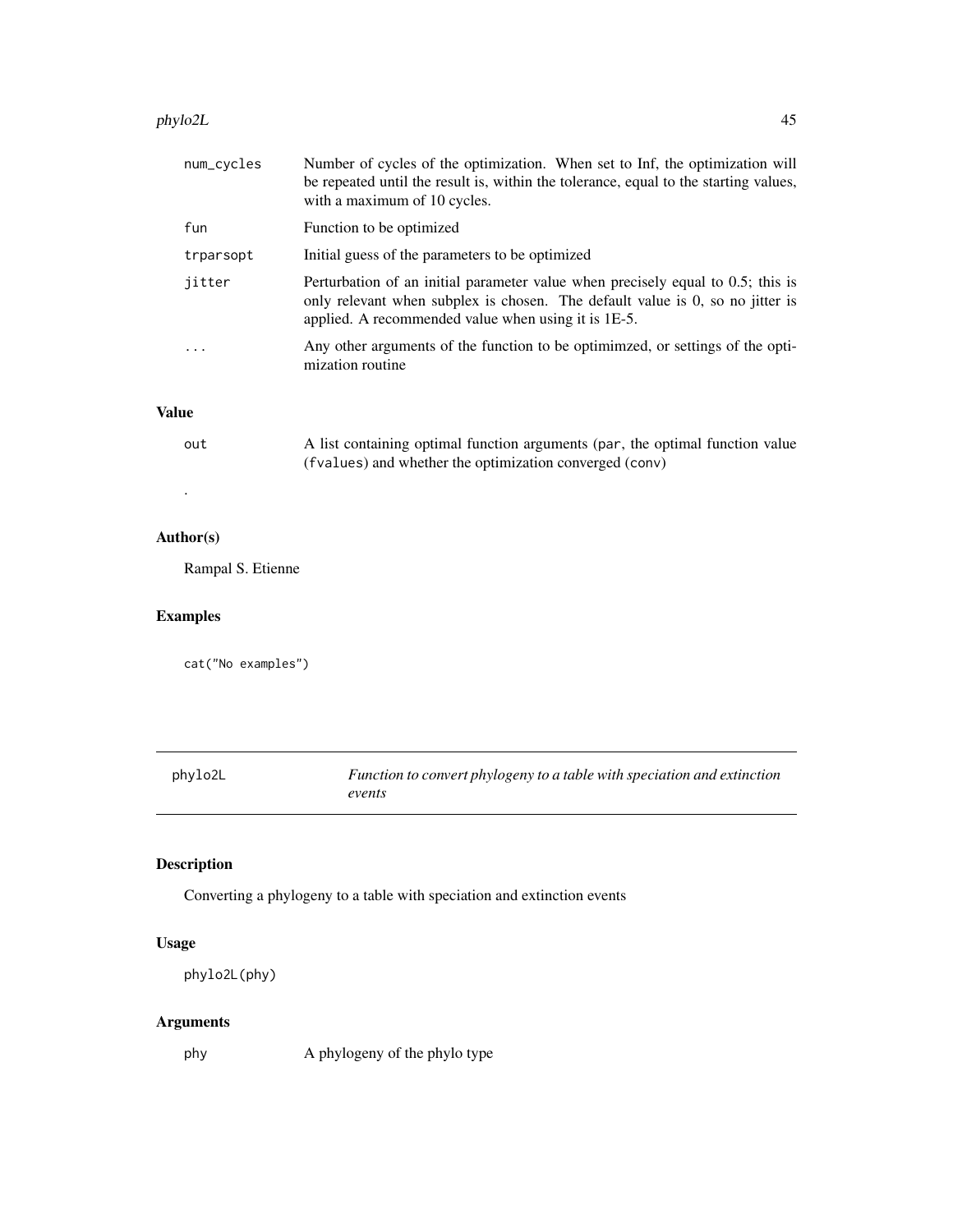| | |
|---|---|
| num_cycles | Number of cycles of the optimization. When set to Inf, the optimization will be repeated until the result is, within the tolerance, equal to the starting values, with a maximum of 10 cycles. |
| fun | Function to be optimized |
| trparsopt | Initial guess of the parameters to be optimized |
| jitter | Perturbation of an initial parameter value when precisely equal to 0.5; this is only relevant when subplex is chosen. The default value is 0, so no jitter is applied. A recommended value when using it is 1E-5. |
| ... | Any other arguments of the function to be optimimzed, or settings of the optimization routine |

## Value

| | |
|---|---|
| out | A list containing optimal function arguments (`par`, the optimal function value (`fvalues`) and whether the optimization converged (`conv`) |

.

## Author(s)

Rampal S. Etienne

## Examples

```
cat("No examples")
```

---

# phylo2L — *Function to convert phylogeny to a table with speciation and extinction events*

## Description

Converting a phylogeny to a table with speciation and extinction events

## Usage

```
phylo2L(phy)
```

## Arguments

| | |
|---|---|
| phy | A phylogeny of the phylo type |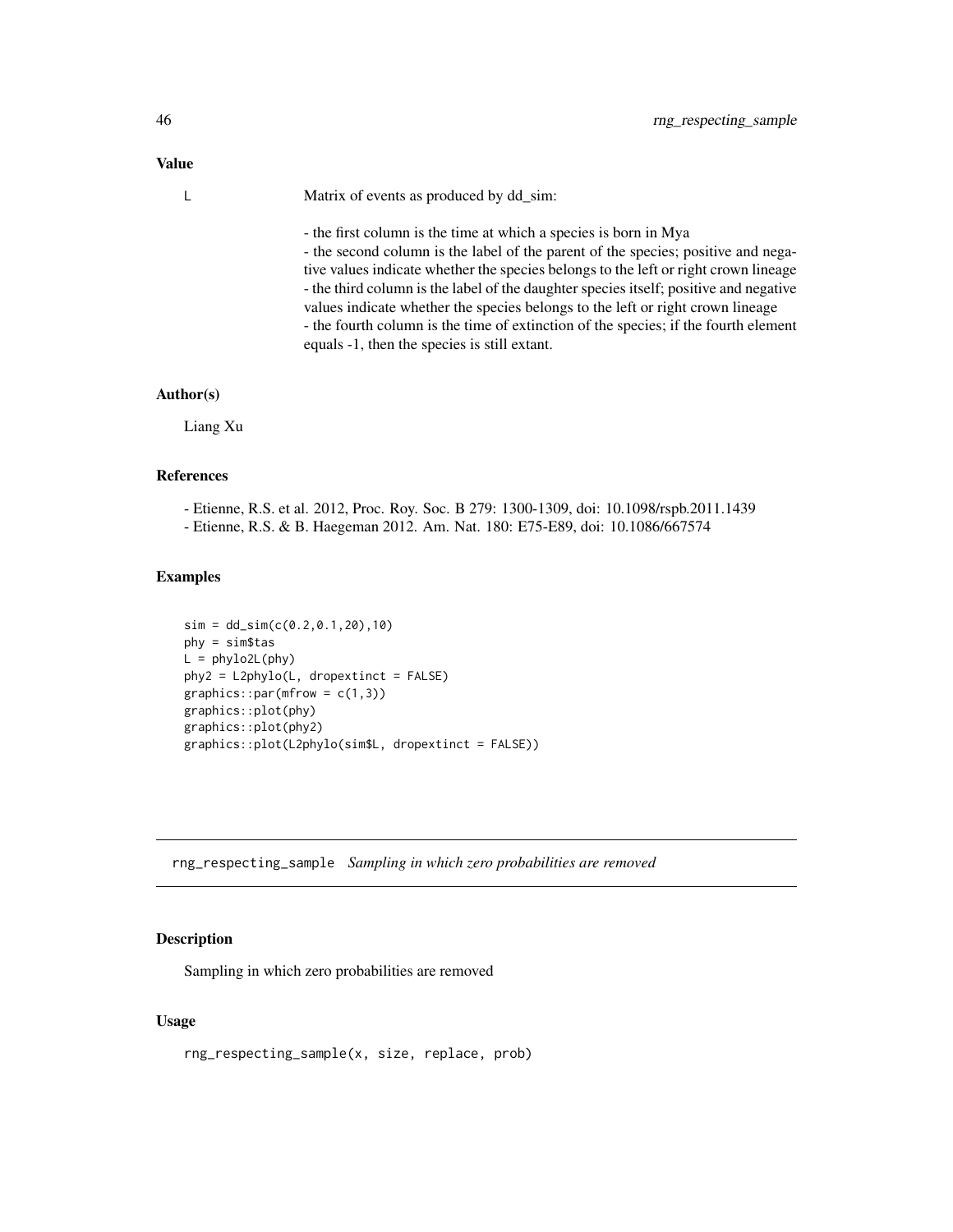## Value

L Matrix of events as produced by dd_sim:

- the first column is the time at which a species is born in Mya
- the second column is the label of the parent of the species; positive and negative values indicate whether the species belongs to the left or right crown lineage
- the third column is the label of the daughter species itself; positive and negative values indicate whether the species belongs to the left or right crown lineage
- the fourth column is the time of extinction of the species; if the fourth element equals -1, then the species is still extant.

## Author(s)

Liang Xu

## References

- Etienne, R.S. et al. 2012, Proc. Roy. Soc. B 279: 1300-1309, doi: 10.1098/rspb.2011.1439
- Etienne, R.S. & B. Haegeman 2012. Am. Nat. 180: E75-E89, doi: 10.1086/667574

## Examples

```
sim = dd_sim(c(0.2,0.1,20),10)
phy = sim$tas
L = phylo2L(phy)
phy2 = L2phylo(L, dropextinct = FALSE)
graphics::par(mfrow = c(1,3))
graphics::plot(phy)
graphics::plot(phy2)
graphics::plot(L2phylo(sim$L, dropextinct = FALSE))
```

---

# rng_respecting_sample *Sampling in which zero probabilities are removed*

## Description

Sampling in which zero probabilities are removed

## Usage

```
rng_respecting_sample(x, size, replace, prob)
```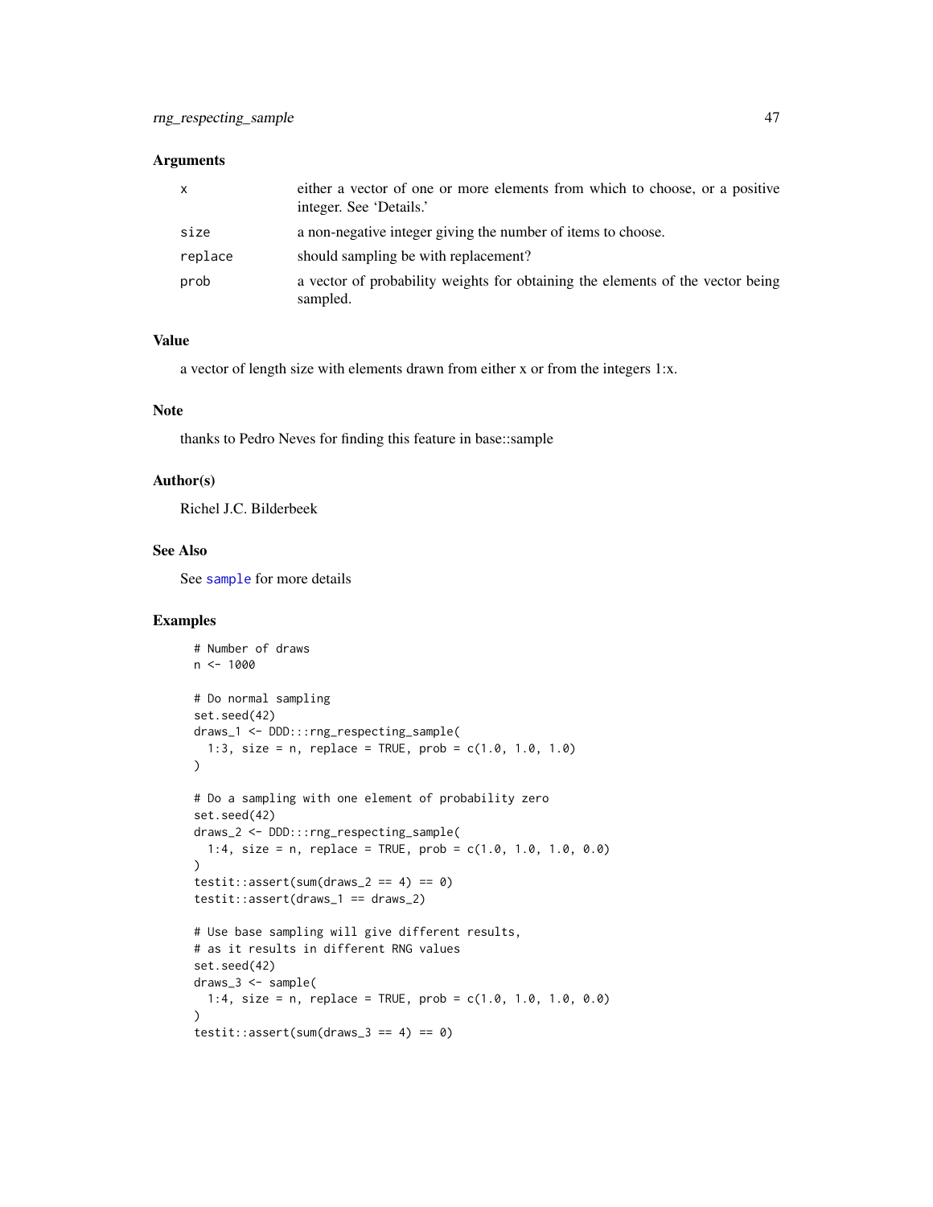### Arguments

| | |
|---|---|
| x | either a vector of one or more elements from which to choose, or a positive integer. See 'Details.' |
| size | a non-negative integer giving the number of items to choose. |
| replace | should sampling be with replacement? |
| prob | a vector of probability weights for obtaining the elements of the vector being sampled. |

### Value

a vector of length size with elements drawn from either x or from the integers 1:x.

### Note

thanks to Pedro Neves for finding this feature in base::sample

### Author(s)

Richel J.C. Bilderbeek

### See Also

See `sample` for more details

### Examples

```
# Number of draws
n <- 1000

# Do normal sampling
set.seed(42)
draws_1 <- DDD:::rng_respecting_sample(
  1:3, size = n, replace = TRUE, prob = c(1.0, 1.0, 1.0)
)

# Do a sampling with one element of probability zero
set.seed(42)
draws_2 <- DDD:::rng_respecting_sample(
  1:4, size = n, replace = TRUE, prob = c(1.0, 1.0, 1.0, 0.0)
)
testit::assert(sum(draws_2 == 4) == 0)
testit::assert(draws_1 == draws_2)

# Use base sampling will give different results,
# as it results in different RNG values
set.seed(42)
draws_3 <- sample(
  1:4, size = n, replace = TRUE, prob = c(1.0, 1.0, 1.0, 0.0)
)
testit::assert(sum(draws_3 == 4) == 0)
```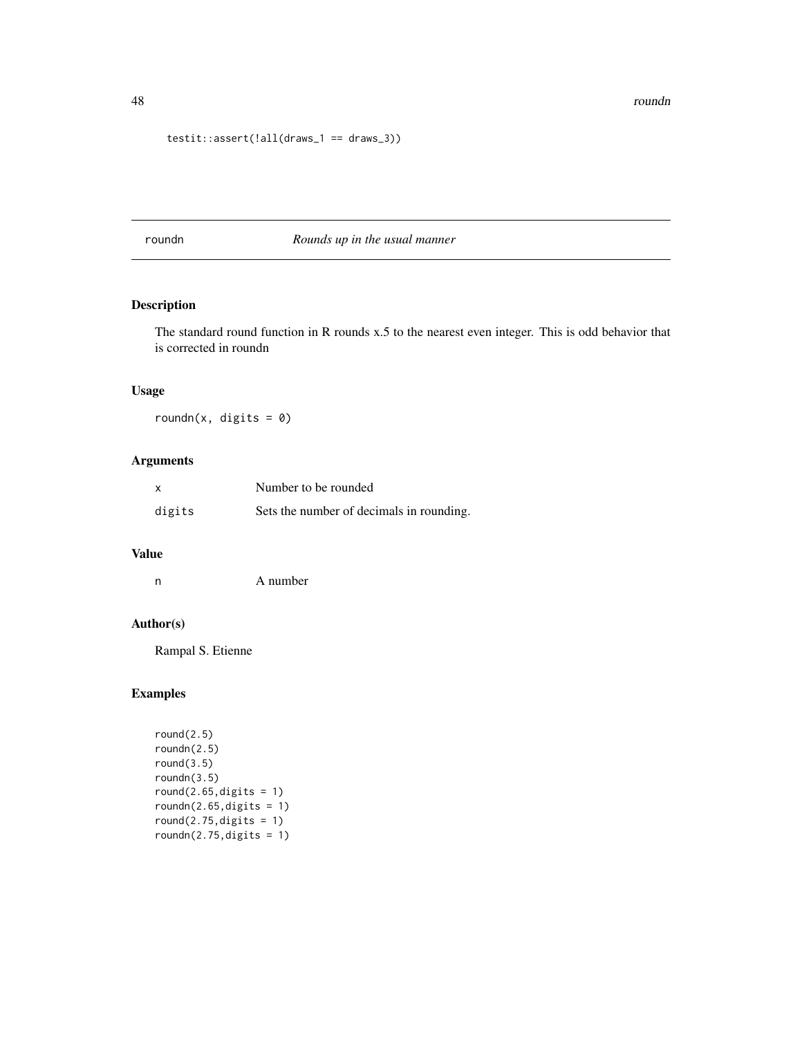```
testit::assert(!all(draws_1 == draws_3))
```

## roundn — *Rounds up in the usual manner*

### Description

The standard round function in R rounds x.5 to the nearest even integer. This is odd behavior that is corrected in roundn

### Usage

```
roundn(x, digits = 0)
```

### Arguments

| | |
|---|---|
| x | Number to be rounded |
| digits | Sets the number of decimals in rounding. |

### Value

| | |
|---|---|
| n | A number |

### Author(s)

Rampal S. Etienne

### Examples

```
round(2.5)
roundn(2.5)
round(3.5)
roundn(3.5)
round(2.65,digits = 1)
roundn(2.65,digits = 1)
round(2.75,digits = 1)
roundn(2.75,digits = 1)
```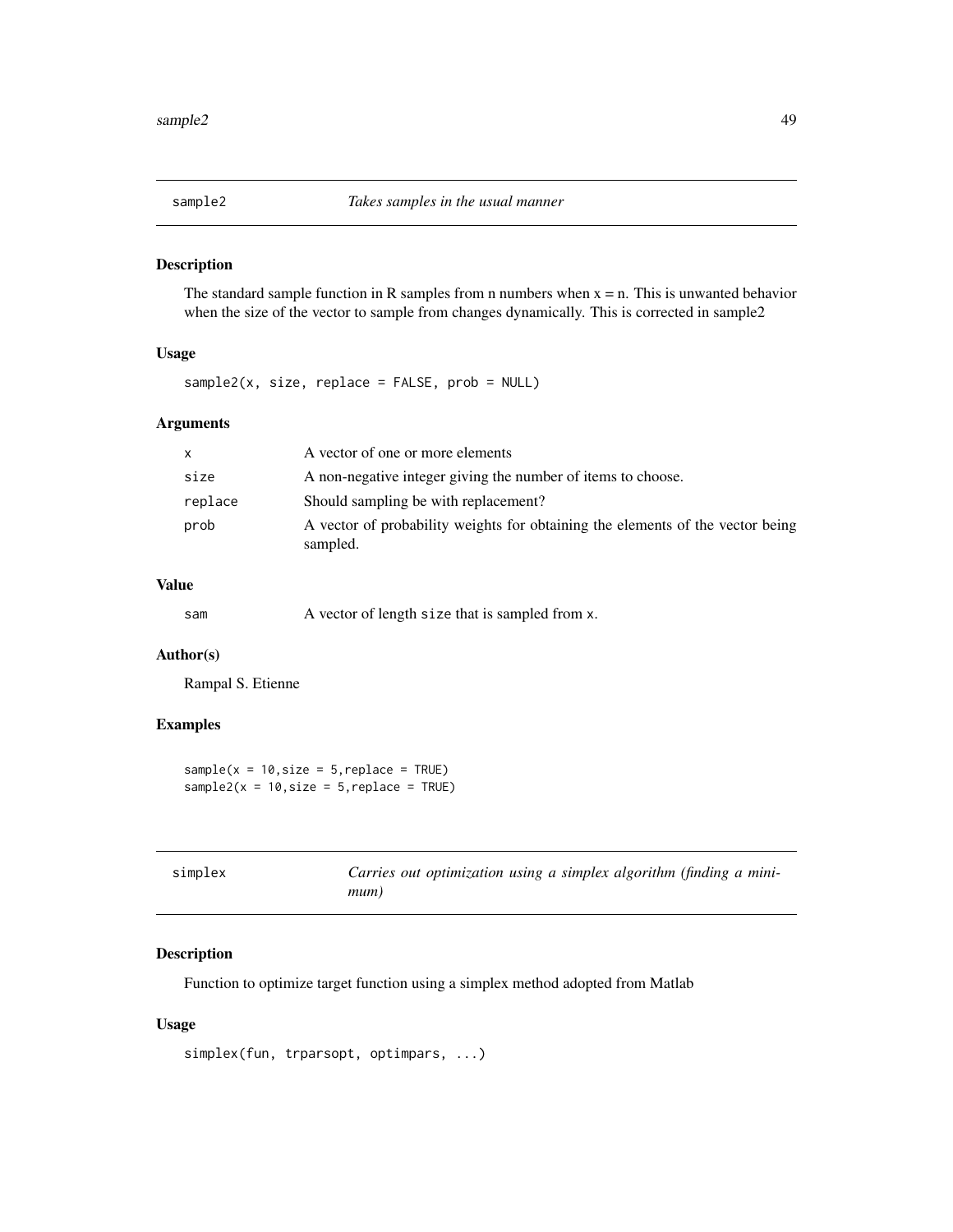## sample2 — *Takes samples in the usual manner*

### Description

The standard sample function in R samples from n numbers when x = n. This is unwanted behavior when the size of the vector to sample from changes dynamically. This is corrected in sample2

### Usage

```
sample2(x, size, replace = FALSE, prob = NULL)
```

### Arguments

| | |
|---|---|
| x | A vector of one or more elements |
| size | A non-negative integer giving the number of items to choose. |
| replace | Should sampling be with replacement? |
| prob | A vector of probability weights for obtaining the elements of the vector being sampled. |

### Value

| | |
|---|---|
| sam | A vector of length size that is sampled from x. |

### Author(s)

Rampal S. Etienne

### Examples

```
sample(x = 10,size = 5,replace = TRUE)
sample2(x = 10,size = 5,replace = TRUE)
```

## simplex — *Carries out optimization using a simplex algorithm (finding a minimum)*

### Description

Function to optimize target function using a simplex method adopted from Matlab

### Usage

```
simplex(fun, trparsopt, optimpars, ...)
```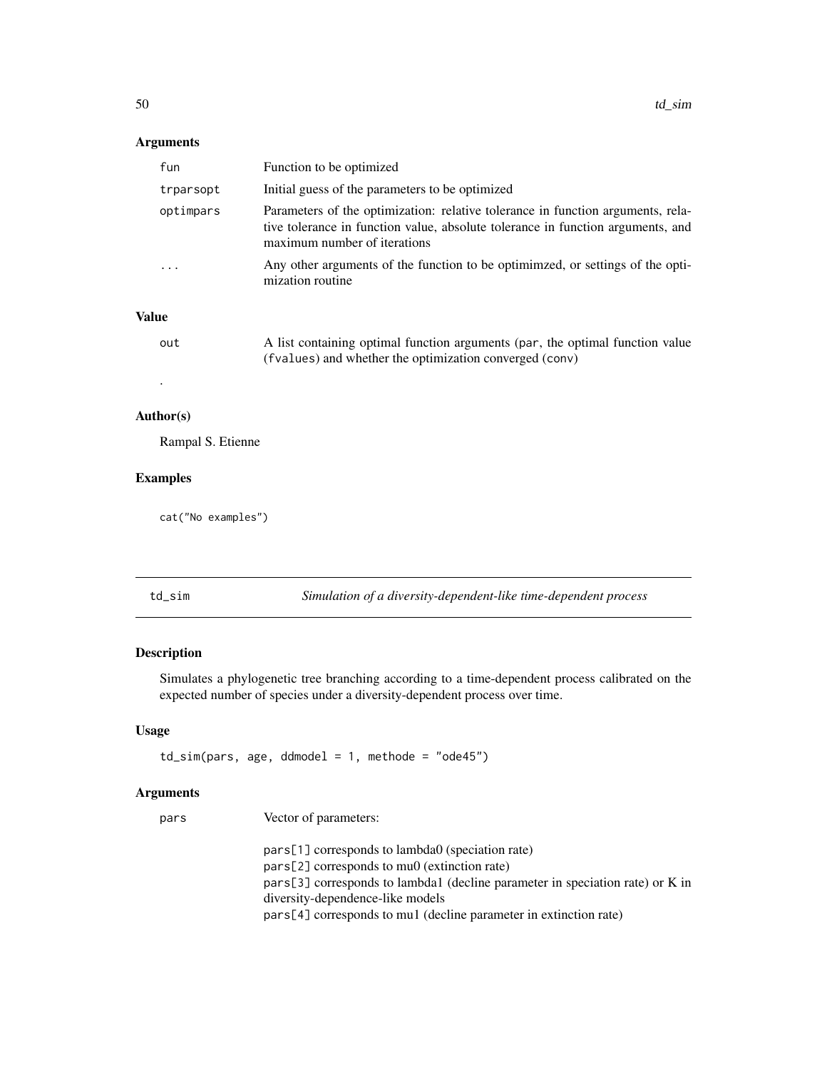### Arguments

| | |
|---|---|
| `fun` | Function to be optimized |
| `trparsopt` | Initial guess of the parameters to be optimized |
| `optimpars` | Parameters of the optimization: relative tolerance in function arguments, relative tolerance in function value, absolute tolerance in function arguments, and maximum number of iterations |
| `...` | Any other arguments of the function to be optimimzed, or settings of the optimization routine |

### Value

| | |
|---|---|
| `out` | A list containing optimal function arguments (`par`, the optimal function value (`fvalues`) and whether the optimization converged (`conv`) |

.

### Author(s)

Rampal S. Etienne

### Examples

```
cat("No examples")
```

---

## td_sim — *Simulation of a diversity-dependent-like time-dependent process*

### Description

Simulates a phylogenetic tree branching according to a time-dependent process calibrated on the expected number of species under a diversity-dependent process over time.

### Usage

```
td_sim(pars, age, ddmodel = 1, methode = "ode45")
```

### Arguments

`pars` Vector of parameters:

`pars[1]` corresponds to lambda0 (speciation rate)
`pars[2]` corresponds to mu0 (extinction rate)
`pars[3]` corresponds to lambda1 (decline parameter in speciation rate) or K in diversity-dependence-like models
`pars[4]` corresponds to mu1 (decline parameter in extinction rate)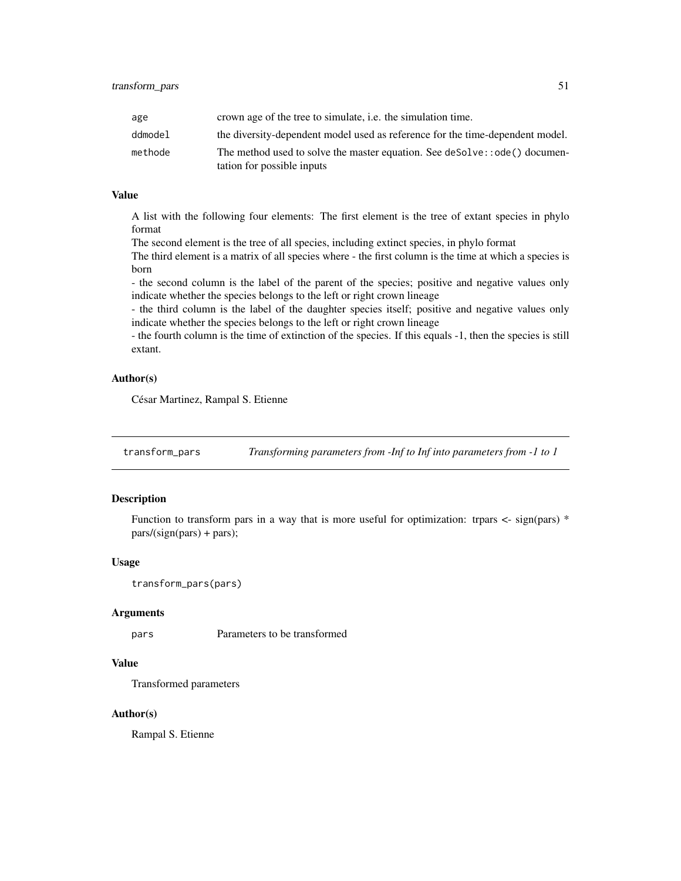| | |
|---|---|
| age | crown age of the tree to simulate, i.e. the simulation time. |
| ddmodel | the diversity-dependent model used as reference for the time-dependent model. |
| methode | The method used to solve the master equation. See `deSolve::ode()` documentation for possible inputs |

### Value

A list with the following four elements: The first element is the tree of extant species in phylo format
The second element is the tree of all species, including extinct species, in phylo format
The third element is a matrix of all species where - the first column is the time at which a species is born
- the second column is the label of the parent of the species; positive and negative values only indicate whether the species belongs to the left or right crown lineage
- the third column is the label of the daughter species itself; positive and negative values only indicate whether the species belongs to the left or right crown lineage
- the fourth column is the time of extinction of the species. If this equals -1, then the species is still extant.

### Author(s)

César Martinez, Rampal S. Etienne

---

## transform_pars — *Transforming parameters from -Inf to Inf into parameters from -1 to 1*

### Description

Function to transform pars in a way that is more useful for optimization: trpars <- sign(pars) * pars/(sign(pars) + pars);

### Usage

```
transform_pars(pars)
```

### Arguments

| | |
|---|---|
| pars | Parameters to be transformed |

### Value

Transformed parameters

### Author(s)

Rampal S. Etienne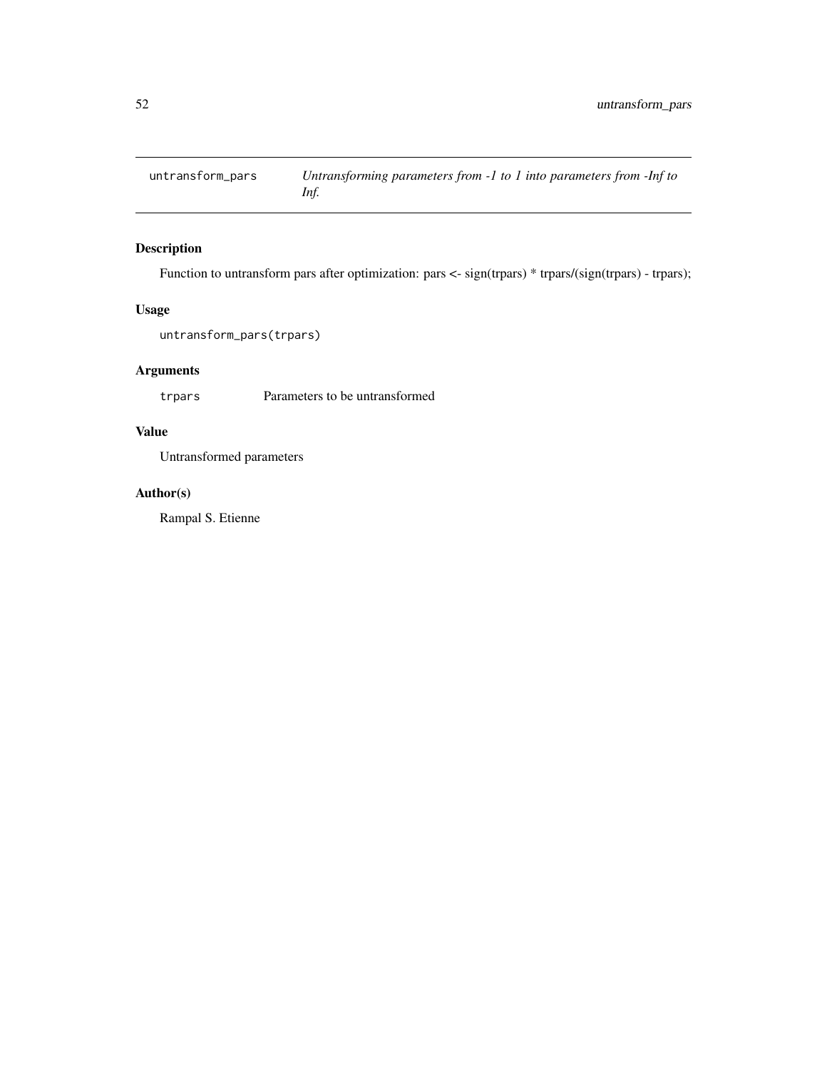## untransform_pars

*Untransforming parameters from -1 to 1 into parameters from -Inf to Inf.*

### Description

Function to untransform pars after optimization: pars <- sign(trpars) * trpars/(sign(trpars) - trpars);

### Usage

```
untransform_pars(trpars)
```

### Arguments

| | |
|---|---|
| trpars | Parameters to be untransformed |

### Value

Untransformed parameters

### Author(s)

Rampal S. Etienne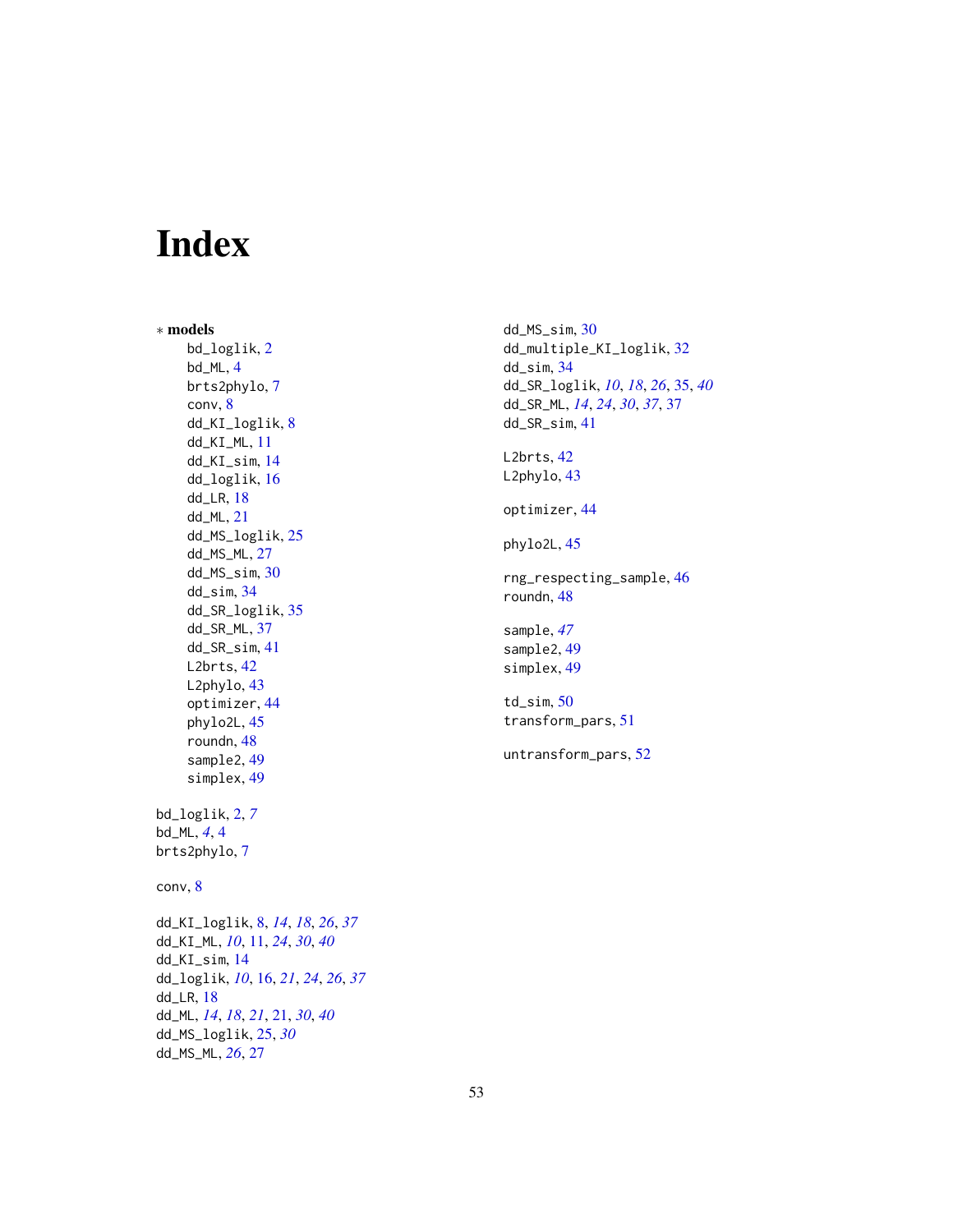# Index

∗ **models**

bd_loglik, 2
bd_ML, 4
brts2phylo, 7
conv, 8
dd_KI_loglik, 8
dd_KI_ML, 11
dd_KI_sim, 14
dd_loglik, 16
dd_LR, 18
dd_ML, 21
dd_MS_loglik, 25
dd_MS_ML, 27
dd_MS_sim, 30
dd_sim, 34
dd_SR_loglik, 35
dd_SR_ML, 37
dd_SR_sim, 41
L2brts, 42
L2phylo, 43
optimizer, 44
phylo2L, 45
roundn, 48
sample2, 49
simplex, 49

bd_loglik, 2, *7*
bd_ML, *4*, 4
brts2phylo, 7

conv, 8

dd_KI_loglik, 8, *14*, *18*, *26*, *37*
dd_KI_ML, *10*, 11, *24*, *30*, *40*
dd_KI_sim, 14
dd_loglik, *10*, 16, *21*, *24*, *26*, *37*
dd_LR, 18
dd_ML, *14*, *18*, *21*, 21, *30*, *40*
dd_MS_loglik, 25, *30*
dd_MS_ML, *26*, 27
dd_MS_sim, 30
dd_multiple_KI_loglik, 32
dd_sim, 34
dd_SR_loglik, *10*, *18*, *26*, 35, *40*
dd_SR_ML, *14*, *24*, *30*, *37*, 37
dd_SR_sim, 41

L2brts, 42
L2phylo, 43

optimizer, 44

phylo2L, 45

rng_respecting_sample, 46
roundn, 48

sample, *47*
sample2, 49
simplex, 49

td_sim, 50
transform_pars, 51

untransform_pars, 52